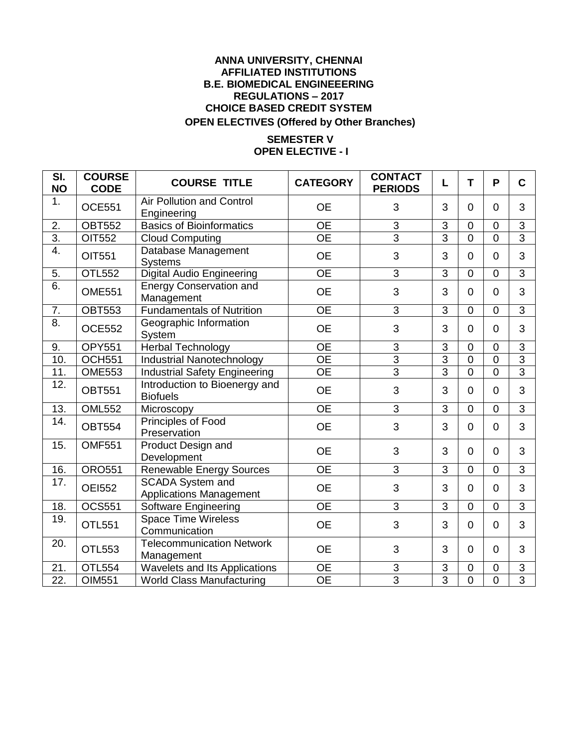**ANNA UNIVERSITY, CHENNAI**
**AFFILIATED INSTITUTIONS**
**B.E. BIOMEDICAL ENGINEEERING**
**REGULATIONS – 2017**
**CHOICE BASED CREDIT SYSTEM**
**OPEN ELECTIVES (Offered by Other Branches)**

**SEMESTER V**
**OPEN ELECTIVE - I**

| SI. NO | COURSE CODE | COURSE TITLE | CATEGORY | CONTACT PERIODS | L | T | P | C |
|---|---|---|---|---|---|---|---|---|
| 1. | OCE551 | Air Pollution and Control Engineering | OE | 3 | 3 | 0 | 0 | 3 |
| 2. | OBT552 | Basics of Bioinformatics | OE | 3 | 3 | 0 | 0 | 3 |
| 3. | OIT552 | Cloud Computing | OE | 3 | 3 | 0 | 0 | 3 |
| 4. | OIT551 | Database Management Systems | OE | 3 | 3 | 0 | 0 | 3 |
| 5. | OTL552 | Digital Audio Engineering | OE | 3 | 3 | 0 | 0 | 3 |
| 6. | OME551 | Energy Conservation and Management | OE | 3 | 3 | 0 | 0 | 3 |
| 7. | OBT553 | Fundamentals of Nutrition | OE | 3 | 3 | 0 | 0 | 3 |
| 8. | OCE552 | Geographic Information System | OE | 3 | 3 | 0 | 0 | 3 |
| 9. | OPY551 | Herbal Technology | OE | 3 | 3 | 0 | 0 | 3 |
| 10. | OCH551 | Industrial Nanotechnology | OE | 3 | 3 | 0 | 0 | 3 |
| 11. | OME553 | Industrial Safety Engineering | OE | 3 | 3 | 0 | 0 | 3 |
| 12. | OBT551 | Introduction to Bioenergy and Biofuels | OE | 3 | 3 | 0 | 0 | 3 |
| 13. | OML552 | Microscopy | OE | 3 | 3 | 0 | 0 | 3 |
| 14. | OBT554 | Principles of Food Preservation | OE | 3 | 3 | 0 | 0 | 3 |
| 15. | OMF551 | Product Design and Development | OE | 3 | 3 | 0 | 0 | 3 |
| 16. | ORO551 | Renewable Energy Sources | OE | 3 | 3 | 0 | 0 | 3 |
| 17. | OEI552 | SCADA System and Applications Management | OE | 3 | 3 | 0 | 0 | 3 |
| 18. | OCS551 | Software Engineering | OE | 3 | 3 | 0 | 0 | 3 |
| 19. | OTL551 | Space Time Wireless Communication | OE | 3 | 3 | 0 | 0 | 3 |
| 20. | OTL553 | Telecommunication Network Management | OE | 3 | 3 | 0 | 0 | 3 |
| 21. | OTL554 | Wavelets and Its Applications | OE | 3 | 3 | 0 | 0 | 3 |
| 22. | OIM551 | World Class Manufacturing | OE | 3 | 3 | 0 | 0 | 3 |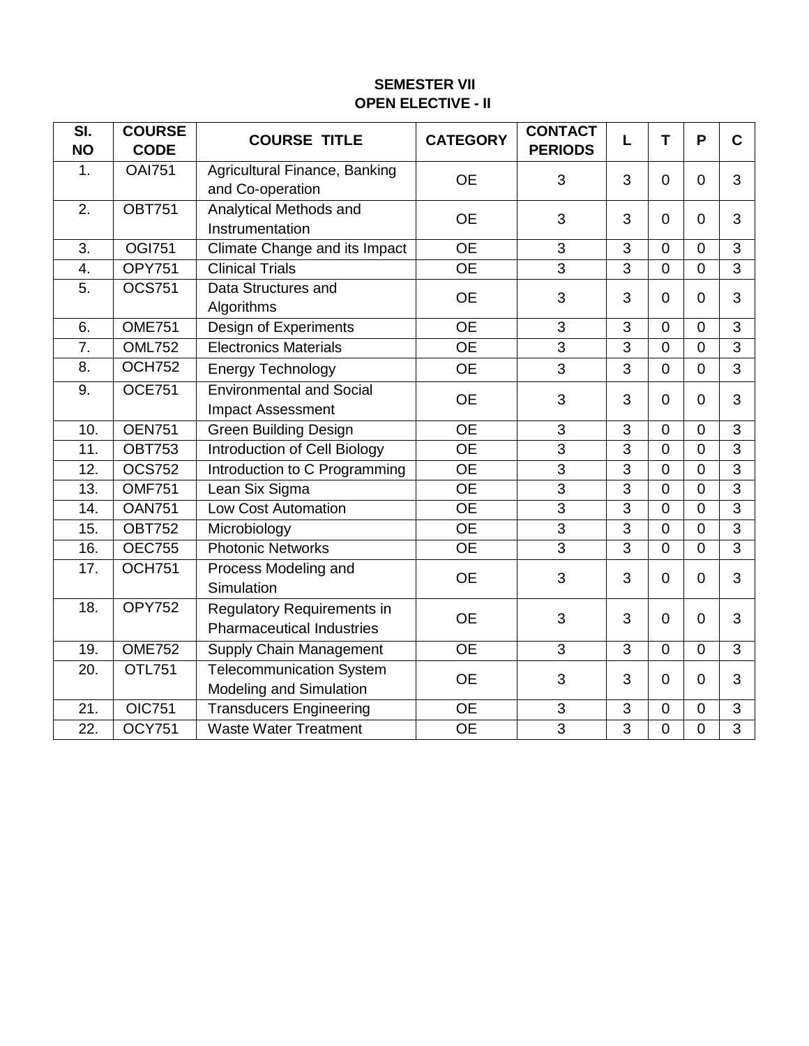**SEMESTER VII**

**OPEN ELECTIVE - II**

| SI. NO | COURSE CODE | COURSE TITLE | CATEGORY | CONTACT PERIODS | L | T | P | C |
|---|---|---|---|---|---|---|---|---|
| 1. | OAI751 | Agricultural Finance, Banking and Co-operation | OE | 3 | 3 | 0 | 0 | 3 |
| 2. | OBT751 | Analytical Methods and Instrumentation | OE | 3 | 3 | 0 | 0 | 3 |
| 3. | OGI751 | Climate Change and its Impact | OE | 3 | 3 | 0 | 0 | 3 |
| 4. | OPY751 | Clinical Trials | OE | 3 | 3 | 0 | 0 | 3 |
| 5. | OCS751 | Data Structures and Algorithms | OE | 3 | 3 | 0 | 0 | 3 |
| 6. | OME751 | Design of Experiments | OE | 3 | 3 | 0 | 0 | 3 |
| 7. | OML752 | Electronics Materials | OE | 3 | 3 | 0 | 0 | 3 |
| 8. | OCH752 | Energy Technology | OE | 3 | 3 | 0 | 0 | 3 |
| 9. | OCE751 | Environmental and Social Impact Assessment | OE | 3 | 3 | 0 | 0 | 3 |
| 10. | OEN751 | Green Building Design | OE | 3 | 3 | 0 | 0 | 3 |
| 11. | OBT753 | Introduction of Cell Biology | OE | 3 | 3 | 0 | 0 | 3 |
| 12. | OCS752 | Introduction to C Programming | OE | 3 | 3 | 0 | 0 | 3 |
| 13. | OMF751 | Lean Six Sigma | OE | 3 | 3 | 0 | 0 | 3 |
| 14. | OAN751 | Low Cost Automation | OE | 3 | 3 | 0 | 0 | 3 |
| 15. | OBT752 | Microbiology | OE | 3 | 3 | 0 | 0 | 3 |
| 16. | OEC755 | Photonic Networks | OE | 3 | 3 | 0 | 0 | 3 |
| 17. | OCH751 | Process Modeling and Simulation | OE | 3 | 3 | 0 | 0 | 3 |
| 18. | OPY752 | Regulatory Requirements in Pharmaceutical Industries | OE | 3 | 3 | 0 | 0 | 3 |
| 19. | OME752 | Supply Chain Management | OE | 3 | 3 | 0 | 0 | 3 |
| 20. | OTL751 | Telecommunication System Modeling and Simulation | OE | 3 | 3 | 0 | 0 | 3 |
| 21. | OIC751 | Transducers Engineering | OE | 3 | 3 | 0 | 0 | 3 |
| 22. | OCY751 | Waste Water Treatment | OE | 3 | 3 | 0 | 0 | 3 |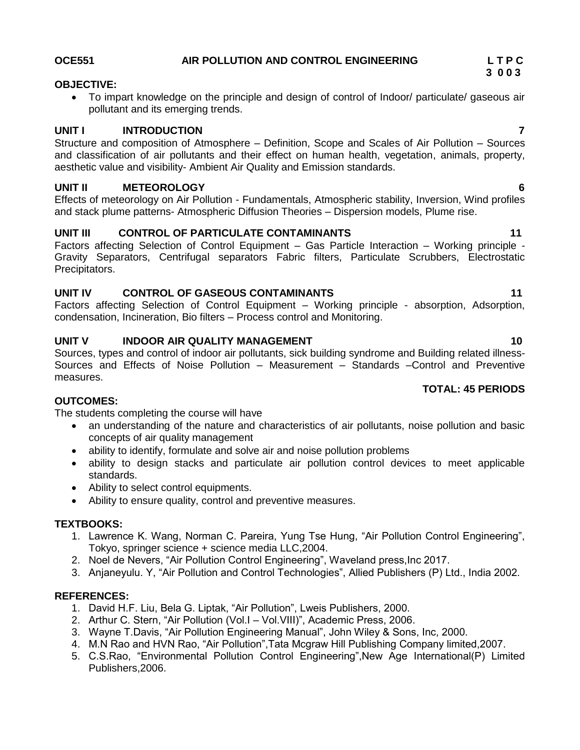## OCE551 AIR POLLUTION AND CONTROL ENGINEERING

**L T P C**
**3 0 0 3**

**OBJECTIVE:**

- To impart knowledge on the principle and design of control of Indoor/ particulate/ gaseous air pollutant and its emerging trends.

### UNIT I INTRODUCTION 7

Structure and composition of Atmosphere – Definition, Scope and Scales of Air Pollution – Sources and classification of air pollutants and their effect on human health, vegetation, animals, property, aesthetic value and visibility- Ambient Air Quality and Emission standards.

### UNIT II METEOROLOGY 6

Effects of meteorology on Air Pollution - Fundamentals, Atmospheric stability, Inversion, Wind profiles and stack plume patterns- Atmospheric Diffusion Theories – Dispersion models, Plume rise.

### UNIT III CONTROL OF PARTICULATE CONTAMINANTS 11

Factors affecting Selection of Control Equipment – Gas Particle Interaction – Working principle - Gravity Separators, Centrifugal separators Fabric filters, Particulate Scrubbers, Electrostatic Precipitators.

### UNIT IV CONTROL OF GASEOUS CONTAMINANTS 11

Factors affecting Selection of Control Equipment – Working principle - absorption, Adsorption, condensation, Incineration, Bio filters – Process control and Monitoring.

### UNIT V INDOOR AIR QUALITY MANAGEMENT 10

Sources, types and control of indoor air pollutants, sick building syndrome and Building related illness- Sources and Effects of Noise Pollution – Measurement – Standards –Control and Preventive measures.

**TOTAL: 45 PERIODS**

**OUTCOMES:**

The students completing the course will have

- an understanding of the nature and characteristics of air pollutants, noise pollution and basic concepts of air quality management
- ability to identify, formulate and solve air and noise pollution problems
- ability to design stacks and particulate air pollution control devices to meet applicable standards.
- Ability to select control equipments.
- Ability to ensure quality, control and preventive measures.

**TEXTBOOKS:**

1. Lawrence K. Wang, Norman C. Pareira, Yung Tse Hung, "Air Pollution Control Engineering", Tokyo, springer science + science media LLC,2004.
2. Noel de Nevers, "Air Pollution Control Engineering", Waveland press,Inc 2017.
3. Anjaneyulu. Y, "Air Pollution and Control Technologies", Allied Publishers (P) Ltd., India 2002.

**REFERENCES:**

1. David H.F. Liu, Bela G. Liptak, "Air Pollution", Lweis Publishers, 2000.
2. Arthur C. Stern, "Air Pollution (Vol.I – Vol.VIII)", Academic Press, 2006.
3. Wayne T.Davis, "Air Pollution Engineering Manual", John Wiley & Sons, Inc, 2000.
4. M.N Rao and HVN Rao, "Air Pollution",Tata Mcgraw Hill Publishing Company limited,2007.
5. C.S.Rao, "Environmental Pollution Control Engineering",New Age International(P) Limited Publishers,2006.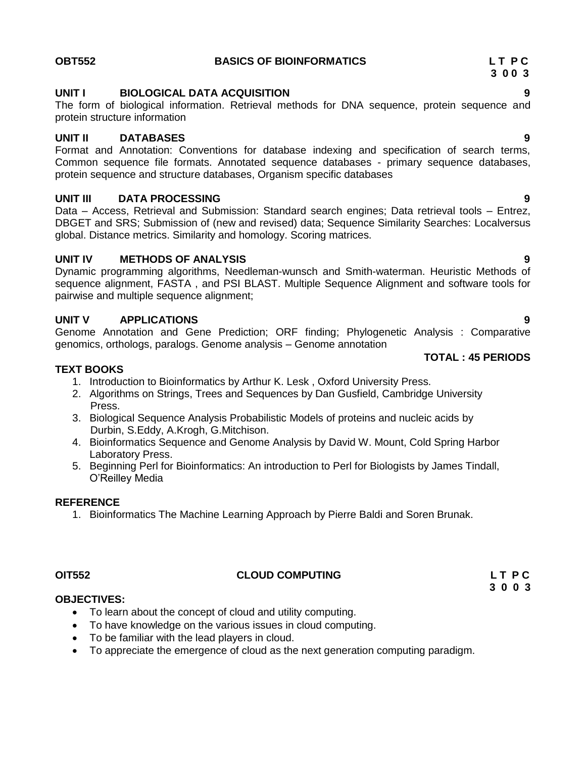## OBT552 BASICS OF BIOINFORMATICS

**L T P C**
**3 0 0 3**

### UNIT I BIOLOGICAL DATA ACQUISITION — 9

The form of biological information. Retrieval methods for DNA sequence, protein sequence and protein structure information

### UNIT II DATABASES — 9

Format and Annotation: Conventions for database indexing and specification of search terms, Common sequence file formats. Annotated sequence databases - primary sequence databases, protein sequence and structure databases, Organism specific databases

### UNIT III DATA PROCESSING — 9

Data – Access, Retrieval and Submission: Standard search engines; Data retrieval tools – Entrez, DBGET and SRS; Submission of (new and revised) data; Sequence Similarity Searches: Localversus global. Distance metrics. Similarity and homology. Scoring matrices.

### UNIT IV METHODS OF ANALYSIS — 9

Dynamic programming algorithms, Needleman-wunsch and Smith-waterman. Heuristic Methods of sequence alignment, FASTA , and PSI BLAST. Multiple Sequence Alignment and software tools for pairwise and multiple sequence alignment;

### UNIT V APPLICATIONS — 9

Genome Annotation and Gene Prediction; ORF finding; Phylogenetic Analysis : Comparative genomics, orthologs, paralogs. Genome analysis – Genome annotation

**TOTAL : 45 PERIODS**

### TEXT BOOKS

1. Introduction to Bioinformatics by Arthur K. Lesk , Oxford University Press.
2. Algorithms on Strings, Trees and Sequences by Dan Gusfield, Cambridge University Press.
3. Biological Sequence Analysis Probabilistic Models of proteins and nucleic acids by Durbin, S.Eddy, A.Krogh, G.Mitchison.
4. Bioinformatics Sequence and Genome Analysis by David W. Mount, Cold Spring Harbor Laboratory Press.
5. Beginning Perl for Bioinformatics: An introduction to Perl for Biologists by James Tindall, O'Reilley Media

### REFERENCE

1. Bioinformatics The Machine Learning Approach by Pierre Baldi and Soren Brunak.

## OIT552 CLOUD COMPUTING

**L T P C**
**3 0 0 3**

### OBJECTIVES:

- To learn about the concept of cloud and utility computing.
- To have knowledge on the various issues in cloud computing.
- To be familiar with the lead players in cloud.
- To appreciate the emergence of cloud as the next generation computing paradigm.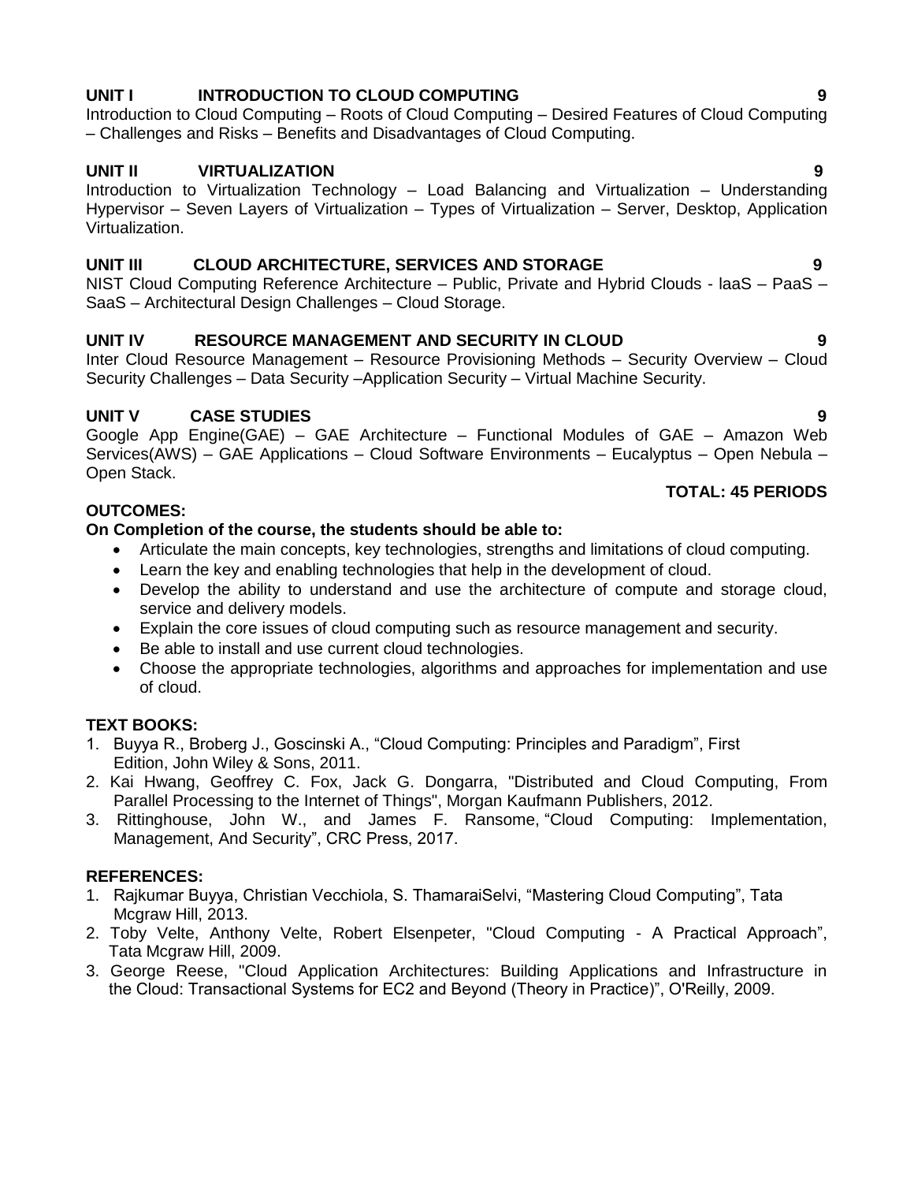**UNIT I INTRODUCTION TO CLOUD COMPUTING** **9**

Introduction to Cloud Computing – Roots of Cloud Computing – Desired Features of Cloud Computing – Challenges and Risks – Benefits and Disadvantages of Cloud Computing.

**UNIT II VIRTUALIZATION** **9**

Introduction to Virtualization Technology – Load Balancing and Virtualization – Understanding Hypervisor – Seven Layers of Virtualization – Types of Virtualization – Server, Desktop, Application Virtualization.

**UNIT III CLOUD ARCHITECTURE, SERVICES AND STORAGE** **9**

NIST Cloud Computing Reference Architecture – Public, Private and Hybrid Clouds - laaS – PaaS – SaaS – Architectural Design Challenges – Cloud Storage.

**UNIT IV RESOURCE MANAGEMENT AND SECURITY IN CLOUD** **9**

Inter Cloud Resource Management – Resource Provisioning Methods – Security Overview – Cloud Security Challenges – Data Security –Application Security – Virtual Machine Security.

**UNIT V CASE STUDIES** **9**

Google App Engine(GAE) – GAE Architecture – Functional Modules of GAE – Amazon Web Services(AWS) – GAE Applications – Cloud Software Environments – Eucalyptus – Open Nebula – Open Stack.

**TOTAL: 45 PERIODS**

**OUTCOMES:**

**On Completion of the course, the students should be able to:**

- Articulate the main concepts, key technologies, strengths and limitations of cloud computing.
- Learn the key and enabling technologies that help in the development of cloud.
- Develop the ability to understand and use the architecture of compute and storage cloud, service and delivery models.
- Explain the core issues of cloud computing such as resource management and security.
- Be able to install and use current cloud technologies.
- Choose the appropriate technologies, algorithms and approaches for implementation and use of cloud.

**TEXT BOOKS:**

1. Buyya R., Broberg J., Goscinski A., "Cloud Computing: Principles and Paradigm", First Edition, John Wiley & Sons, 2011.
2. Kai Hwang, Geoffrey C. Fox, Jack G. Dongarra, "Distributed and Cloud Computing, From Parallel Processing to the Internet of Things", Morgan Kaufmann Publishers, 2012.
3. Rittinghouse, John W., and James F. Ransome, "Cloud Computing: Implementation, Management, And Security", CRC Press, 2017.

**REFERENCES:**

1. Rajkumar Buyya, Christian Vecchiola, S. ThamaraiSelvi, "Mastering Cloud Computing", Tata Mcgraw Hill, 2013.
2. Toby Velte, Anthony Velte, Robert Elsenpeter, "Cloud Computing - A Practical Approach", Tata Mcgraw Hill, 2009.
3. George Reese, "Cloud Application Architectures: Building Applications and Infrastructure in the Cloud: Transactional Systems for EC2 and Beyond (Theory in Practice)", O'Reilly, 2009.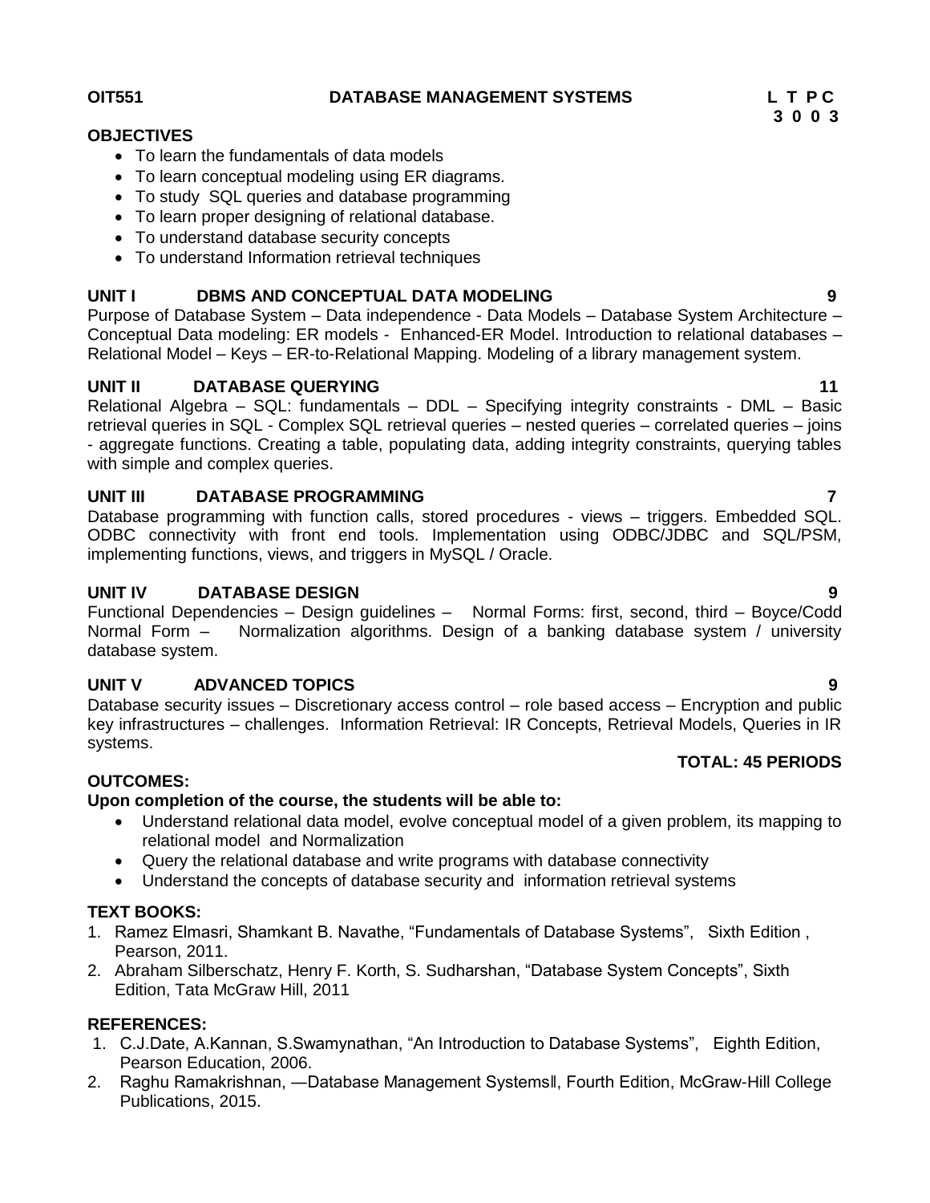**OIT551 DATABASE MANAGEMENT SYSTEMS**

**L T P C**
**3 0 0 3**

**OBJECTIVES**

- To learn the fundamentals of data models
- To learn conceptual modeling using ER diagrams.
- To study SQL queries and database programming
- To learn proper designing of relational database.
- To understand database security concepts
- To understand Information retrieval techniques

**UNIT I DBMS AND CONCEPTUAL DATA MODELING 9**

Purpose of Database System – Data independence - Data Models – Database System Architecture – Conceptual Data modeling: ER models - Enhanced-ER Model. Introduction to relational databases – Relational Model – Keys – ER-to-Relational Mapping. Modeling of a library management system.

**UNIT II DATABASE QUERYING 11**

Relational Algebra – SQL: fundamentals – DDL – Specifying integrity constraints - DML – Basic retrieval queries in SQL - Complex SQL retrieval queries – nested queries – correlated queries – joins - aggregate functions. Creating a table, populating data, adding integrity constraints, querying tables with simple and complex queries.

**UNIT III DATABASE PROGRAMMING 7**

Database programming with function calls, stored procedures - views – triggers. Embedded SQL. ODBC connectivity with front end tools. Implementation using ODBC/JDBC and SQL/PSM, implementing functions, views, and triggers in MySQL / Oracle.

**UNIT IV DATABASE DESIGN 9**

Functional Dependencies – Design guidelines – Normal Forms: first, second, third – Boyce/Codd Normal Form – Normalization algorithms. Design of a banking database system / university database system.

**UNIT V ADVANCED TOPICS 9**

Database security issues – Discretionary access control – role based access – Encryption and public key infrastructures – challenges. Information Retrieval: IR Concepts, Retrieval Models, Queries in IR systems.

**TOTAL: 45 PERIODS**

**OUTCOMES:**

**Upon completion of the course, the students will be able to:**

- Understand relational data model, evolve conceptual model of a given problem, its mapping to relational model and Normalization
- Query the relational database and write programs with database connectivity
- Understand the concepts of database security and information retrieval systems

**TEXT BOOKS:**

1. Ramez Elmasri, Shamkant B. Navathe, "Fundamentals of Database Systems", Sixth Edition , Pearson, 2011.
2. Abraham Silberschatz, Henry F. Korth, S. Sudharshan, "Database System Concepts", Sixth Edition, Tata McGraw Hill, 2011

**REFERENCES:**

1. C.J.Date, A.Kannan, S.Swamynathan, "An Introduction to Database Systems", Eighth Edition, Pearson Education, 2006.
2. Raghu Ramakrishnan, ―Database Management Systems‖, Fourth Edition, McGraw-Hill College Publications, 2015.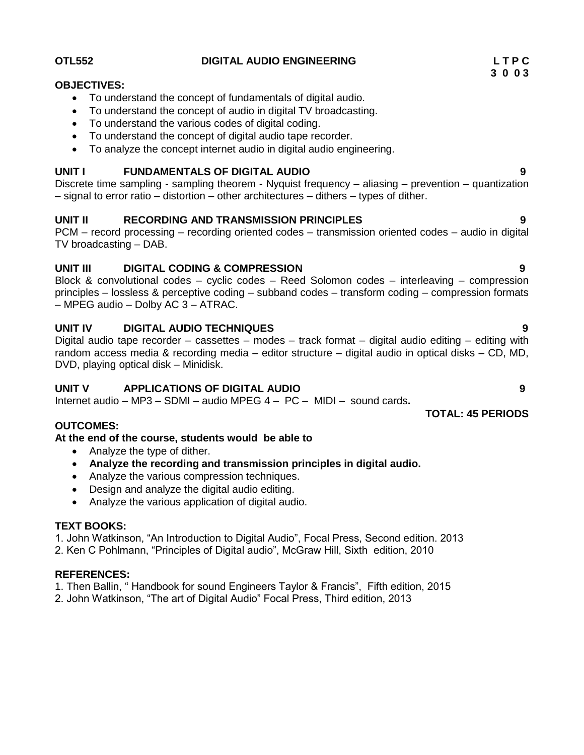**OTL552 DIGITAL AUDIO ENGINEERING**

| L | T | P | C |
|---|---|---|---|
| 3 | 0 | 0 | 3 |

**OBJECTIVES:**

- To understand the concept of fundamentals of digital audio.
- To understand the concept of audio in digital TV broadcasting.
- To understand the various codes of digital coding.
- To understand the concept of digital audio tape recorder.
- To analyze the concept internet audio in digital audio engineering.

**UNIT I FUNDAMENTALS OF DIGITAL AUDIO 9**

Discrete time sampling - sampling theorem - Nyquist frequency – aliasing – prevention – quantization – signal to error ratio – distortion – other architectures – dithers – types of dither.

**UNIT II RECORDING AND TRANSMISSION PRINCIPLES 9**

PCM – record processing – recording oriented codes – transmission oriented codes – audio in digital TV broadcasting – DAB.

**UNIT III DIGITAL CODING & COMPRESSION 9**

Block & convolutional codes – cyclic codes – Reed Solomon codes – interleaving – compression principles – lossless & perceptive coding – subband codes – transform coding – compression formats – MPEG audio – Dolby AC 3 – ATRAC.

**UNIT IV DIGITAL AUDIO TECHNIQUES 9**

Digital audio tape recorder – cassettes – modes – track format – digital audio editing – editing with random access media & recording media – editor structure – digital audio in optical disks – CD, MD, DVD, playing optical disk – Minidisk.

**UNIT V APPLICATIONS OF DIGITAL AUDIO 9**

Internet audio – MP3 – SDMI – audio MPEG 4 – PC – MIDI – sound cards**.**

**TOTAL: 45 PERIODS**

**OUTCOMES:**

**At the end of the course, students would be able to**

- Analyze the type of dither.
- **Analyze the recording and transmission principles in digital audio.**
- Analyze the various compression techniques.
- Design and analyze the digital audio editing.
- Analyze the various application of digital audio.

**TEXT BOOKS:**

1. John Watkinson, “An Introduction to Digital Audio”, Focal Press, Second edition. 2013
2. Ken C Pohlmann, “Principles of Digital audio”, McGraw Hill, Sixth edition, 2010

**REFERENCES:**

1. Then Ballin, “ Handbook for sound Engineers Taylor & Francis”, Fifth edition, 2015
2. John Watkinson, “The art of Digital Audio” Focal Press, Third edition, 2013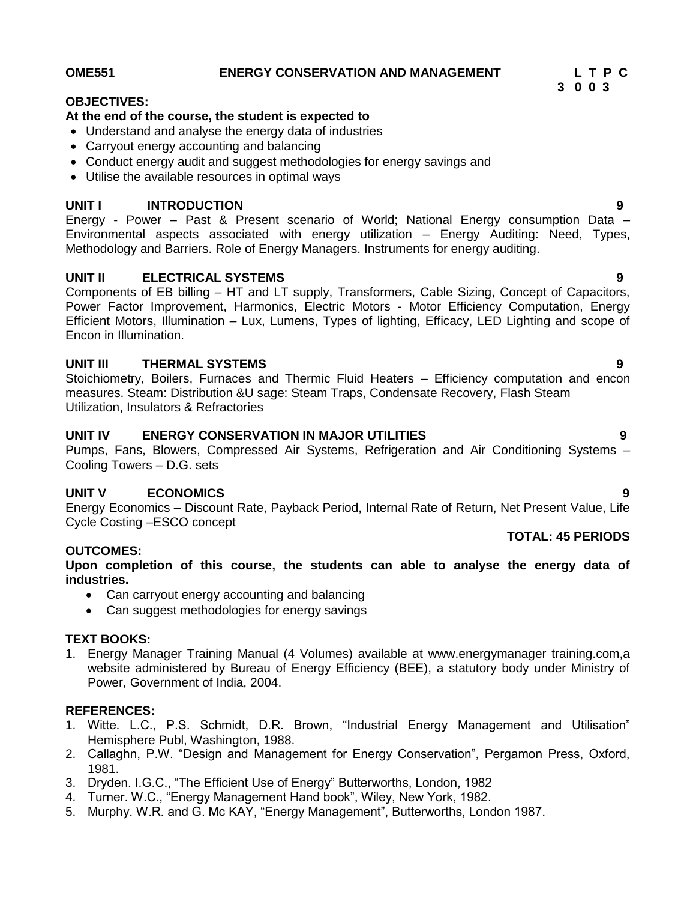**OME551 ENERGY CONSERVATION AND MANAGEMENT**

| L | T | P | C |
|---|---|---|---|
| 3 | 0 | 0 | 3 |

**OBJECTIVES:**

**At the end of the course, the student is expected to**

- Understand and analyse the energy data of industries
- Carryout energy accounting and balancing
- Conduct energy audit and suggest methodologies for energy savings and
- Utilise the available resources in optimal ways

**UNIT I INTRODUCTION** **9**

Energy - Power – Past & Present scenario of World; National Energy consumption Data – Environmental aspects associated with energy utilization – Energy Auditing: Need, Types, Methodology and Barriers. Role of Energy Managers. Instruments for energy auditing.

**UNIT II ELECTRICAL SYSTEMS** **9**

Components of EB billing – HT and LT supply, Transformers, Cable Sizing, Concept of Capacitors, Power Factor Improvement, Harmonics, Electric Motors - Motor Efficiency Computation, Energy Efficient Motors, Illumination – Lux, Lumens, Types of lighting, Efficacy, LED Lighting and scope of Encon in Illumination.

**UNIT III THERMAL SYSTEMS** **9**

Stoichiometry, Boilers, Furnaces and Thermic Fluid Heaters – Efficiency computation and encon measures. Steam: Distribution &U sage: Steam Traps, Condensate Recovery, Flash Steam Utilization, Insulators & Refractories

**UNIT IV ENERGY CONSERVATION IN MAJOR UTILITIES** **9**

Pumps, Fans, Blowers, Compressed Air Systems, Refrigeration and Air Conditioning Systems – Cooling Towers – D.G. sets

**UNIT V ECONOMICS** **9**

Energy Economics – Discount Rate, Payback Period, Internal Rate of Return, Net Present Value, Life Cycle Costing –ESCO concept

**TOTAL: 45 PERIODS**

**OUTCOMES:**

**Upon completion of this course, the students can able to analyse the energy data of industries.**

- Can carryout energy accounting and balancing
- Can suggest methodologies for energy savings

**TEXT BOOKS:**

1. Energy Manager Training Manual (4 Volumes) available at www.energymanager training.com,a website administered by Bureau of Energy Efficiency (BEE), a statutory body under Ministry of Power, Government of India, 2004.

**REFERENCES:**

1. Witte. L.C., P.S. Schmidt, D.R. Brown, "Industrial Energy Management and Utilisation" Hemisphere Publ, Washington, 1988.
2. Callaghn, P.W. "Design and Management for Energy Conservation", Pergamon Press, Oxford, 1981.
3. Dryden. I.G.C., "The Efficient Use of Energy" Butterworths, London, 1982
4. Turner. W.C., "Energy Management Hand book", Wiley, New York, 1982.
5. Murphy. W.R. and G. Mc KAY, "Energy Management", Butterworths, London 1987.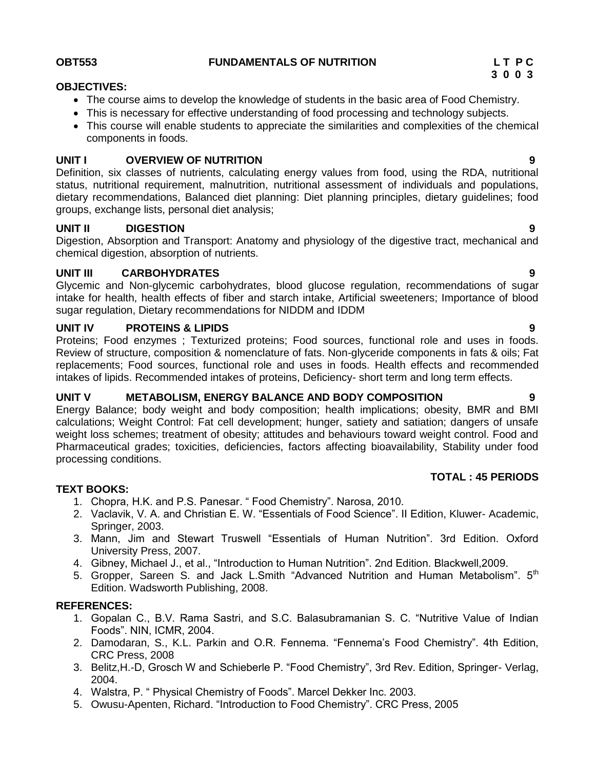**OBT553 FUNDAMENTALS OF NUTRITION**

| L | T | P | C |
|---|---|---|---|
| 3 | 0 | 0 | 3 |

**OBJECTIVES:**

- The course aims to develop the knowledge of students in the basic area of Food Chemistry.
- This is necessary for effective understanding of food processing and technology subjects.
- This course will enable students to appreciate the similarities and complexities of the chemical components in foods.

**UNIT I OVERVIEW OF NUTRITION 9**

Definition, six classes of nutrients, calculating energy values from food, using the RDA, nutritional status, nutritional requirement, malnutrition, nutritional assessment of individuals and populations, dietary recommendations, Balanced diet planning: Diet planning principles, dietary guidelines; food groups, exchange lists, personal diet analysis;

**UNIT II DIGESTION 9**

Digestion, Absorption and Transport: Anatomy and physiology of the digestive tract, mechanical and chemical digestion, absorption of nutrients.

**UNIT III CARBOHYDRATES 9**

Glycemic and Non-glycemic carbohydrates, blood glucose regulation, recommendations of sugar intake for health, health effects of fiber and starch intake, Artificial sweeteners; Importance of blood sugar regulation, Dietary recommendations for NIDDM and IDDM

**UNIT IV PROTEINS & LIPIDS 9**

Proteins; Food enzymes ; Texturized proteins; Food sources, functional role and uses in foods. Review of structure, composition & nomenclature of fats. Non-glyceride components in fats & oils; Fat replacements; Food sources, functional role and uses in foods. Health effects and recommended intakes of lipids. Recommended intakes of proteins, Deficiency- short term and long term effects.

**UNIT V METABOLISM, ENERGY BALANCE AND BODY COMPOSITION 9**

Energy Balance; body weight and body composition; health implications; obesity, BMR and BMI calculations; Weight Control: Fat cell development; hunger, satiety and satiation; dangers of unsafe weight loss schemes; treatment of obesity; attitudes and behaviours toward weight control. Food and Pharmaceutical grades; toxicities, deficiencies, factors affecting bioavailability, Stability under food processing conditions.

**TOTAL : 45 PERIODS**

**TEXT BOOKS:**

1. Chopra, H.K. and P.S. Panesar. " Food Chemistry". Narosa, 2010.
2. Vaclavik, V. A. and Christian E. W. "Essentials of Food Science". II Edition, Kluwer- Academic, Springer, 2003.
3. Mann, Jim and Stewart Truswell "Essentials of Human Nutrition". 3rd Edition. Oxford University Press, 2007.
4. Gibney, Michael J., et al., "Introduction to Human Nutrition". 2nd Edition. Blackwell,2009.
5. Gropper, Sareen S. and Jack L.Smith "Advanced Nutrition and Human Metabolism". 5th Edition. Wadsworth Publishing, 2008.

**REFERENCES:**

1. Gopalan C., B.V. Rama Sastri, and S.C. Balasubramanian S. C. "Nutritive Value of Indian Foods". NIN, ICMR, 2004.
2. Damodaran, S., K.L. Parkin and O.R. Fennema. "Fennema's Food Chemistry". 4th Edition, CRC Press, 2008
3. Belitz,H.-D, Grosch W and Schieberle P. "Food Chemistry", 3rd Rev. Edition, Springer- Verlag, 2004.
4. Walstra, P. " Physical Chemistry of Foods". Marcel Dekker Inc. 2003.
5. Owusu-Apenten, Richard. "Introduction to Food Chemistry". CRC Press, 2005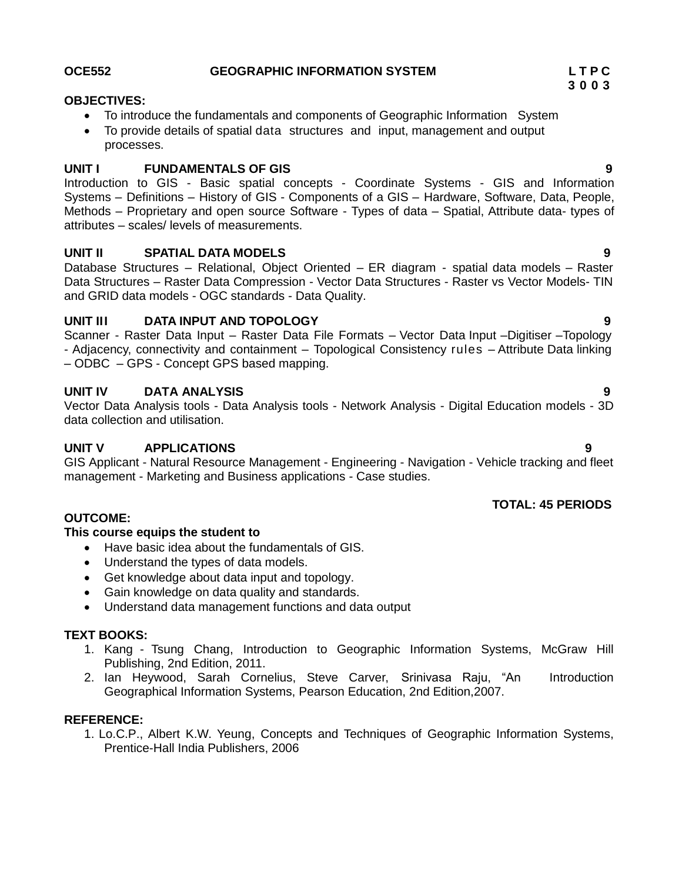**OCE552 GEOGRAPHIC INFORMATION SYSTEM**

**L T P C**
**3 0 0 3**

**OBJECTIVES:**

- To introduce the fundamentals and components of Geographic Information System
- To provide details of spatial data structures and input, management and output processes.

**UNIT I FUNDAMENTALS OF GIS 9**

Introduction to GIS - Basic spatial concepts - Coordinate Systems - GIS and Information Systems – Definitions – History of GIS - Components of a GIS – Hardware, Software, Data, People, Methods – Proprietary and open source Software - Types of data – Spatial, Attribute data- types of attributes – scales/ levels of measurements.

**UNIT II SPATIAL DATA MODELS 9**

Database Structures – Relational, Object Oriented – ER diagram - spatial data models – Raster Data Structures – Raster Data Compression - Vector Data Structures - Raster vs Vector Models- TIN and GRID data models - OGC standards - Data Quality.

**UNIT III DATA INPUT AND TOPOLOGY 9**

Scanner - Raster Data Input – Raster Data File Formats – Vector Data Input –Digitiser –Topology - Adjacency, connectivity and containment – Topological Consistency rules – Attribute Data linking – ODBC – GPS - Concept GPS based mapping.

**UNIT IV DATA ANALYSIS 9**

Vector Data Analysis tools - Data Analysis tools - Network Analysis - Digital Education models - 3D data collection and utilisation.

**UNIT V APPLICATIONS 9**

GIS Applicant - Natural Resource Management - Engineering - Navigation - Vehicle tracking and fleet management - Marketing and Business applications - Case studies.

**TOTAL: 45 PERIODS**

**OUTCOME:**

**This course equips the student to**

- Have basic idea about the fundamentals of GIS.
- Understand the types of data models.
- Get knowledge about data input and topology.
- Gain knowledge on data quality and standards.
- Understand data management functions and data output

**TEXT BOOKS:**

1. Kang - Tsung Chang, Introduction to Geographic Information Systems, McGraw Hill Publishing, 2nd Edition, 2011.
2. Ian Heywood, Sarah Cornelius, Steve Carver, Srinivasa Raju, "An Introduction Geographical Information Systems, Pearson Education, 2nd Edition,2007.

**REFERENCE:**

1. Lo.C.P., Albert K.W. Yeung, Concepts and Techniques of Geographic Information Systems, Prentice-Hall India Publishers, 2006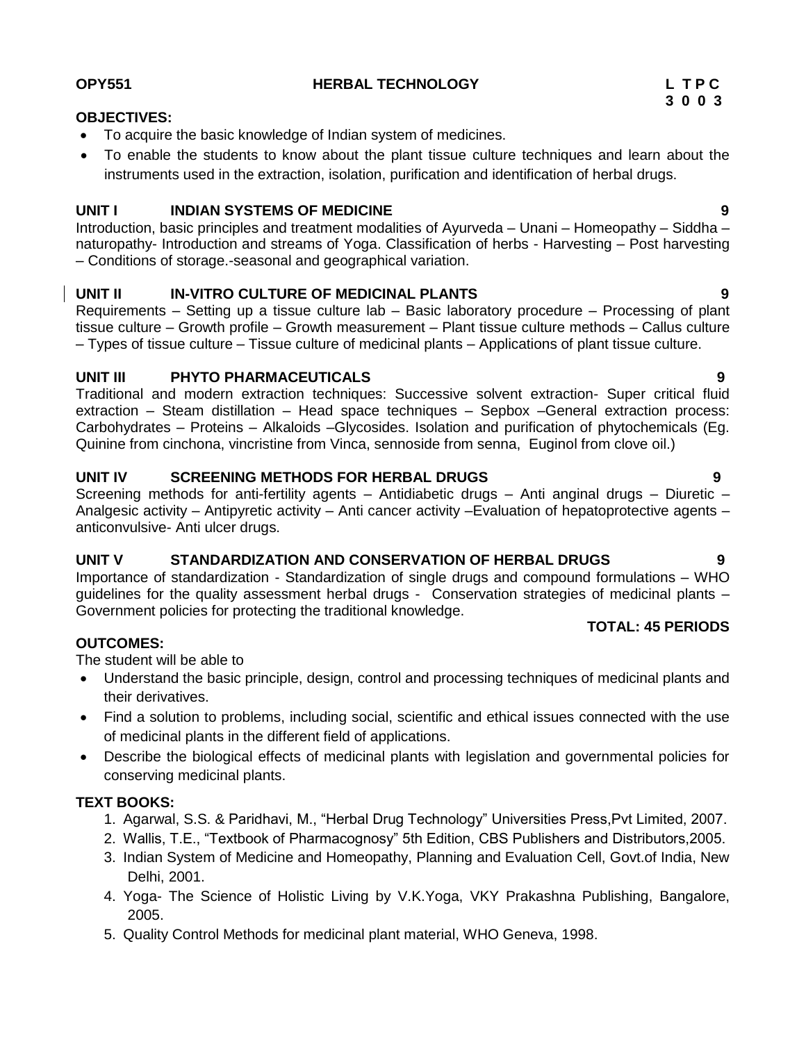**OPY551** **HERBAL TECHNOLOGY** **L T P C**
**3 0 0 3**

**OBJECTIVES:**

- To acquire the basic knowledge of Indian system of medicines.
- To enable the students to know about the plant tissue culture techniques and learn about the instruments used in the extraction, isolation, purification and identification of herbal drugs.

**UNIT I INDIAN SYSTEMS OF MEDICINE 9**

Introduction, basic principles and treatment modalities of Ayurveda – Unani – Homeopathy – Siddha – naturopathy- Introduction and streams of Yoga. Classification of herbs - Harvesting – Post harvesting – Conditions of storage.-seasonal and geographical variation.

**UNIT II IN-VITRO CULTURE OF MEDICINAL PLANTS 9**

Requirements – Setting up a tissue culture lab – Basic laboratory procedure – Processing of plant tissue culture – Growth profile – Growth measurement – Plant tissue culture methods – Callus culture – Types of tissue culture – Tissue culture of medicinal plants – Applications of plant tissue culture.

**UNIT III PHYTO PHARMACEUTICALS 9**

Traditional and modern extraction techniques: Successive solvent extraction- Super critical fluid extraction – Steam distillation – Head space techniques – Sepbox –General extraction process: Carbohydrates – Proteins – Alkaloids –Glycosides. Isolation and purification of phytochemicals (Eg. Quinine from cinchona, vincristine from Vinca, sennoside from senna, Euginol from clove oil.)

**UNIT IV SCREENING METHODS FOR HERBAL DRUGS 9**

Screening methods for anti-fertility agents – Antidiabetic drugs – Anti anginal drugs – Diuretic – Analgesic activity – Antipyretic activity – Anti cancer activity –Evaluation of hepatoprotective agents – anticonvulsive- Anti ulcer drugs.

**UNIT V STANDARDIZATION AND CONSERVATION OF HERBAL DRUGS 9**

Importance of standardization - Standardization of single drugs and compound formulations – WHO guidelines for the quality assessment herbal drugs - Conservation strategies of medicinal plants – Government policies for protecting the traditional knowledge.

**TOTAL: 45 PERIODS**

**OUTCOMES:**

The student will be able to

- Understand the basic principle, design, control and processing techniques of medicinal plants and their derivatives.
- Find a solution to problems, including social, scientific and ethical issues connected with the use of medicinal plants in the different field of applications.
- Describe the biological effects of medicinal plants with legislation and governmental policies for conserving medicinal plants.

**TEXT BOOKS:**

1. Agarwal, S.S. & Paridhavi, M., "Herbal Drug Technology" Universities Press,Pvt Limited, 2007.
2. Wallis, T.E., "Textbook of Pharmacognosy" 5th Edition, CBS Publishers and Distributors,2005.
3. Indian System of Medicine and Homeopathy, Planning and Evaluation Cell, Govt.of India, New Delhi, 2001.
4. Yoga- The Science of Holistic Living by V.K.Yoga, VKY Prakashna Publishing, Bangalore, 2005.
5. Quality Control Methods for medicinal plant material, WHO Geneva, 1998.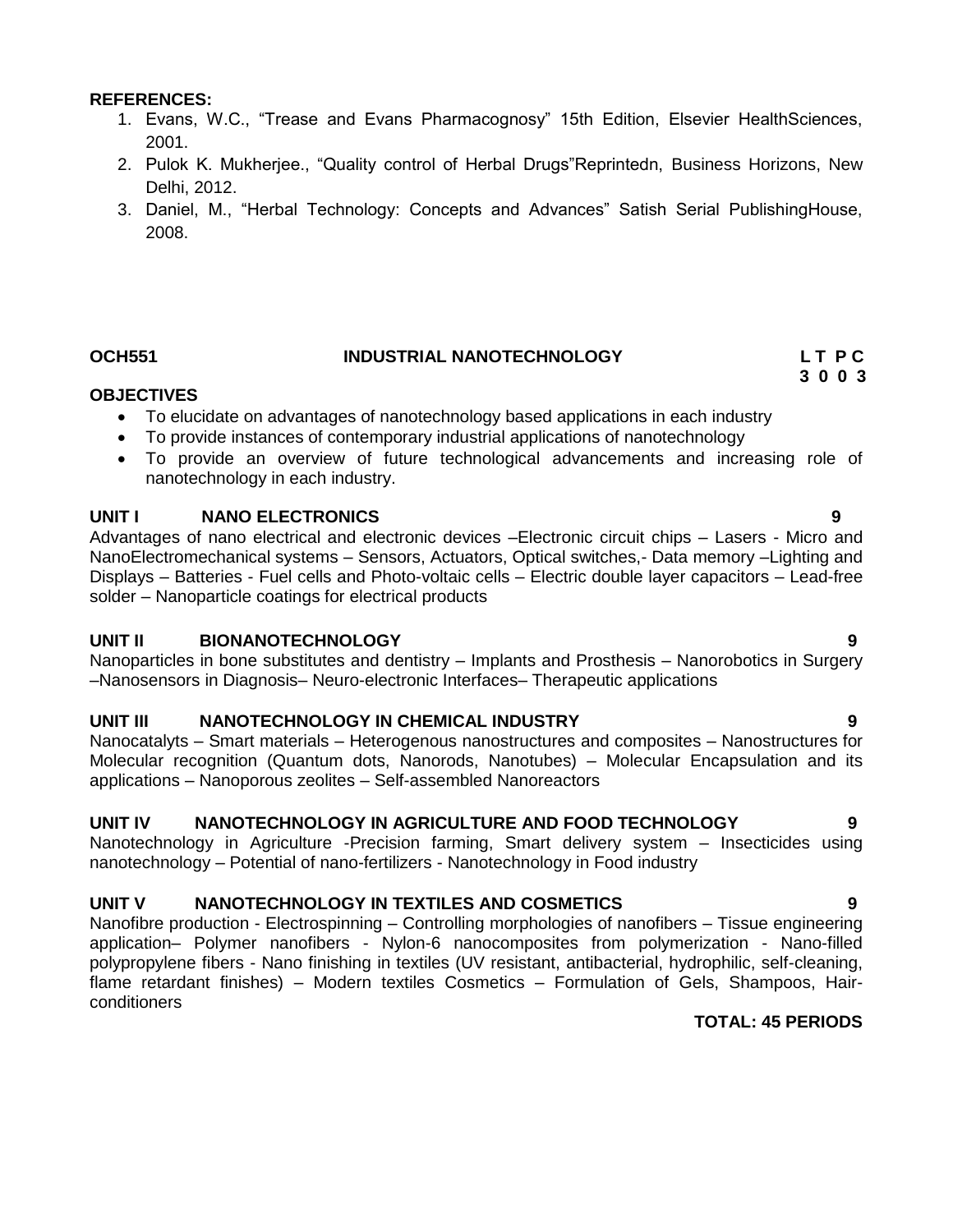**REFERENCES:**

1. Evans, W.C., “Trease and Evans Pharmacognosy” 15th Edition, Elsevier HealthSciences, 2001.
2. Pulok K. Mukherjee., “Quality control of Herbal Drugs”Reprintedn, Business Horizons, New Delhi, 2012.
3. Daniel, M., “Herbal Technology: Concepts and Advances” Satish Serial PublishingHouse, 2008.

## OCH551 INDUSTRIAL NANOTECHNOLOGY

| L | T | P | C |
|---|---|---|---|
| 3 | 0 | 0 | 3 |

**OBJECTIVES**

- To elucidate on advantages of nanotechnology based applications in each industry
- To provide instances of contemporary industrial applications of nanotechnology
- To provide an overview of future technological advancements and increasing role of nanotechnology in each industry.

**UNIT I NANO ELECTRONICS 9**

Advantages of nano electrical and electronic devices –Electronic circuit chips – Lasers - Micro and NanoElectromechanical systems – Sensors, Actuators, Optical switches,- Data memory –Lighting and Displays – Batteries - Fuel cells and Photo-voltaic cells – Electric double layer capacitors – Lead-free solder – Nanoparticle coatings for electrical products

**UNIT II BIONANOTECHNOLOGY 9**

Nanoparticles in bone substitutes and dentistry – Implants and Prosthesis – Nanorobotics in Surgery –Nanosensors in Diagnosis– Neuro-electronic Interfaces– Therapeutic applications

**UNIT III NANOTECHNOLOGY IN CHEMICAL INDUSTRY 9**

Nanocatalyts – Smart materials – Heterogenous nanostructures and composites – Nanostructures for Molecular recognition (Quantum dots, Nanorods, Nanotubes) – Molecular Encapsulation and its applications – Nanoporous zeolites – Self-assembled Nanoreactors

**UNIT IV NANOTECHNOLOGY IN AGRICULTURE AND FOOD TECHNOLOGY 9**

Nanotechnology in Agriculture -Precision farming, Smart delivery system – Insecticides using nanotechnology – Potential of nano-fertilizers - Nanotechnology in Food industry

**UNIT V NANOTECHNOLOGY IN TEXTILES AND COSMETICS 9**

Nanofibre production - Electrospinning – Controlling morphologies of nanofibers – Tissue engineering application– Polymer nanofibers - Nylon-6 nanocomposites from polymerization - Nano-filled polypropylene fibers - Nano finishing in textiles (UV resistant, antibacterial, hydrophilic, self-cleaning, flame retardant finishes) – Modern textiles Cosmetics – Formulation of Gels, Shampoos, Hair-conditioners

**TOTAL: 45 PERIODS**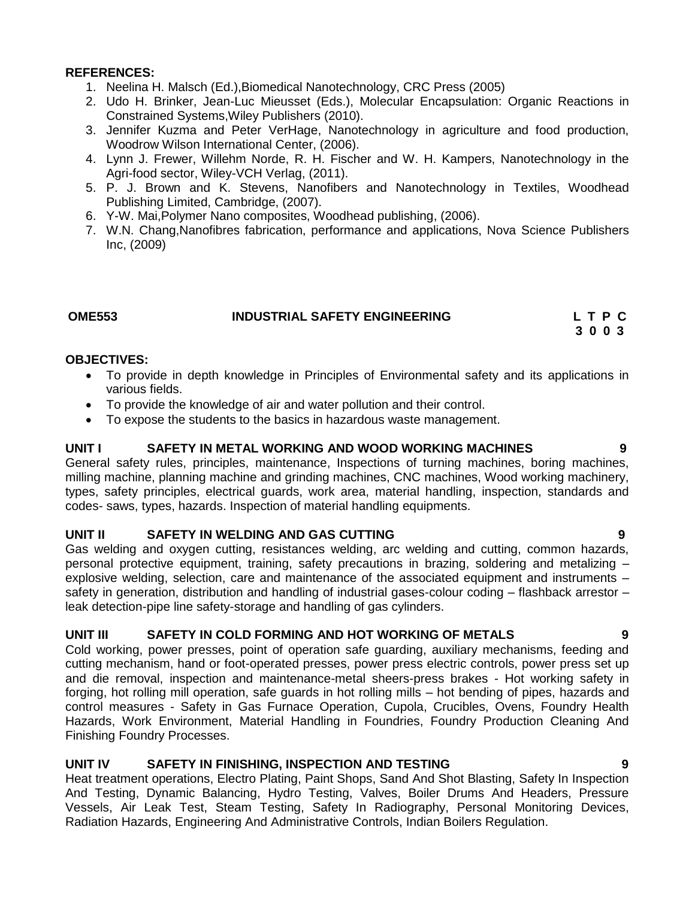**REFERENCES:**

1. Neelina H. Malsch (Ed.),Biomedical Nanotechnology, CRC Press (2005)
2. Udo H. Brinker, Jean-Luc Mieusset (Eds.), Molecular Encapsulation: Organic Reactions in Constrained Systems,Wiley Publishers (2010).
3. Jennifer Kuzma and Peter VerHage, Nanotechnology in agriculture and food production, Woodrow Wilson International Center, (2006).
4. Lynn J. Frewer, Willehm Norde, R. H. Fischer and W. H. Kampers, Nanotechnology in the Agri-food sector, Wiley-VCH Verlag, (2011).
5. P. J. Brown and K. Stevens, Nanofibers and Nanotechnology in Textiles, Woodhead Publishing Limited, Cambridge, (2007).
6. Y-W. Mai,Polymer Nano composites, Woodhead publishing, (2006).
7. W.N. Chang,Nanofibres fabrication, performance and applications, Nova Science Publishers Inc, (2009)

## OME553 INDUSTRIAL SAFETY ENGINEERING

| L | T | P | C |
|---|---|---|---|
| 3 | 0 | 0 | 3 |

**OBJECTIVES:**

- To provide in depth knowledge in Principles of Environmental safety and its applications in various fields.
- To provide the knowledge of air and water pollution and their control.
- To expose the students to the basics in hazardous waste management.

**UNIT I SAFETY IN METAL WORKING AND WOOD WORKING MACHINES 9**

General safety rules, principles, maintenance, Inspections of turning machines, boring machines, milling machine, planning machine and grinding machines, CNC machines, Wood working machinery, types, safety principles, electrical guards, work area, material handling, inspection, standards and codes- saws, types, hazards. Inspection of material handling equipments.

**UNIT II SAFETY IN WELDING AND GAS CUTTING 9**

Gas welding and oxygen cutting, resistances welding, arc welding and cutting, common hazards, personal protective equipment, training, safety precautions in brazing, soldering and metalizing – explosive welding, selection, care and maintenance of the associated equipment and instruments – safety in generation, distribution and handling of industrial gases-colour coding – flashback arrestor – leak detection-pipe line safety-storage and handling of gas cylinders.

**UNIT III SAFETY IN COLD FORMING AND HOT WORKING OF METALS 9**

Cold working, power presses, point of operation safe guarding, auxiliary mechanisms, feeding and cutting mechanism, hand or foot-operated presses, power press electric controls, power press set up and die removal, inspection and maintenance-metal sheers-press brakes - Hot working safety in forging, hot rolling mill operation, safe guards in hot rolling mills – hot bending of pipes, hazards and control measures - Safety in Gas Furnace Operation, Cupola, Crucibles, Ovens, Foundry Health Hazards, Work Environment, Material Handling in Foundries, Foundry Production Cleaning And Finishing Foundry Processes.

**UNIT IV SAFETY IN FINISHING, INSPECTION AND TESTING 9**

Heat treatment operations, Electro Plating, Paint Shops, Sand And Shot Blasting, Safety In Inspection And Testing, Dynamic Balancing, Hydro Testing, Valves, Boiler Drums And Headers, Pressure Vessels, Air Leak Test, Steam Testing, Safety In Radiography, Personal Monitoring Devices, Radiation Hazards, Engineering And Administrative Controls, Indian Boilers Regulation.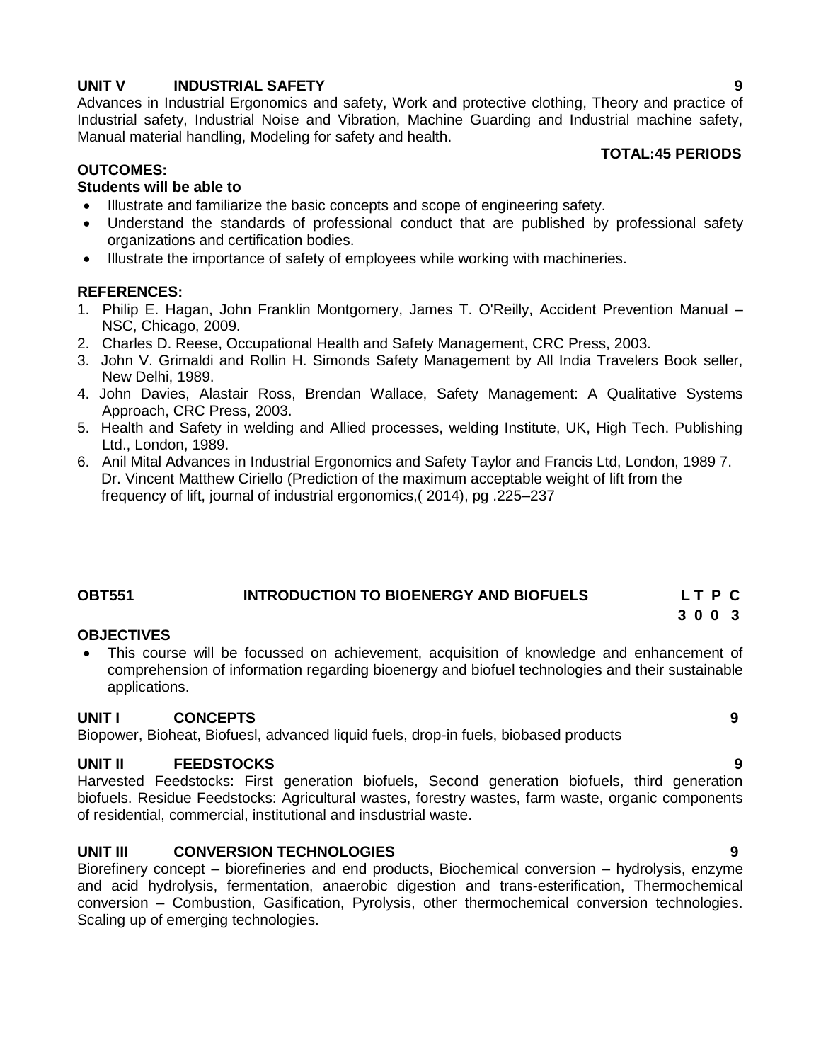**UNIT V INDUSTRIAL SAFETY** **9**

Advances in Industrial Ergonomics and safety, Work and protective clothing, Theory and practice of Industrial safety, Industrial Noise and Vibration, Machine Guarding and Industrial machine safety, Manual material handling, Modeling for safety and health.

**TOTAL:45 PERIODS**

**OUTCOMES:**

**Students will be able to**

- Illustrate and familiarize the basic concepts and scope of engineering safety.
- Understand the standards of professional conduct that are published by professional safety organizations and certification bodies.
- Illustrate the importance of safety of employees while working with machineries.

**REFERENCES:**

1. Philip E. Hagan, John Franklin Montgomery, James T. O'Reilly, Accident Prevention Manual – NSC, Chicago, 2009.
2. Charles D. Reese, Occupational Health and Safety Management, CRC Press, 2003.
3. John V. Grimaldi and Rollin H. Simonds Safety Management by All India Travelers Book seller, New Delhi, 1989.
4. John Davies, Alastair Ross, Brendan Wallace, Safety Management: A Qualitative Systems Approach, CRC Press, 2003.
5. Health and Safety in welding and Allied processes, welding Institute, UK, High Tech. Publishing Ltd., London, 1989.
6. Anil Mital Advances in Industrial Ergonomics and Safety Taylor and Francis Ltd, London, 1989 7. Dr. Vincent Matthew Ciriello (Prediction of the maximum acceptable weight of lift from the frequency of lift, journal of industrial ergonomics,( 2014), pg .225–237

## OBT551 INTRODUCTION TO BIOENERGY AND BIOFUELS

**L T P C**
**3 0 0 3**

**OBJECTIVES**

- This course will be focussed on achievement, acquisition of knowledge and enhancement of comprehension of information regarding bioenergy and biofuel technologies and their sustainable applications.

**UNIT I CONCEPTS** **9**

Biopower, Bioheat, Biofuesl, advanced liquid fuels, drop-in fuels, biobased products

**UNIT II FEEDSTOCKS** **9**

Harvested Feedstocks: First generation biofuels, Second generation biofuels, third generation biofuels. Residue Feedstocks: Agricultural wastes, forestry wastes, farm waste, organic components of residential, commercial, institutional and insdustrial waste.

**UNIT III CONVERSION TECHNOLOGIES** **9**

Biorefinery concept – biorefineries and end products, Biochemical conversion – hydrolysis, enzyme and acid hydrolysis, fermentation, anaerobic digestion and trans-esterification, Thermochemical conversion – Combustion, Gasification, Pyrolysis, other thermochemical conversion technologies. Scaling up of emerging technologies.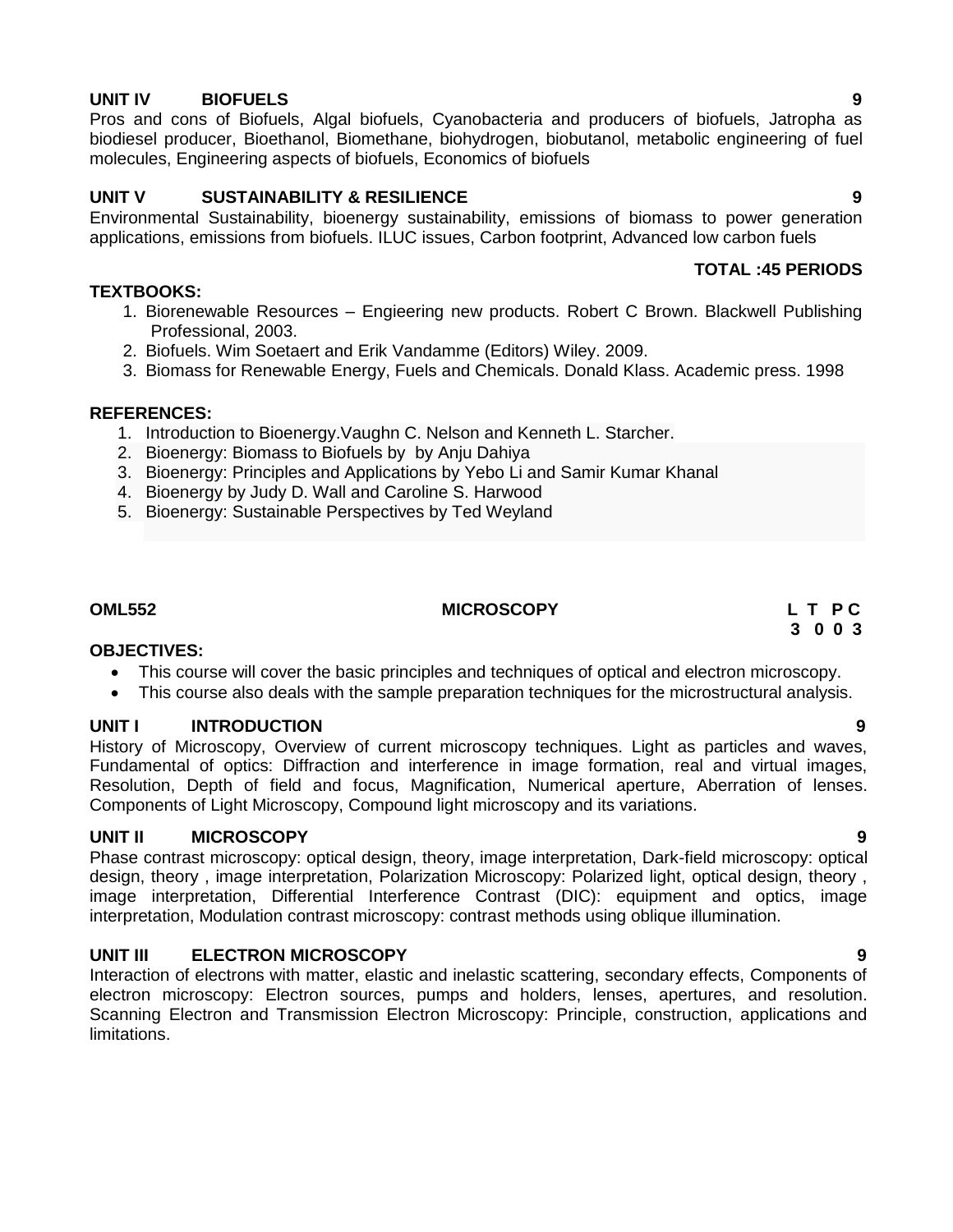**UNIT IV BIOFUELS** **9**

Pros and cons of Biofuels, Algal biofuels, Cyanobacteria and producers of biofuels, Jatropha as biodiesel producer, Bioethanol, Biomethane, biohydrogen, biobutanol, metabolic engineering of fuel molecules, Engineering aspects of biofuels, Economics of biofuels

**UNIT V SUSTAINABILITY & RESILIENCE** **9**

Environmental Sustainability, bioenergy sustainability, emissions of biomass to power generation applications, emissions from biofuels. ILUC issues, Carbon footprint, Advanced low carbon fuels

**TOTAL :45 PERIODS**

**TEXTBOOKS:**

1. Biorenewable Resources – Engieering new products. Robert C Brown. Blackwell Publishing Professional, 2003.
2. Biofuels. Wim Soetaert and Erik Vandamme (Editors) Wiley. 2009.
3. Biomass for Renewable Energy, Fuels and Chemicals. Donald Klass. Academic press. 1998

**REFERENCES:**

1. Introduction to Bioenergy.Vaughn C. Nelson and Kenneth L. Starcher.
2. Bioenergy: Biomass to Biofuels by by Anju Dahiya
3. Bioenergy: Principles and Applications by Yebo Li and Samir Kumar Khanal
4. Bioenergy by Judy D. Wall and Caroline S. Harwood
5. Bioenergy: Sustainable Perspectives by Ted Weyland

**OML552 MICROSCOPY**

| L | T | P | C |
|---|---|---|---|
| 3 | 0 | 0 | 3 |

**OBJECTIVES:**

- This course will cover the basic principles and techniques of optical and electron microscopy.
- This course also deals with the sample preparation techniques for the microstructural analysis.

**UNIT I INTRODUCTION** **9**

History of Microscopy, Overview of current microscopy techniques. Light as particles and waves, Fundamental of optics: Diffraction and interference in image formation, real and virtual images, Resolution, Depth of field and focus, Magnification, Numerical aperture, Aberration of lenses. Components of Light Microscopy, Compound light microscopy and its variations.

**UNIT II MICROSCOPY** **9**

Phase contrast microscopy: optical design, theory, image interpretation, Dark-field microscopy: optical design, theory , image interpretation, Polarization Microscopy: Polarized light, optical design, theory , image interpretation, Differential Interference Contrast (DIC): equipment and optics, image interpretation, Modulation contrast microscopy: contrast methods using oblique illumination.

**UNIT III ELECTRON MICROSCOPY** **9**

Interaction of electrons with matter, elastic and inelastic scattering, secondary effects, Components of electron microscopy: Electron sources, pumps and holders, lenses, apertures, and resolution. Scanning Electron and Transmission Electron Microscopy: Principle, construction, applications and limitations.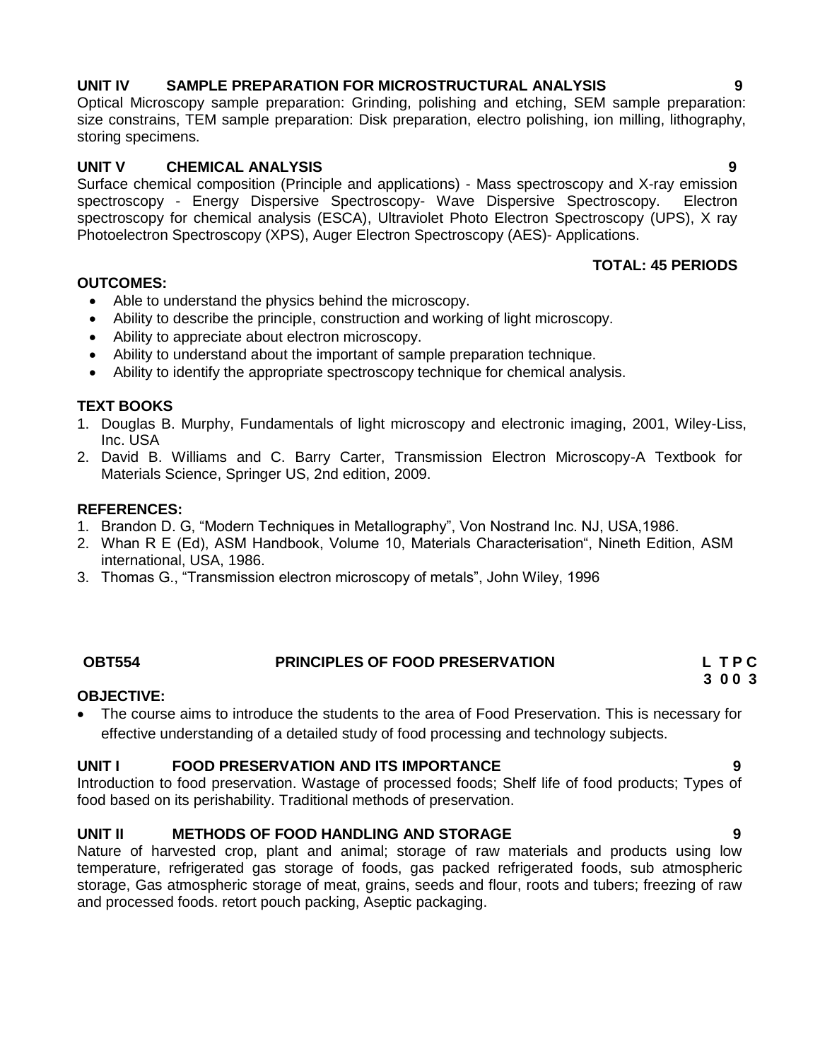**UNIT IV SAMPLE PREPARATION FOR MICROSTRUCTURAL ANALYSIS 9**

Optical Microscopy sample preparation: Grinding, polishing and etching, SEM sample preparation: size constrains, TEM sample preparation: Disk preparation, electro polishing, ion milling, lithography, storing specimens.

**UNIT V CHEMICAL ANALYSIS 9**

Surface chemical composition (Principle and applications) - Mass spectroscopy and X-ray emission spectroscopy - Energy Dispersive Spectroscopy- Wave Dispersive Spectroscopy. Electron spectroscopy for chemical analysis (ESCA), Ultraviolet Photo Electron Spectroscopy (UPS), X ray Photoelectron Spectroscopy (XPS), Auger Electron Spectroscopy (AES)- Applications.

**TOTAL: 45 PERIODS**

**OUTCOMES:**

- Able to understand the physics behind the microscopy.
- Ability to describe the principle, construction and working of light microscopy.
- Ability to appreciate about electron microscopy.
- Ability to understand about the important of sample preparation technique.
- Ability to identify the appropriate spectroscopy technique for chemical analysis.

**TEXT BOOKS**

1. Douglas B. Murphy, Fundamentals of light microscopy and electronic imaging, 2001, Wiley-Liss, Inc. USA
2. David B. Williams and C. Barry Carter, Transmission Electron Microscopy-A Textbook for Materials Science, Springer US, 2nd edition, 2009.

**REFERENCES:**

1. Brandon D. G, “Modern Techniques in Metallography”, Von Nostrand Inc. NJ, USA,1986.
2. Whan R E (Ed), ASM Handbook, Volume 10, Materials Characterisation“, Nineth Edition, ASM international, USA, 1986.
3. Thomas G., “Transmission electron microscopy of metals”, John Wiley, 1996

**OBT554 PRINCIPLES OF FOOD PRESERVATION L T P C**
**3 0 0 3**

**OBJECTIVE:**

- The course aims to introduce the students to the area of Food Preservation. This is necessary for effective understanding of a detailed study of food processing and technology subjects.

**UNIT I FOOD PRESERVATION AND ITS IMPORTANCE 9**

Introduction to food preservation. Wastage of processed foods; Shelf life of food products; Types of food based on its perishability. Traditional methods of preservation.

**UNIT II METHODS OF FOOD HANDLING AND STORAGE 9**

Nature of harvested crop, plant and animal; storage of raw materials and products using low temperature, refrigerated gas storage of foods, gas packed refrigerated foods, sub atmospheric storage, Gas atmospheric storage of meat, grains, seeds and flour, roots and tubers; freezing of raw and processed foods. retort pouch packing, Aseptic packaging.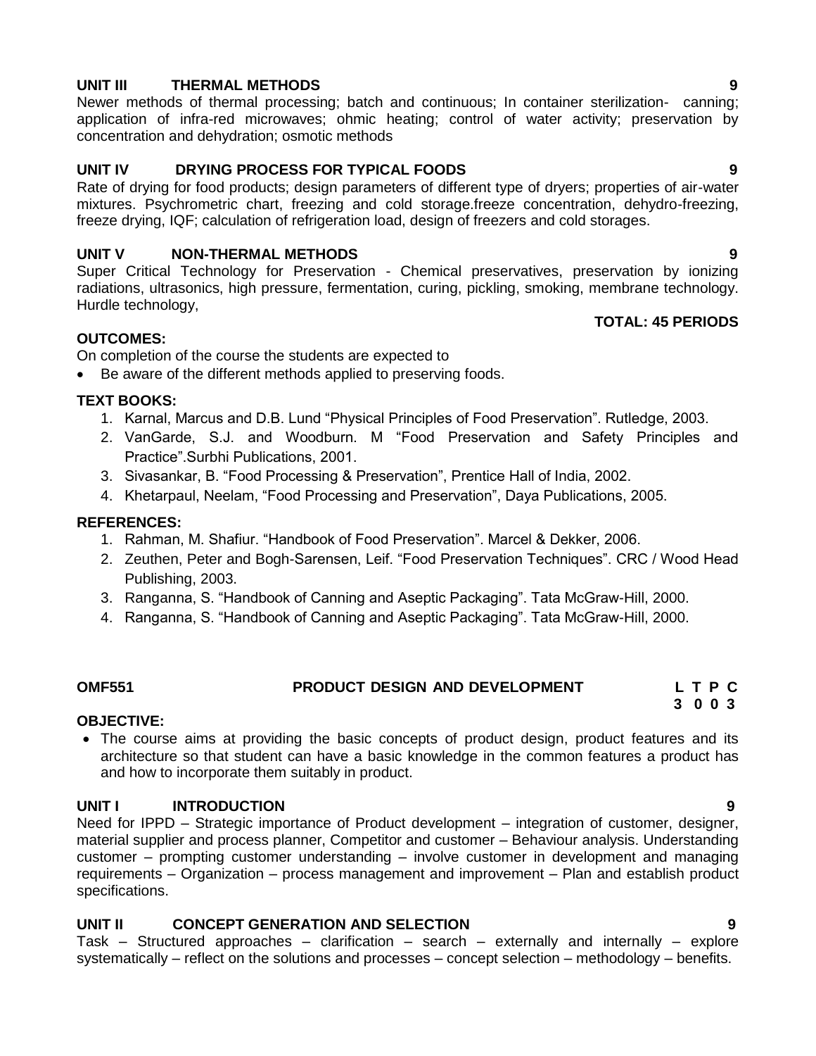### UNIT III THERMAL METHODS 9

Newer methods of thermal processing; batch and continuous; In container sterilization- canning; application of infra-red microwaves; ohmic heating; control of water activity; preservation by concentration and dehydration; osmotic methods

### UNIT IV DRYING PROCESS FOR TYPICAL FOODS 9

Rate of drying for food products; design parameters of different type of dryers; properties of air-water mixtures. Psychrometric chart, freezing and cold storage.freeze concentration, dehydro-freezing, freeze drying, IQF; calculation of refrigeration load, design of freezers and cold storages.

### UNIT V NON-THERMAL METHODS 9

Super Critical Technology for Preservation - Chemical preservatives, preservation by ionizing radiations, ultrasonics, high pressure, fermentation, curing, pickling, smoking, membrane technology. Hurdle technology,

**TOTAL: 45 PERIODS**

### OUTCOMES:

On completion of the course the students are expected to

- Be aware of the different methods applied to preserving foods.

### TEXT BOOKS:

1. Karnal, Marcus and D.B. Lund "Physical Principles of Food Preservation". Rutledge, 2003.
2. VanGarde, S.J. and Woodburn. M "Food Preservation and Safety Principles and Practice".Surbhi Publications, 2001.
3. Sivasankar, B. "Food Processing & Preservation", Prentice Hall of India, 2002.
4. Khetarpaul, Neelam, "Food Processing and Preservation", Daya Publications, 2005.

### REFERENCES:

1. Rahman, M. Shafiur. "Handbook of Food Preservation". Marcel & Dekker, 2006.
2. Zeuthen, Peter and Bogh-Sarensen, Leif. "Food Preservation Techniques". CRC / Wood Head Publishing, 2003.
3. Ranganna, S. "Handbook of Canning and Aseptic Packaging". Tata McGraw-Hill, 2000.
4. Ranganna, S. "Handbook of Canning and Aseptic Packaging". Tata McGraw-Hill, 2000.

## OMF551 PRODUCT DESIGN AND DEVELOPMENT

| L | T | P | C |
|---|---|---|---|
| 3 | 0 | 0 | 3 |

### OBJECTIVE:

- The course aims at providing the basic concepts of product design, product features and its architecture so that student can have a basic knowledge in the common features a product has and how to incorporate them suitably in product.

### UNIT I INTRODUCTION 9

Need for IPPD – Strategic importance of Product development – integration of customer, designer, material supplier and process planner, Competitor and customer – Behaviour analysis. Understanding customer – prompting customer understanding – involve customer in development and managing requirements – Organization – process management and improvement – Plan and establish product specifications.

### UNIT II CONCEPT GENERATION AND SELECTION 9

Task – Structured approaches – clarification – search – externally and internally – explore systematically – reflect on the solutions and processes – concept selection – methodology – benefits.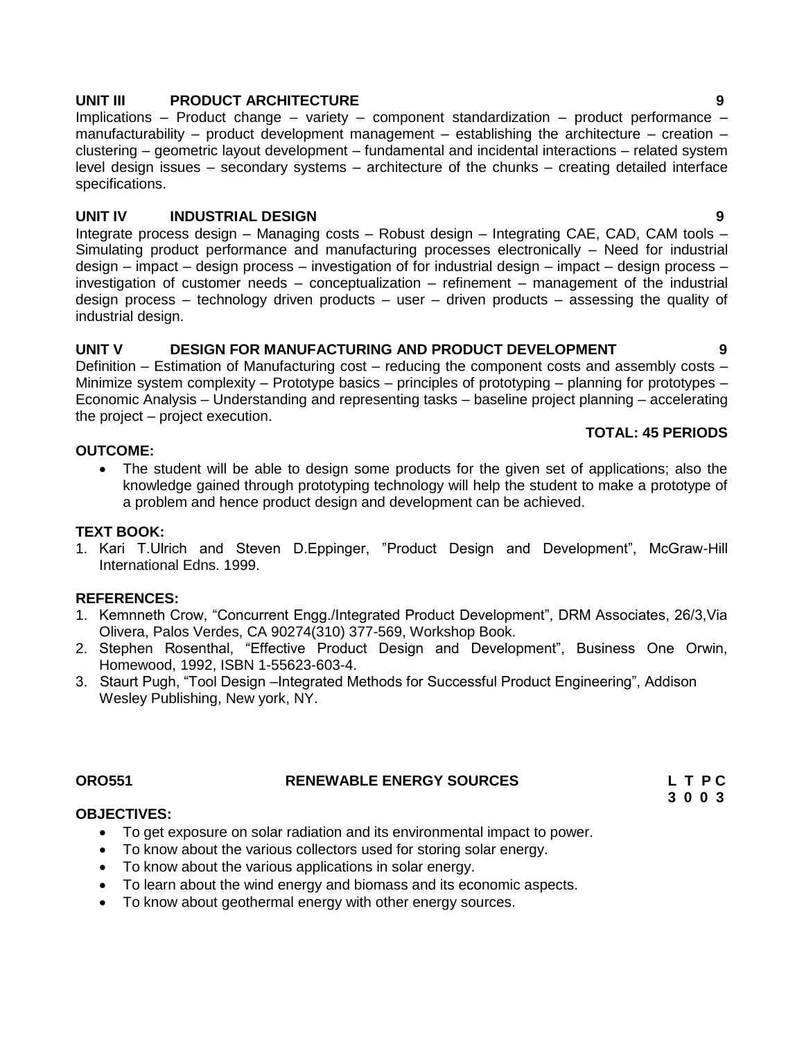**UNIT III PRODUCT ARCHITECTURE 9**

Implications – Product change – variety – component standardization – product performance – manufacturability – product development management – establishing the architecture – creation – clustering – geometric layout development – fundamental and incidental interactions – related system level design issues – secondary systems – architecture of the chunks – creating detailed interface specifications.

**UNIT IV INDUSTRIAL DESIGN 9**

Integrate process design – Managing costs – Robust design – Integrating CAE, CAD, CAM tools – Simulating product performance and manufacturing processes electronically – Need for industrial design – impact – design process – investigation of for industrial design – impact – design process – investigation of customer needs – conceptualization – refinement – management of the industrial design process – technology driven products – user – driven products – assessing the quality of industrial design.

**UNIT V DESIGN FOR MANUFACTURING AND PRODUCT DEVELOPMENT 9**

Definition – Estimation of Manufacturing cost – reducing the component costs and assembly costs – Minimize system complexity – Prototype basics – principles of prototyping – planning for prototypes – Economic Analysis – Understanding and representing tasks – baseline project planning – accelerating the project – project execution.

**TOTAL: 45 PERIODS**

**OUTCOME:**

- The student will be able to design some products for the given set of applications; also the knowledge gained through prototyping technology will help the student to make a prototype of a problem and hence product design and development can be achieved.

**TEXT BOOK:**

1. Kari T.Ulrich and Steven D.Eppinger, "Product Design and Development", McGraw-Hill International Edns. 1999.

**REFERENCES:**

1. Kemnneth Crow, "Concurrent Engg./Integrated Product Development", DRM Associates, 26/3,Via Olivera, Palos Verdes, CA 90274(310) 377-569, Workshop Book.
2. Stephen Rosenthal, "Effective Product Design and Development", Business One Orwin, Homewood, 1992, ISBN 1-55623-603-4.
3. Staurt Pugh, "Tool Design –Integrated Methods for Successful Product Engineering", Addison Wesley Publishing, New york, NY.

**ORO551 RENEWABLE ENERGY SOURCES**

| L | T | P | C |
|---|---|---|---|
| 3 | 0 | 0 | 3 |

**OBJECTIVES:**

- To get exposure on solar radiation and its environmental impact to power.
- To know about the various collectors used for storing solar energy.
- To know about the various applications in solar energy.
- To learn about the wind energy and biomass and its economic aspects.
- To know about geothermal energy with other energy sources.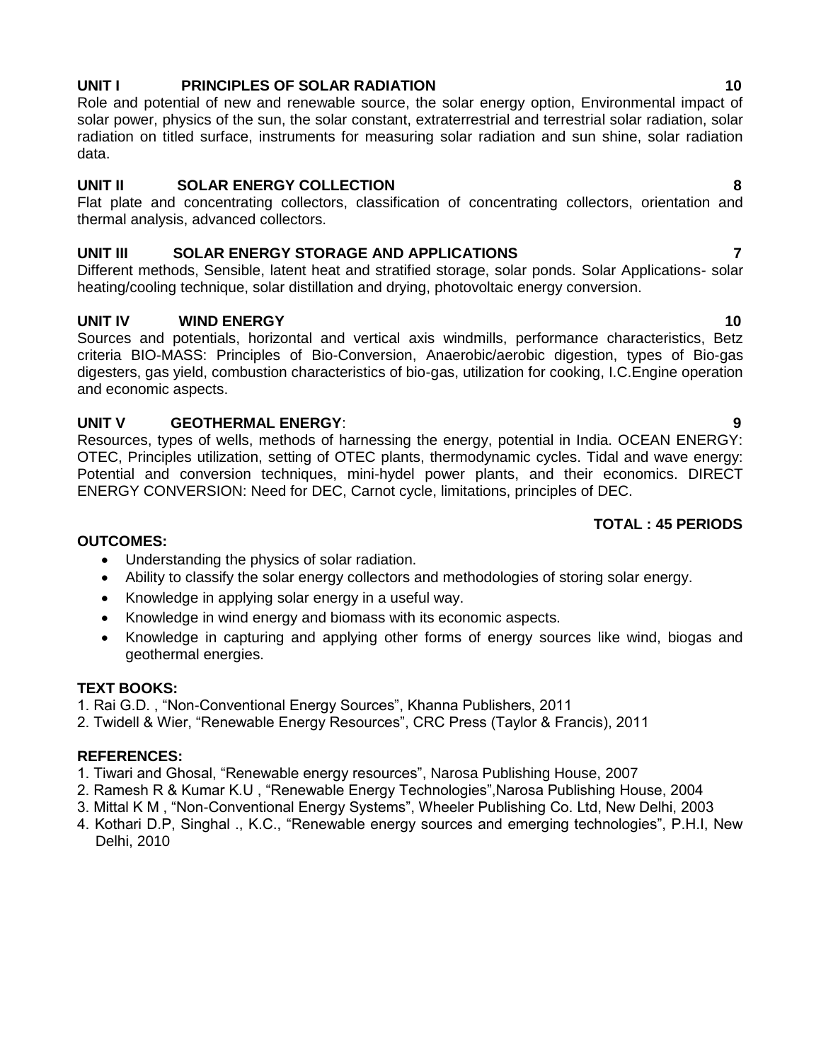**UNIT I PRINCIPLES OF SOLAR RADIATION 10**

Role and potential of new and renewable source, the solar energy option, Environmental impact of solar power, physics of the sun, the solar constant, extraterrestrial and terrestrial solar radiation, solar radiation on titled surface, instruments for measuring solar radiation and sun shine, solar radiation data.

**UNIT II SOLAR ENERGY COLLECTION 8**

Flat plate and concentrating collectors, classification of concentrating collectors, orientation and thermal analysis, advanced collectors.

**UNIT III SOLAR ENERGY STORAGE AND APPLICATIONS 7**

Different methods, Sensible, latent heat and stratified storage, solar ponds. Solar Applications- solar heating/cooling technique, solar distillation and drying, photovoltaic energy conversion.

**UNIT IV WIND ENERGY 10**

Sources and potentials, horizontal and vertical axis windmills, performance characteristics, Betz criteria BIO-MASS: Principles of Bio-Conversion, Anaerobic/aerobic digestion, types of Bio-gas digesters, gas yield, combustion characteristics of bio-gas, utilization for cooking, I.C.Engine operation and economic aspects.

**UNIT V GEOTHERMAL ENERGY: 9**

Resources, types of wells, methods of harnessing the energy, potential in India. OCEAN ENERGY: OTEC, Principles utilization, setting of OTEC plants, thermodynamic cycles. Tidal and wave energy: Potential and conversion techniques, mini-hydel power plants, and their economics. DIRECT ENERGY CONVERSION: Need for DEC, Carnot cycle, limitations, principles of DEC.

**TOTAL : 45 PERIODS**

**OUTCOMES:**

- Understanding the physics of solar radiation.
- Ability to classify the solar energy collectors and methodologies of storing solar energy.
- Knowledge in applying solar energy in a useful way.
- Knowledge in wind energy and biomass with its economic aspects.
- Knowledge in capturing and applying other forms of energy sources like wind, biogas and geothermal energies.

**TEXT BOOKS:**

1. Rai G.D. , "Non-Conventional Energy Sources", Khanna Publishers, 2011
2. Twidell & Wier, "Renewable Energy Resources", CRC Press (Taylor & Francis), 2011

**REFERENCES:**

1. Tiwari and Ghosal, "Renewable energy resources", Narosa Publishing House, 2007
2. Ramesh R & Kumar K.U , "Renewable Energy Technologies",Narosa Publishing House, 2004
3. Mittal K M , "Non-Conventional Energy Systems", Wheeler Publishing Co. Ltd, New Delhi, 2003
4. Kothari D.P, Singhal ., K.C., "Renewable energy sources and emerging technologies", P.H.I, New Delhi, 2010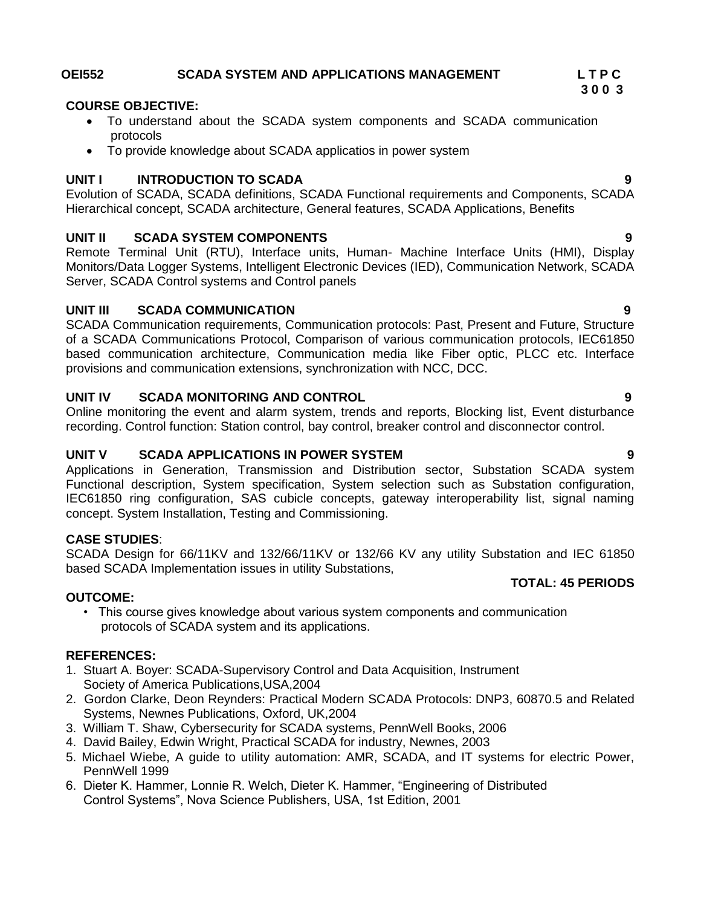**OEI552 SCADA SYSTEM AND APPLICATIONS MANAGEMENT**

| L | T | P | C |
|---|---|---|---|
| 3 | 0 | 0 | 3 |

**COURSE OBJECTIVE:**

- To understand about the SCADA system components and SCADA communication protocols
- To provide knowledge about SCADA applicatios in power system

**UNIT I INTRODUCTION TO SCADA** **9**

Evolution of SCADA, SCADA definitions, SCADA Functional requirements and Components, SCADA Hierarchical concept, SCADA architecture, General features, SCADA Applications, Benefits

**UNIT II SCADA SYSTEM COMPONENTS** **9**

Remote Terminal Unit (RTU), Interface units, Human- Machine Interface Units (HMI), Display Monitors/Data Logger Systems, Intelligent Electronic Devices (IED), Communication Network, SCADA Server, SCADA Control systems and Control panels

**UNIT III SCADA COMMUNICATION** **9**

SCADA Communication requirements, Communication protocols: Past, Present and Future, Structure of a SCADA Communications Protocol, Comparison of various communication protocols, IEC61850 based communication architecture, Communication media like Fiber optic, PLCC etc. Interface provisions and communication extensions, synchronization with NCC, DCC.

**UNIT IV SCADA MONITORING AND CONTROL** **9**

Online monitoring the event and alarm system, trends and reports, Blocking list, Event disturbance recording. Control function: Station control, bay control, breaker control and disconnector control.

**UNIT V SCADA APPLICATIONS IN POWER SYSTEM** **9**

Applications in Generation, Transmission and Distribution sector, Substation SCADA system Functional description, System specification, System selection such as Substation configuration, IEC61850 ring configuration, SAS cubicle concepts, gateway interoperability list, signal naming concept. System Installation, Testing and Commissioning.

**CASE STUDIES**:

SCADA Design for 66/11KV and 132/66/11KV or 132/66 KV any utility Substation and IEC 61850 based SCADA Implementation issues in utility Substations,

**TOTAL: 45 PERIODS**

**OUTCOME:**

- This course gives knowledge about various system components and communication protocols of SCADA system and its applications.

**REFERENCES:**

1. Stuart A. Boyer: SCADA-Supervisory Control and Data Acquisition, Instrument Society of America Publications,USA,2004
2. Gordon Clarke, Deon Reynders: Practical Modern SCADA Protocols: DNP3, 60870.5 and Related Systems, Newnes Publications, Oxford, UK,2004
3. William T. Shaw, Cybersecurity for SCADA systems, PennWell Books, 2006
4. David Bailey, Edwin Wright, Practical SCADA for industry, Newnes, 2003
5. Michael Wiebe, A guide to utility automation: AMR, SCADA, and IT systems for electric Power, PennWell 1999
6. Dieter K. Hammer, Lonnie R. Welch, Dieter K. Hammer, "Engineering of Distributed Control Systems", Nova Science Publishers, USA, 1st Edition, 2001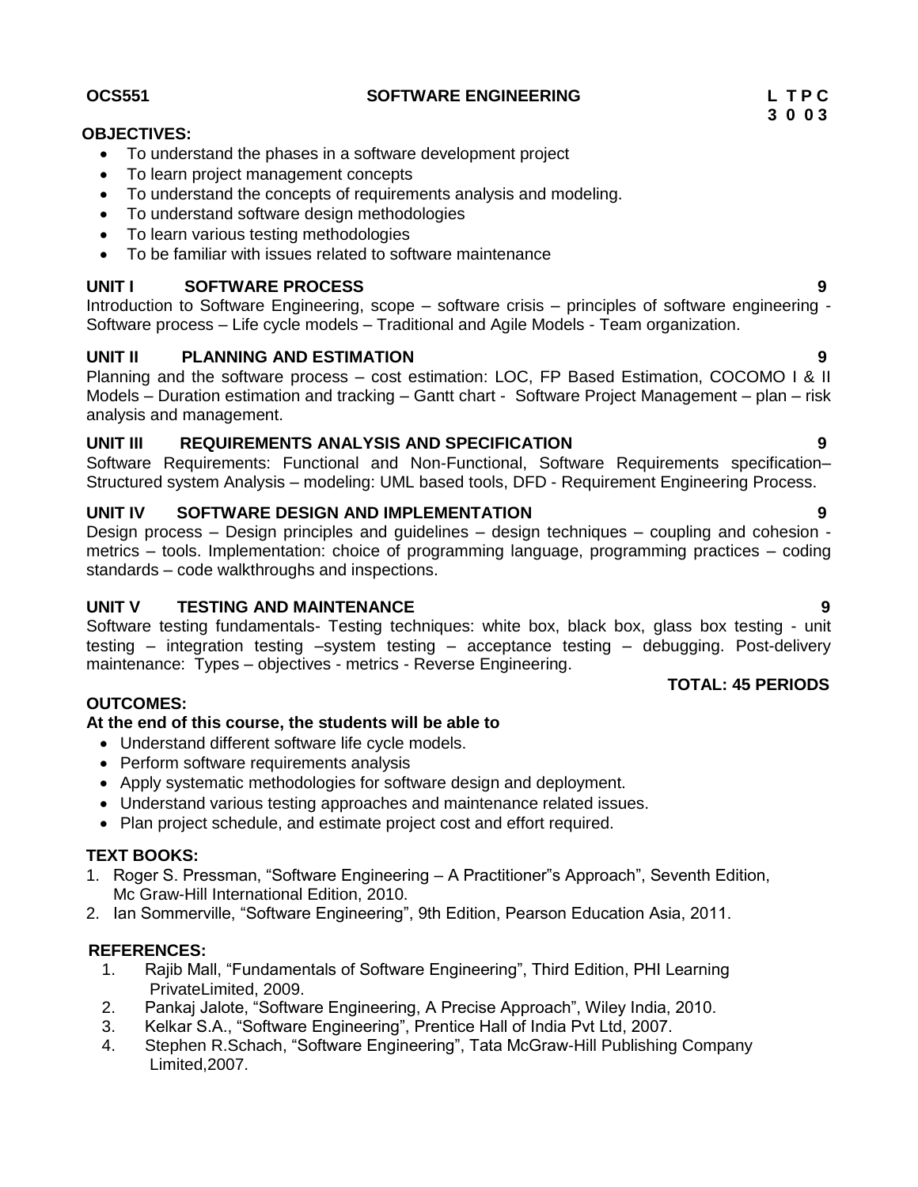**OCS551** **SOFTWARE ENGINEERING** **L T P C**
**3 0 0 3**

**OBJECTIVES:**

- To understand the phases in a software development project
- To learn project management concepts
- To understand the concepts of requirements analysis and modeling.
- To understand software design methodologies
- To learn various testing methodologies
- To be familiar with issues related to software maintenance

**UNIT I SOFTWARE PROCESS** **9**

Introduction to Software Engineering, scope – software crisis – principles of software engineering - Software process – Life cycle models – Traditional and Agile Models - Team organization.

**UNIT II PLANNING AND ESTIMATION** **9**

Planning and the software process – cost estimation: LOC, FP Based Estimation, COCOMO I & II Models – Duration estimation and tracking – Gantt chart - Software Project Management – plan – risk analysis and management.

**UNIT III REQUIREMENTS ANALYSIS AND SPECIFICATION** **9**

Software Requirements: Functional and Non-Functional, Software Requirements specification– Structured system Analysis – modeling: UML based tools, DFD - Requirement Engineering Process.

**UNIT IV SOFTWARE DESIGN AND IMPLEMENTATION** **9**

Design process – Design principles and guidelines – design techniques – coupling and cohesion - metrics – tools. Implementation: choice of programming language, programming practices – coding standards – code walkthroughs and inspections.

**UNIT V TESTING AND MAINTENANCE** **9**

Software testing fundamentals- Testing techniques: white box, black box, glass box testing - unit testing – integration testing –system testing – acceptance testing – debugging. Post-delivery maintenance: Types – objectives - metrics - Reverse Engineering.

**TOTAL: 45 PERIODS**

**OUTCOMES:**

**At the end of this course, the students will be able to**

- Understand different software life cycle models.
- Perform software requirements analysis
- Apply systematic methodologies for software design and deployment.
- Understand various testing approaches and maintenance related issues.
- Plan project schedule, and estimate project cost and effort required.

**TEXT BOOKS:**

1. Roger S. Pressman, "Software Engineering – A Practitioner"s Approach", Seventh Edition, Mc Graw-Hill International Edition, 2010.
2. Ian Sommerville, "Software Engineering", 9th Edition, Pearson Education Asia, 2011.

**REFERENCES:**

1. Rajib Mall, "Fundamentals of Software Engineering", Third Edition, PHI Learning PrivateLimited, 2009.
2. Pankaj Jalote, "Software Engineering, A Precise Approach", Wiley India, 2010.
3. Kelkar S.A., "Software Engineering", Prentice Hall of India Pvt Ltd, 2007.
4. Stephen R.Schach, "Software Engineering", Tata McGraw-Hill Publishing Company Limited,2007.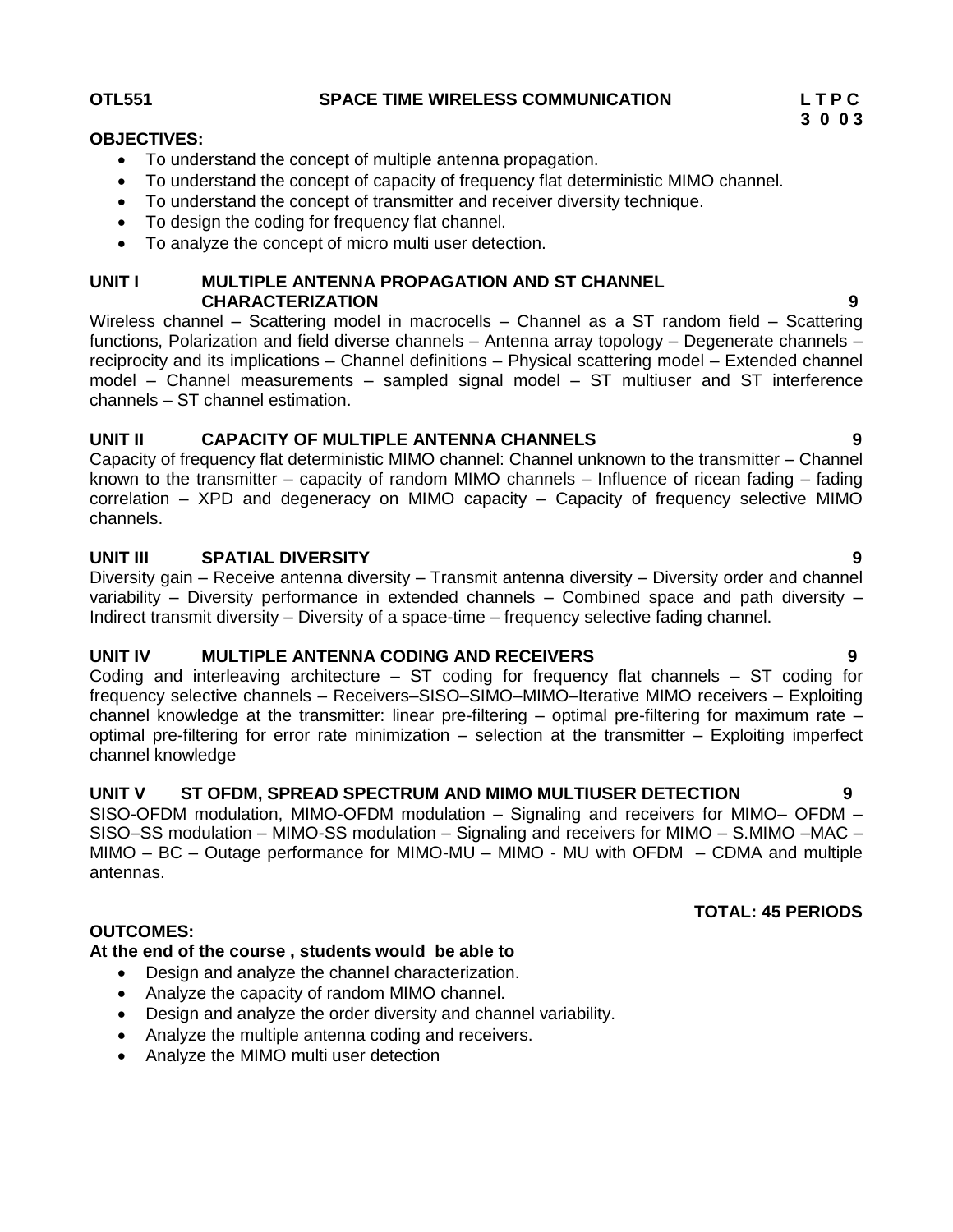**OTL551** **SPACE TIME WIRELESS COMMUNICATION** **L T P C**
**3 0 0 3**

**OBJECTIVES:**

- To understand the concept of multiple antenna propagation.
- To understand the concept of capacity of frequency flat deterministic MIMO channel.
- To understand the concept of transmitter and receiver diversity technique.
- To design the coding for frequency flat channel.
- To analyze the concept of micro multi user detection.

**UNIT I MULTIPLE ANTENNA PROPAGATION AND ST CHANNEL CHARACTERIZATION 9**

Wireless channel – Scattering model in macrocells – Channel as a ST random field – Scattering functions, Polarization and field diverse channels – Antenna array topology – Degenerate channels – reciprocity and its implications – Channel definitions – Physical scattering model – Extended channel model – Channel measurements – sampled signal model – ST multiuser and ST interference channels – ST channel estimation.

**UNIT II CAPACITY OF MULTIPLE ANTENNA CHANNELS 9**

Capacity of frequency flat deterministic MIMO channel: Channel unknown to the transmitter – Channel known to the transmitter – capacity of random MIMO channels – Influence of ricean fading – fading correlation – XPD and degeneracy on MIMO capacity – Capacity of frequency selective MIMO channels.

**UNIT III SPATIAL DIVERSITY 9**

Diversity gain – Receive antenna diversity – Transmit antenna diversity – Diversity order and channel variability – Diversity performance in extended channels – Combined space and path diversity – Indirect transmit diversity – Diversity of a space-time – frequency selective fading channel.

**UNIT IV MULTIPLE ANTENNA CODING AND RECEIVERS 9**

Coding and interleaving architecture – ST coding for frequency flat channels – ST coding for frequency selective channels – Receivers–SISO–SIMO–MIMO–Iterative MIMO receivers – Exploiting channel knowledge at the transmitter: linear pre-filtering – optimal pre-filtering for maximum rate – optimal pre-filtering for error rate minimization – selection at the transmitter – Exploiting imperfect channel knowledge

**UNIT V ST OFDM, SPREAD SPECTRUM AND MIMO MULTIUSER DETECTION 9**

SISO-OFDM modulation, MIMO-OFDM modulation – Signaling and receivers for MIMO– OFDM – SISO–SS modulation – MIMO-SS modulation – Signaling and receivers for MIMO – S.MIMO –MAC – MIMO – BC – Outage performance for MIMO-MU – MIMO - MU with OFDM – CDMA and multiple antennas.

**TOTAL: 45 PERIODS**

**OUTCOMES:**

**At the end of the course , students would be able to**

- Design and analyze the channel characterization.
- Analyze the capacity of random MIMO channel.
- Design and analyze the order diversity and channel variability.
- Analyze the multiple antenna coding and receivers.
- Analyze the MIMO multi user detection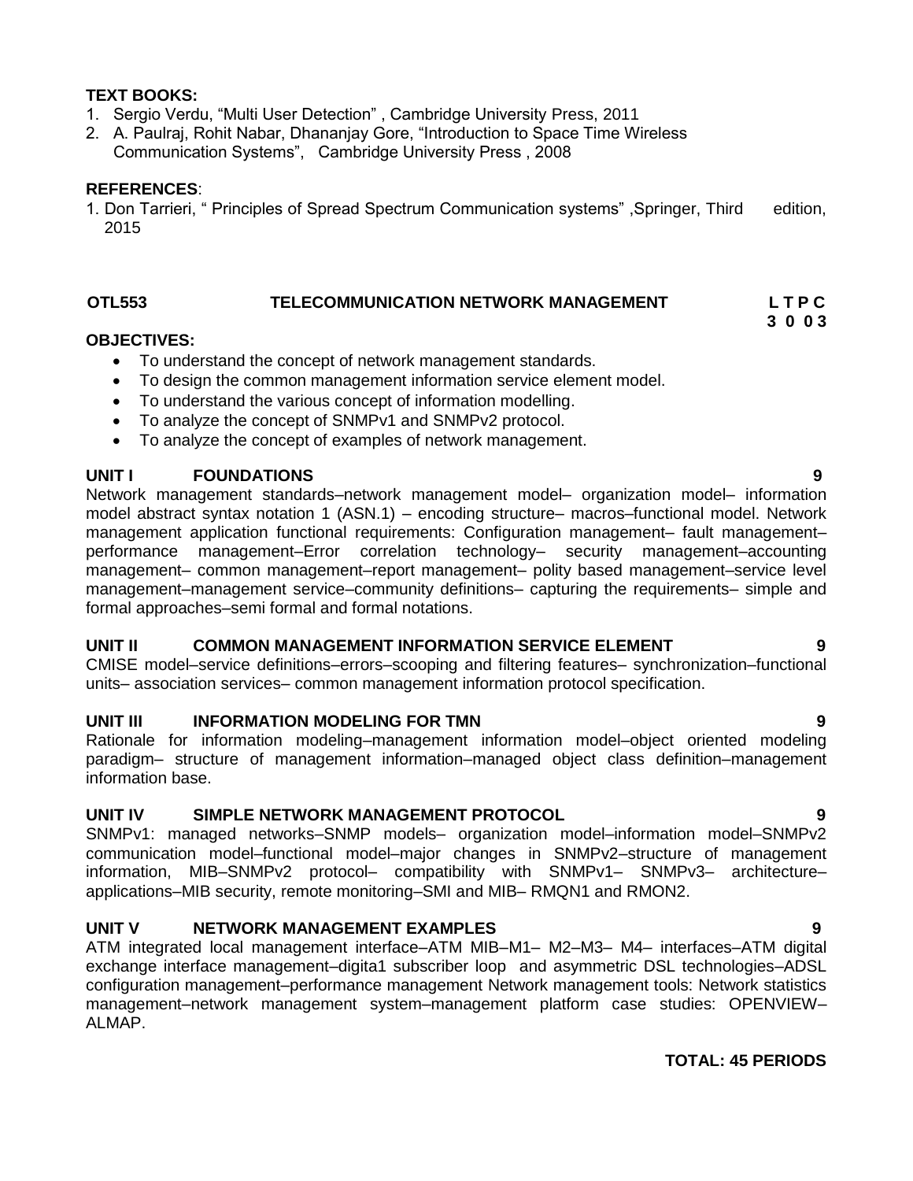**TEXT BOOKS:**

1. Sergio Verdu, “Multi User Detection” , Cambridge University Press, 2011
2. A. Paulraj, Rohit Nabar, Dhananjay Gore, “Introduction to Space Time Wireless Communication Systems”, Cambridge University Press , 2008

**REFERENCES**:

1. Don Tarrieri, “ Principles of Spread Spectrum Communication systems” ,Springer, Third edition, 2015

## OTL553 TELECOMMUNICATION NETWORK MANAGEMENT

**L T P C**
**3 0 0 3**

**OBJECTIVES:**

- To understand the concept of network management standards.
- To design the common management information service element model.
- To understand the various concept of information modelling.
- To analyze the concept of SNMPv1 and SNMPv2 protocol.
- To analyze the concept of examples of network management.

### UNIT I FOUNDATIONS 9

Network management standards–network management model– organization model– information model abstract syntax notation 1 (ASN.1) – encoding structure– macros–functional model. Network management application functional requirements: Configuration management– fault management–performance management–Error correlation technology– security management–accounting management– common management–report management– polity based management–service level management–management service–community definitions– capturing the requirements– simple and formal approaches–semi formal and formal notations.

### UNIT II COMMON MANAGEMENT INFORMATION SERVICE ELEMENT 9

CMISE model–service definitions–errors–scooping and filtering features– synchronization–functional units– association services– common management information protocol specification.

### UNIT III INFORMATION MODELING FOR TMN 9

Rationale for information modeling–management information model–object oriented modeling paradigm– structure of management information–managed object class definition–management information base.

### UNIT IV SIMPLE NETWORK MANAGEMENT PROTOCOL 9

SNMPv1: managed networks–SNMP models– organization model–information model–SNMPv2 communication model–functional model–major changes in SNMPv2–structure of management information, MIB–SNMPv2 protocol– compatibility with SNMPv1– SNMPv3– architecture–applications–MIB security, remote monitoring–SMI and MIB– RMQN1 and RMON2.

### UNIT V NETWORK MANAGEMENT EXAMPLES 9

ATM integrated local management interface–ATM MIB–M1– M2–M3– M4– interfaces–ATM digital exchange interface management–digita1 subscriber loop and asymmetric DSL technologies–ADSL configuration management–performance management Network management tools: Network statistics management–network management system–management platform case studies: OPENVIEW–ALMAP.

**TOTAL: 45 PERIODS**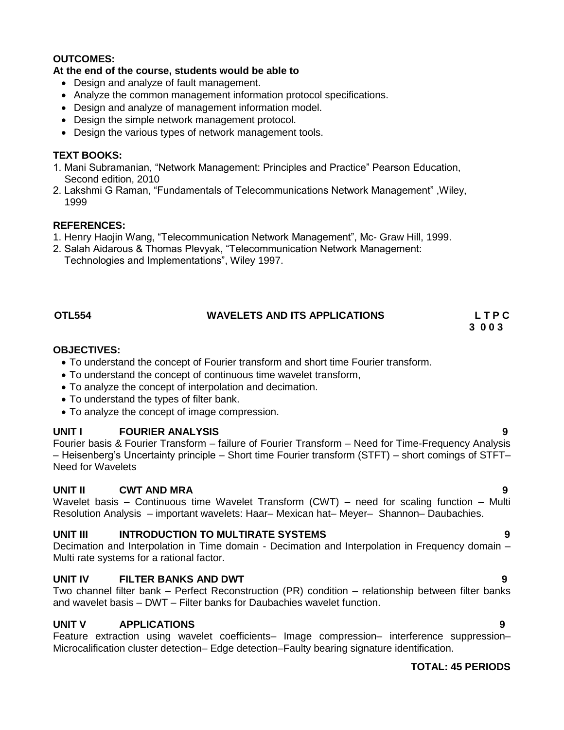**OUTCOMES:**

**At the end of the course, students would be able to**

- Design and analyze of fault management.
- Analyze the common management information protocol specifications.
- Design and analyze of management information model.
- Design the simple network management protocol.
- Design the various types of network management tools.

**TEXT BOOKS:**

1. Mani Subramanian, "Network Management: Principles and Practice" Pearson Education, Second edition, 2010
2. Lakshmi G Raman, "Fundamentals of Telecommunications Network Management" ,Wiley, 1999

**REFERENCES:**

1. Henry Haojin Wang, "Telecommunication Network Management", Mc- Graw Hill, 1999.
2. Salah Aidarous & Thomas Plevyak, "Telecommunication Network Management: Technologies and Implementations", Wiley 1997.

## OTL554 WAVELETS AND ITS APPLICATIONS

**L T P C**
**3 0 0 3**

**OBJECTIVES:**

- To understand the concept of Fourier transform and short time Fourier transform.
- To understand the concept of continuous time wavelet transform,
- To analyze the concept of interpolation and decimation.
- To understand the types of filter bank.
- To analyze the concept of image compression.

**UNIT I FOURIER ANALYSIS 9**

Fourier basis & Fourier Transform – failure of Fourier Transform – Need for Time-Frequency Analysis – Heisenberg's Uncertainty principle – Short time Fourier transform (STFT) – short comings of STFT– Need for Wavelets

**UNIT II CWT AND MRA 9**

Wavelet basis – Continuous time Wavelet Transform (CWT) – need for scaling function – Multi Resolution Analysis – important wavelets: Haar– Mexican hat– Meyer– Shannon– Daubachies.

**UNIT III INTRODUCTION TO MULTIRATE SYSTEMS 9**

Decimation and Interpolation in Time domain - Decimation and Interpolation in Frequency domain – Multi rate systems for a rational factor.

**UNIT IV FILTER BANKS AND DWT 9**

Two channel filter bank – Perfect Reconstruction (PR) condition – relationship between filter banks and wavelet basis – DWT – Filter banks for Daubachies wavelet function.

**UNIT V APPLICATIONS 9**

Feature extraction using wavelet coefficients– Image compression– interference suppression– Microcalification cluster detection– Edge detection–Faulty bearing signature identification.

**TOTAL: 45 PERIODS**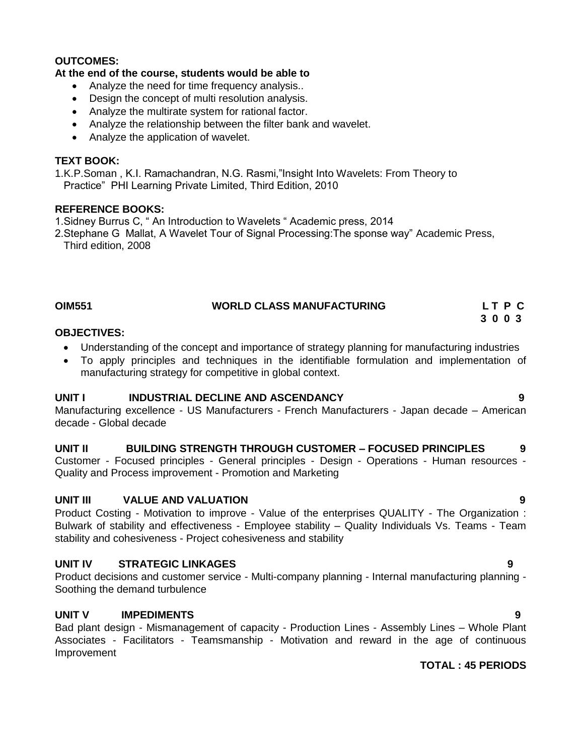**OUTCOMES:**

**At the end of the course, students would be able to**

- Analyze the need for time frequency analysis..
- Design the concept of multi resolution analysis.
- Analyze the multirate system for rational factor.
- Analyze the relationship between the filter bank and wavelet.
- Analyze the application of wavelet.

**TEXT BOOK:**

1.K.P.Soman , K.I. Ramachandran, N.G. Rasmi,"Insight Into Wavelets: From Theory to Practice" PHI Learning Private Limited, Third Edition, 2010

**REFERENCE BOOKS:**

1.Sidney Burrus C, " An Introduction to Wavelets " Academic press, 2014

2.Stephane G Mallat, A Wavelet Tour of Signal Processing:The sponse way" Academic Press, Third edition, 2008

## OIM551 WORLD CLASS MANUFACTURING

| L | T | P | C |
|---|---|---|---|
| 3 | 0 | 0 | 3 |

**OBJECTIVES:**

- Understanding of the concept and importance of strategy planning for manufacturing industries
- To apply principles and techniques in the identifiable formulation and implementation of manufacturing strategy for competitive in global context.

**UNIT I INDUSTRIAL DECLINE AND ASCENDANCY** **9**

Manufacturing excellence - US Manufacturers - French Manufacturers - Japan decade – American decade - Global decade

**UNIT II BUILDING STRENGTH THROUGH CUSTOMER – FOCUSED PRINCIPLES** **9**

Customer - Focused principles - General principles - Design - Operations - Human resources - Quality and Process improvement - Promotion and Marketing

**UNIT III VALUE AND VALUATION** **9**

Product Costing - Motivation to improve - Value of the enterprises QUALITY - The Organization : Bulwark of stability and effectiveness - Employee stability – Quality Individuals Vs. Teams - Team stability and cohesiveness - Project cohesiveness and stability

**UNIT IV STRATEGIC LINKAGES** **9**

Product decisions and customer service - Multi-company planning - Internal manufacturing planning - Soothing the demand turbulence

**UNIT V IMPEDIMENTS** **9**

Bad plant design - Mismanagement of capacity - Production Lines - Assembly Lines – Whole Plant Associates - Facilitators - Teamsmanship - Motivation and reward in the age of continuous Improvement

**TOTAL : 45 PERIODS**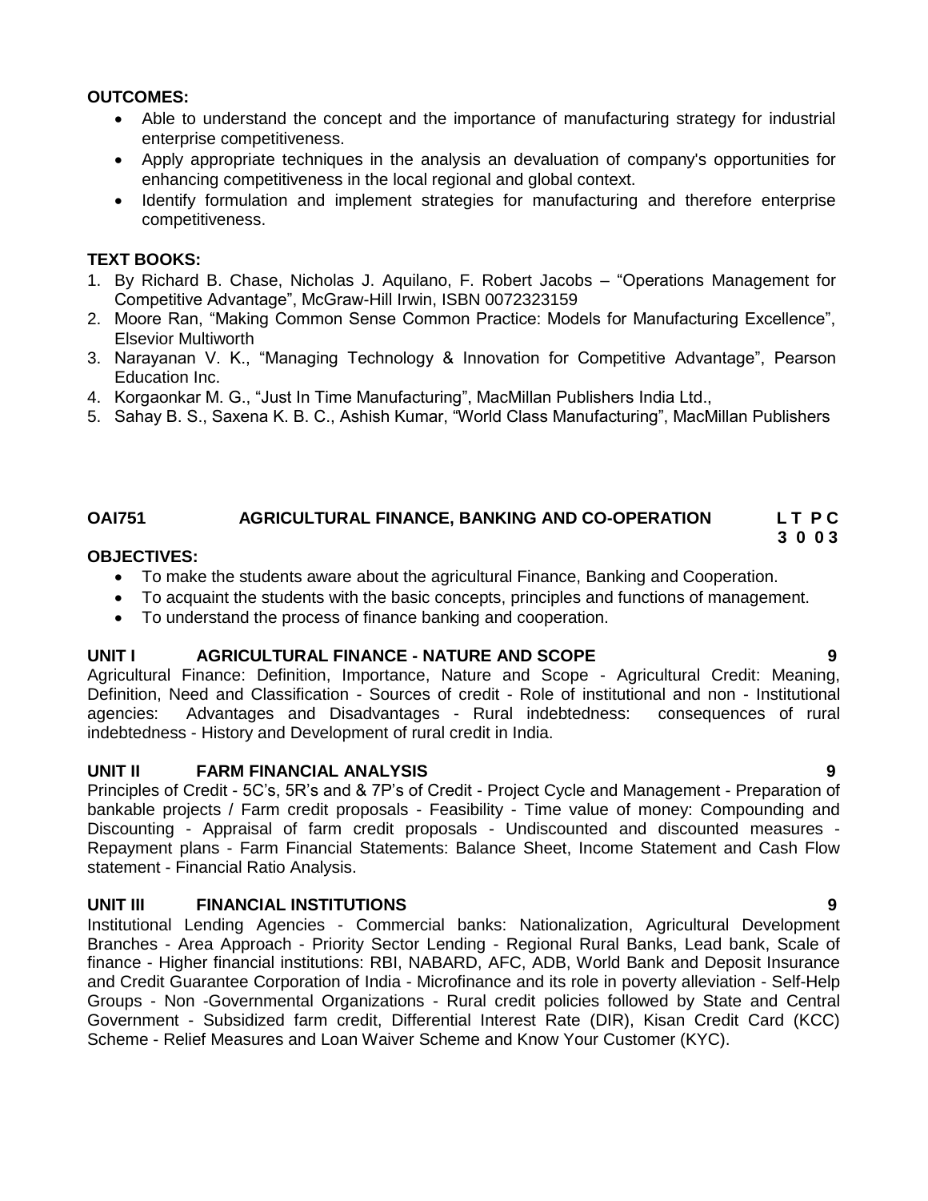**OUTCOMES:**

- Able to understand the concept and the importance of manufacturing strategy for industrial enterprise competitiveness.
- Apply appropriate techniques in the analysis an devaluation of company's opportunities for enhancing competitiveness in the local regional and global context.
- Identify formulation and implement strategies for manufacturing and therefore enterprise competitiveness.

**TEXT BOOKS:**

1. By Richard B. Chase, Nicholas J. Aquilano, F. Robert Jacobs – "Operations Management for Competitive Advantage", McGraw-Hill Irwin, ISBN 0072323159
2. Moore Ran, "Making Common Sense Common Practice: Models for Manufacturing Excellence", Elsevior Multiworth
3. Narayanan V. K., "Managing Technology & Innovation for Competitive Advantage", Pearson Education Inc.
4. Korgaonkar M. G., "Just In Time Manufacturing", MacMillan Publishers India Ltd.,
5. Sahay B. S., Saxena K. B. C., Ashish Kumar, "World Class Manufacturing", MacMillan Publishers

## OAI751 AGRICULTURAL FINANCE, BANKING AND CO-OPERATION

**L T P C**
**3 0 0 3**

**OBJECTIVES:**

- To make the students aware about the agricultural Finance, Banking and Cooperation.
- To acquaint the students with the basic concepts, principles and functions of management.
- To understand the process of finance banking and cooperation.

### UNIT I AGRICULTURAL FINANCE - NATURE AND SCOPE — 9

Agricultural Finance: Definition, Importance, Nature and Scope - Agricultural Credit: Meaning, Definition, Need and Classification - Sources of credit - Role of institutional and non - Institutional agencies: Advantages and Disadvantages - Rural indebtedness: consequences of rural indebtedness - History and Development of rural credit in India.

### UNIT II FARM FINANCIAL ANALYSIS — 9

Principles of Credit - 5C's, 5R's and & 7P's of Credit - Project Cycle and Management - Preparation of bankable projects / Farm credit proposals - Feasibility - Time value of money: Compounding and Discounting - Appraisal of farm credit proposals - Undiscounted and discounted measures - Repayment plans - Farm Financial Statements: Balance Sheet, Income Statement and Cash Flow statement - Financial Ratio Analysis.

### UNIT III FINANCIAL INSTITUTIONS — 9

Institutional Lending Agencies - Commercial banks: Nationalization, Agricultural Development Branches - Area Approach - Priority Sector Lending - Regional Rural Banks, Lead bank, Scale of finance - Higher financial institutions: RBI, NABARD, AFC, ADB, World Bank and Deposit Insurance and Credit Guarantee Corporation of India - Microfinance and its role in poverty alleviation - Self-Help Groups - Non -Governmental Organizations - Rural credit policies followed by State and Central Government - Subsidized farm credit, Differential Interest Rate (DIR), Kisan Credit Card (KCC) Scheme - Relief Measures and Loan Waiver Scheme and Know Your Customer (KYC).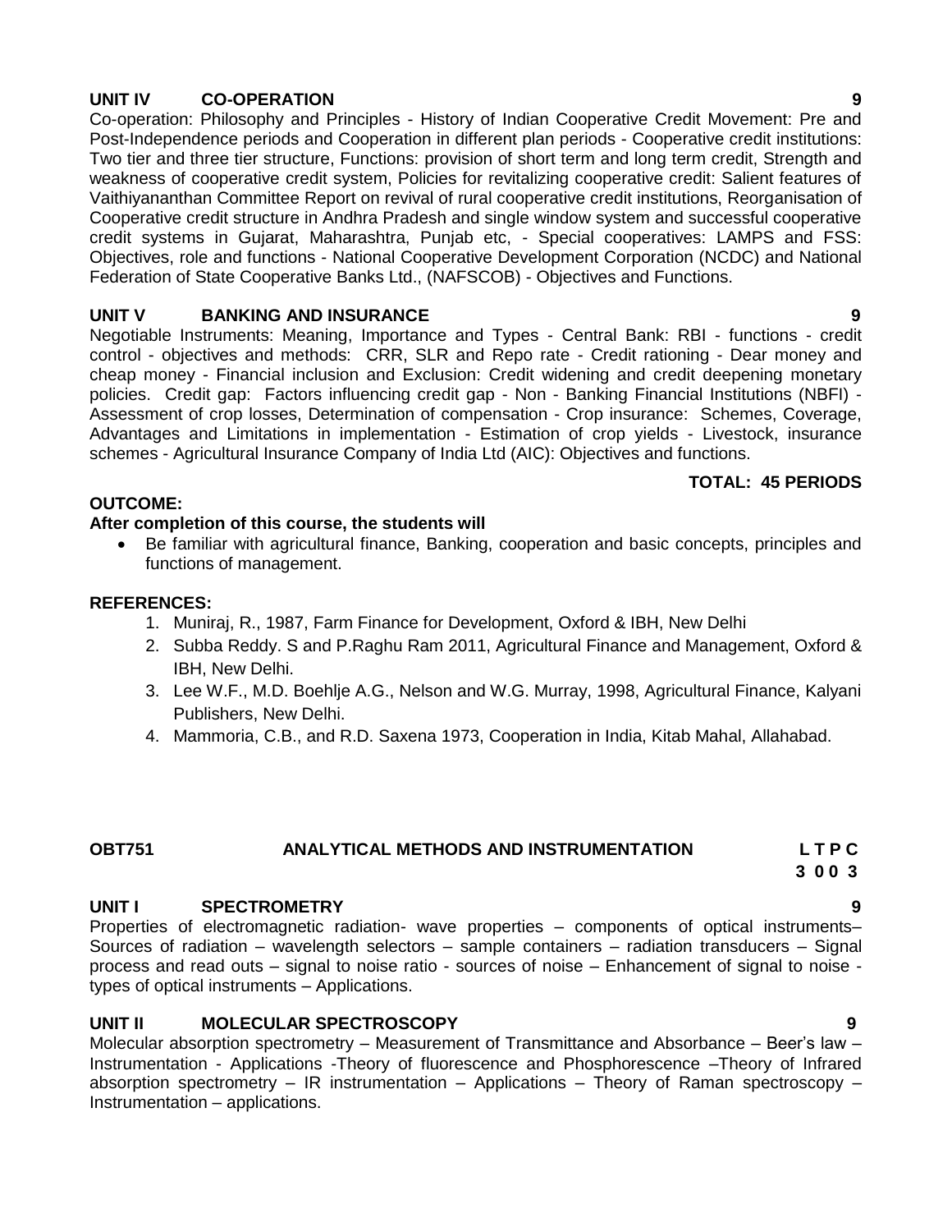### UNIT IV CO-OPERATION 9

Co-operation: Philosophy and Principles - History of Indian Cooperative Credit Movement: Pre and Post-Independence periods and Cooperation in different plan periods - Cooperative credit institutions: Two tier and three tier structure, Functions: provision of short term and long term credit, Strength and weakness of cooperative credit system, Policies for revitalizing cooperative credit: Salient features of Vaithiyananthan Committee Report on revival of rural cooperative credit institutions, Reorganisation of Cooperative credit structure in Andhra Pradesh and single window system and successful cooperative credit systems in Gujarat, Maharashtra, Punjab etc, - Special cooperatives: LAMPS and FSS: Objectives, role and functions - National Cooperative Development Corporation (NCDC) and National Federation of State Cooperative Banks Ltd., (NAFSCOB) - Objectives and Functions.

### UNIT V BANKING AND INSURANCE 9

Negotiable Instruments: Meaning, Importance and Types - Central Bank: RBI - functions - credit control - objectives and methods: CRR, SLR and Repo rate - Credit rationing - Dear money and cheap money - Financial inclusion and Exclusion: Credit widening and credit deepening monetary policies. Credit gap: Factors influencing credit gap - Non - Banking Financial Institutions (NBFI) - Assessment of crop losses, Determination of compensation - Crop insurance: Schemes, Coverage, Advantages and Limitations in implementation - Estimation of crop yields - Livestock, insurance schemes - Agricultural Insurance Company of India Ltd (AIC): Objectives and functions.

**TOTAL: 45 PERIODS**

**OUTCOME:**

**After completion of this course, the students will**

- Be familiar with agricultural finance, Banking, cooperation and basic concepts, principles and functions of management.

**REFERENCES:**

1. Muniraj, R., 1987, Farm Finance for Development, Oxford & IBH, New Delhi
2. Subba Reddy. S and P.Raghu Ram 2011, Agricultural Finance and Management, Oxford & IBH, New Delhi.
3. Lee W.F., M.D. Boehlje A.G., Nelson and W.G. Murray, 1998, Agricultural Finance, Kalyani Publishers, New Delhi.
4. Mammoria, C.B., and R.D. Saxena 1973, Cooperation in India, Kitab Mahal, Allahabad.

## OBT751 ANALYTICAL METHODS AND INSTRUMENTATION

**L T P C**
**3 0 0 3**

### UNIT I SPECTROMETRY 9

Properties of electromagnetic radiation- wave properties – components of optical instruments– Sources of radiation – wavelength selectors – sample containers – radiation transducers – Signal process and read outs – signal to noise ratio - sources of noise – Enhancement of signal to noise - types of optical instruments – Applications.

### UNIT II MOLECULAR SPECTROSCOPY 9

Molecular absorption spectrometry – Measurement of Transmittance and Absorbance – Beer's law – Instrumentation - Applications -Theory of fluorescence and Phosphorescence –Theory of Infrared absorption spectrometry – IR instrumentation – Applications – Theory of Raman spectroscopy – Instrumentation – applications.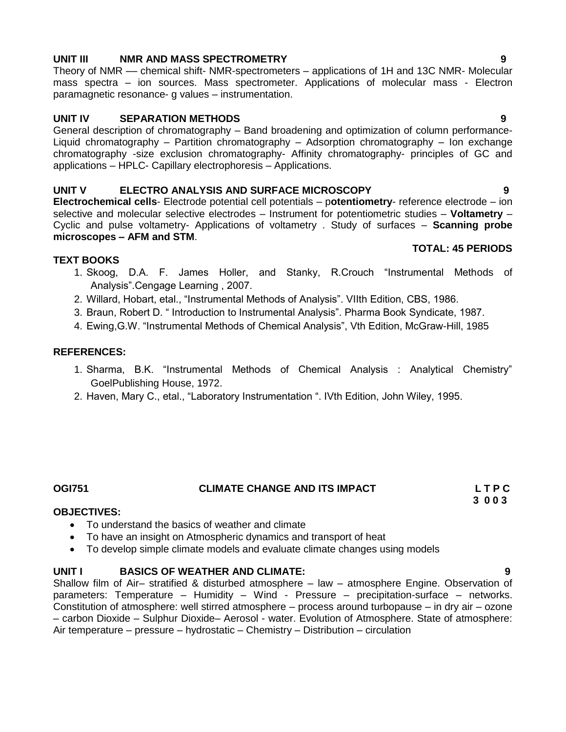**UNIT III NMR AND MASS SPECTROMETRY 9**

Theory of NMR –– chemical shift- NMR-spectrometers – applications of 1H and 13C NMR- Molecular mass spectra – ion sources. Mass spectrometer. Applications of molecular mass - Electron paramagnetic resonance- g values – instrumentation.

**UNIT IV SEPARATION METHODS 9**

General description of chromatography – Band broadening and optimization of column performance- Liquid chromatography – Partition chromatography – Adsorption chromatography – Ion exchange chromatography -size exclusion chromatography- Affinity chromatography- principles of GC and applications – HPLC- Capillary electrophoresis – Applications.

**UNIT V ELECTRO ANALYSIS AND SURFACE MICROSCOPY 9**

**Electrochemical cells**- Electrode potential cell potentials – p**otentiometry**- reference electrode – ion selective and molecular selective electrodes – Instrument for potentiometric studies – **Voltametry** – Cyclic and pulse voltametry- Applications of voltametry . Study of surfaces – **Scanning probe microscopes – AFM and STM**.

**TOTAL: 45 PERIODS**

**TEXT BOOKS**

1. Skoog, D.A. F. James Holler, and Stanky, R.Crouch "Instrumental Methods of Analysis".Cengage Learning , 2007.
2. Willard, Hobart, etal., "Instrumental Methods of Analysis". VIIth Edition, CBS, 1986.
3. Braun, Robert D. " Introduction to Instrumental Analysis". Pharma Book Syndicate, 1987.
4. Ewing,G.W. "Instrumental Methods of Chemical Analysis", Vth Edition, McGraw-Hill, 1985

**REFERENCES:**

1. Sharma, B.K. "Instrumental Methods of Chemical Analysis : Analytical Chemistry" GoelPublishing House, 1972.
2. Haven, Mary C., etal., "Laboratory Instrumentation ". IVth Edition, John Wiley, 1995.

**OGI751 CLIMATE CHANGE AND ITS IMPACT L T P C**
**3 0 0 3**

**OBJECTIVES:**

- To understand the basics of weather and climate
- To have an insight on Atmospheric dynamics and transport of heat
- To develop simple climate models and evaluate climate changes using models

**UNIT I BASICS OF WEATHER AND CLIMATE: 9**

Shallow film of Air– stratified & disturbed atmosphere – law – atmosphere Engine. Observation of parameters: Temperature – Humidity – Wind - Pressure – precipitation-surface – networks. Constitution of atmosphere: well stirred atmosphere – process around turbopause – in dry air – ozone – carbon Dioxide – Sulphur Dioxide– Aerosol - water. Evolution of Atmosphere. State of atmosphere: Air temperature – pressure – hydrostatic – Chemistry – Distribution – circulation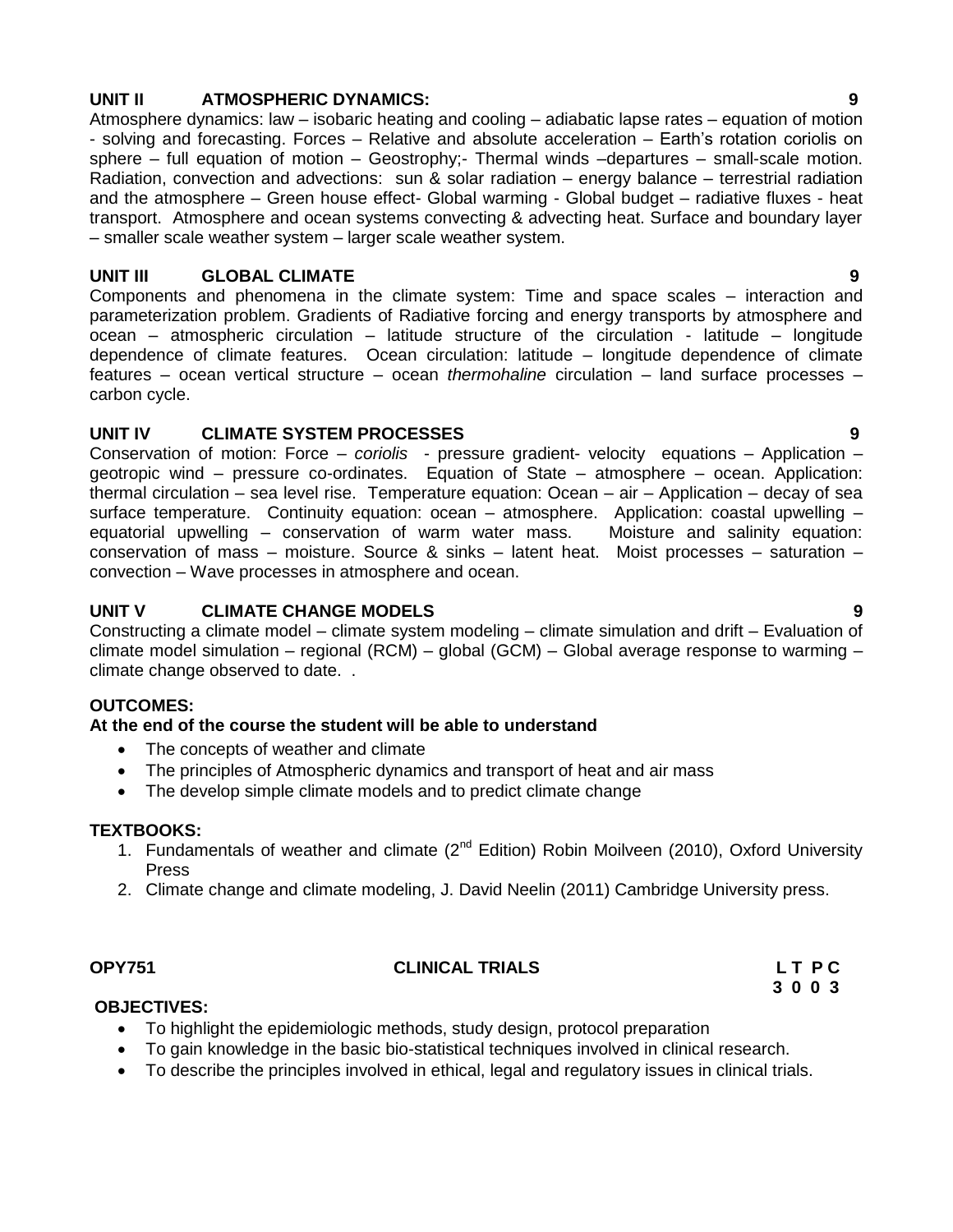**UNIT II ATMOSPHERIC DYNAMICS: 9**

Atmosphere dynamics: law – isobaric heating and cooling – adiabatic lapse rates – equation of motion - solving and forecasting. Forces – Relative and absolute acceleration – Earth's rotation coriolis on sphere – full equation of motion – Geostrophy;- Thermal winds –departures – small-scale motion. Radiation, convection and advections: sun & solar radiation – energy balance – terrestrial radiation and the atmosphere – Green house effect- Global warming - Global budget – radiative fluxes - heat transport. Atmosphere and ocean systems convecting & advecting heat. Surface and boundary layer – smaller scale weather system – larger scale weather system.

**UNIT III GLOBAL CLIMATE 9**

Components and phenomena in the climate system: Time and space scales – interaction and parameterization problem. Gradients of Radiative forcing and energy transports by atmosphere and ocean – atmospheric circulation – latitude structure of the circulation - latitude – longitude dependence of climate features. Ocean circulation: latitude – longitude dependence of climate features – ocean vertical structure – ocean *thermohaline* circulation – land surface processes – carbon cycle.

**UNIT IV CLIMATE SYSTEM PROCESSES 9**

Conservation of motion: Force – *coriolis* - pressure gradient- velocity equations – Application – geotropic wind – pressure co-ordinates. Equation of State – atmosphere – ocean. Application: thermal circulation – sea level rise. Temperature equation: Ocean – air – Application – decay of sea surface temperature. Continuity equation: ocean – atmosphere. Application: coastal upwelling – equatorial upwelling – conservation of warm water mass. Moisture and salinity equation: conservation of mass – moisture. Source & sinks – latent heat. Moist processes – saturation – convection – Wave processes in atmosphere and ocean.

**UNIT V CLIMATE CHANGE MODELS 9**

Constructing a climate model – climate system modeling – climate simulation and drift – Evaluation of climate model simulation – regional (RCM) – global (GCM) – Global average response to warming – climate change observed to date. .

**OUTCOMES:**

**At the end of the course the student will be able to understand**

- The concepts of weather and climate
- The principles of Atmospheric dynamics and transport of heat and air mass
- The develop simple climate models and to predict climate change

**TEXTBOOKS:**

1. Fundamentals of weather and climate (2nd Edition) Robin Moilveen (2010), Oxford University Press
2. Climate change and climate modeling, J. David Neelin (2011) Cambridge University press.

**OPY751 CLINICAL TRIALS L T P C**
**3 0 0 3**

**OBJECTIVES:**

- To highlight the epidemiologic methods, study design, protocol preparation
- To gain knowledge in the basic bio-statistical techniques involved in clinical research.
- To describe the principles involved in ethical, legal and regulatory issues in clinical trials.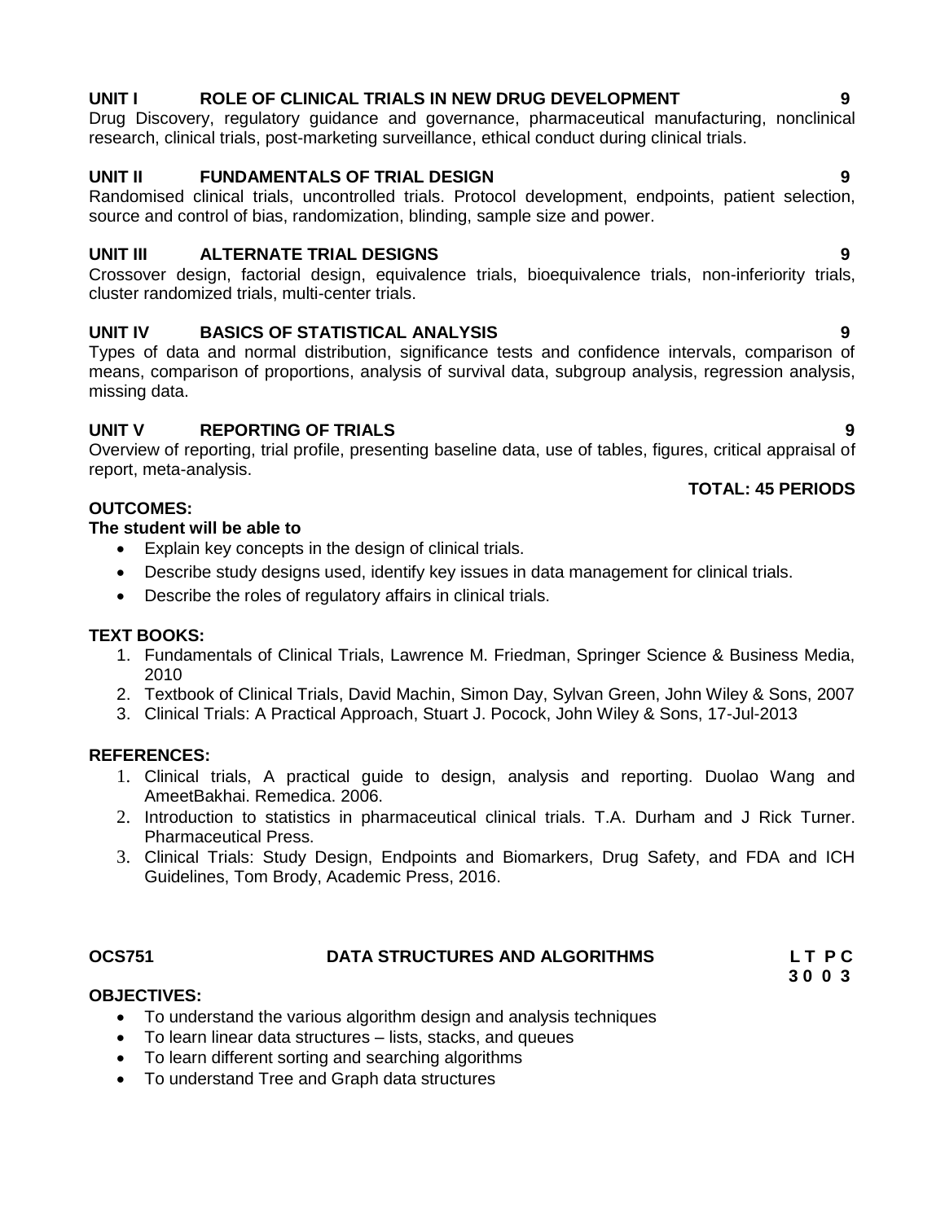**UNIT I ROLE OF CLINICAL TRIALS IN NEW DRUG DEVELOPMENT 9**

Drug Discovery, regulatory guidance and governance, pharmaceutical manufacturing, nonclinical research, clinical trials, post-marketing surveillance, ethical conduct during clinical trials.

**UNIT II FUNDAMENTALS OF TRIAL DESIGN 9**

Randomised clinical trials, uncontrolled trials. Protocol development, endpoints, patient selection, source and control of bias, randomization, blinding, sample size and power.

**UNIT III ALTERNATE TRIAL DESIGNS 9**

Crossover design, factorial design, equivalence trials, bioequivalence trials, non-inferiority trials, cluster randomized trials, multi-center trials.

**UNIT IV BASICS OF STATISTICAL ANALYSIS 9**

Types of data and normal distribution, significance tests and confidence intervals, comparison of means, comparison of proportions, analysis of survival data, subgroup analysis, regression analysis, missing data.

**UNIT V REPORTING OF TRIALS 9**

Overview of reporting, trial profile, presenting baseline data, use of tables, figures, critical appraisal of report, meta-analysis.

**TOTAL: 45 PERIODS**

**OUTCOMES:**

**The student will be able to**

- Explain key concepts in the design of clinical trials.
- Describe study designs used, identify key issues in data management for clinical trials.
- Describe the roles of regulatory affairs in clinical trials.

**TEXT BOOKS:**

1. Fundamentals of Clinical Trials, Lawrence M. Friedman, Springer Science & Business Media, 2010
2. Textbook of Clinical Trials, David Machin, Simon Day, Sylvan Green, John Wiley & Sons, 2007
3. Clinical Trials: A Practical Approach, Stuart J. Pocock, John Wiley & Sons, 17-Jul-2013

**REFERENCES:**

1. Clinical trials, A practical guide to design, analysis and reporting. Duolao Wang and AmeetBakhai. Remedica. 2006.
2. Introduction to statistics in pharmaceutical clinical trials. T.A. Durham and J Rick Turner. Pharmaceutical Press.
3. Clinical Trials: Study Design, Endpoints and Biomarkers, Drug Safety, and FDA and ICH Guidelines, Tom Brody, Academic Press, 2016.

## OCS751 DATA STRUCTURES AND ALGORITHMS

| L | T | P | C |
|---|---|---|---|
| 3 | 0 | 0 | 3 |

**OBJECTIVES:**

- To understand the various algorithm design and analysis techniques
- To learn linear data structures – lists, stacks, and queues
- To learn different sorting and searching algorithms
- To understand Tree and Graph data structures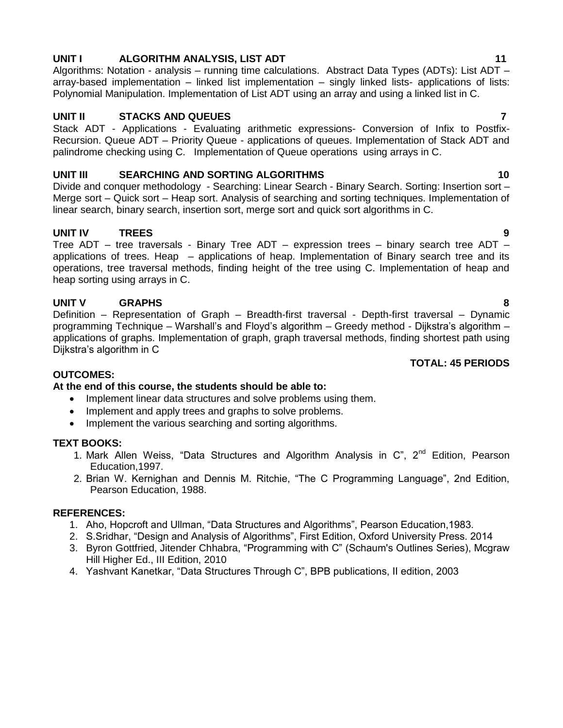**UNIT I ALGORITHM ANALYSIS, LIST ADT 11**

Algorithms: Notation - analysis – running time calculations. Abstract Data Types (ADTs): List ADT – array-based implementation – linked list implementation – singly linked lists- applications of lists: Polynomial Manipulation. Implementation of List ADT using an array and using a linked list in C.

**UNIT II STACKS AND QUEUES 7**

Stack ADT - Applications - Evaluating arithmetic expressions- Conversion of Infix to Postfix- Recursion. Queue ADT – Priority Queue - applications of queues. Implementation of Stack ADT and palindrome checking using C. Implementation of Queue operations using arrays in C.

**UNIT III SEARCHING AND SORTING ALGORITHMS 10**

Divide and conquer methodology - Searching: Linear Search - Binary Search. Sorting: Insertion sort – Merge sort – Quick sort – Heap sort. Analysis of searching and sorting techniques. Implementation of linear search, binary search, insertion sort, merge sort and quick sort algorithms in C.

**UNIT IV TREES 9**

Tree ADT – tree traversals - Binary Tree ADT – expression trees – binary search tree ADT – applications of trees. Heap – applications of heap. Implementation of Binary search tree and its operations, tree traversal methods, finding height of the tree using C. Implementation of heap and heap sorting using arrays in C.

**UNIT V GRAPHS 8**

Definition – Representation of Graph – Breadth-first traversal - Depth-first traversal – Dynamic programming Technique – Warshall's and Floyd's algorithm – Greedy method - Dijkstra's algorithm – applications of graphs. Implementation of graph, graph traversal methods, finding shortest path using Dijkstra's algorithm in C

**TOTAL: 45 PERIODS**

**OUTCOMES:**

**At the end of this course, the students should be able to:**

- Implement linear data structures and solve problems using them.
- Implement and apply trees and graphs to solve problems.
- Implement the various searching and sorting algorithms.

**TEXT BOOKS:**

1. Mark Allen Weiss, "Data Structures and Algorithm Analysis in C", 2nd Edition, Pearson Education,1997.
2. Brian W. Kernighan and Dennis M. Ritchie, "The C Programming Language", 2nd Edition, Pearson Education, 1988.

**REFERENCES:**

1. Aho, Hopcroft and Ullman, "Data Structures and Algorithms", Pearson Education,1983.
2. S.Sridhar, "Design and Analysis of Algorithms", First Edition, Oxford University Press. 2014
3. Byron Gottfried, Jitender Chhabra, "Programming with C" (Schaum's Outlines Series), Mcgraw Hill Higher Ed., III Edition, 2010
4. Yashvant Kanetkar, "Data Structures Through C", BPB publications, II edition, 2003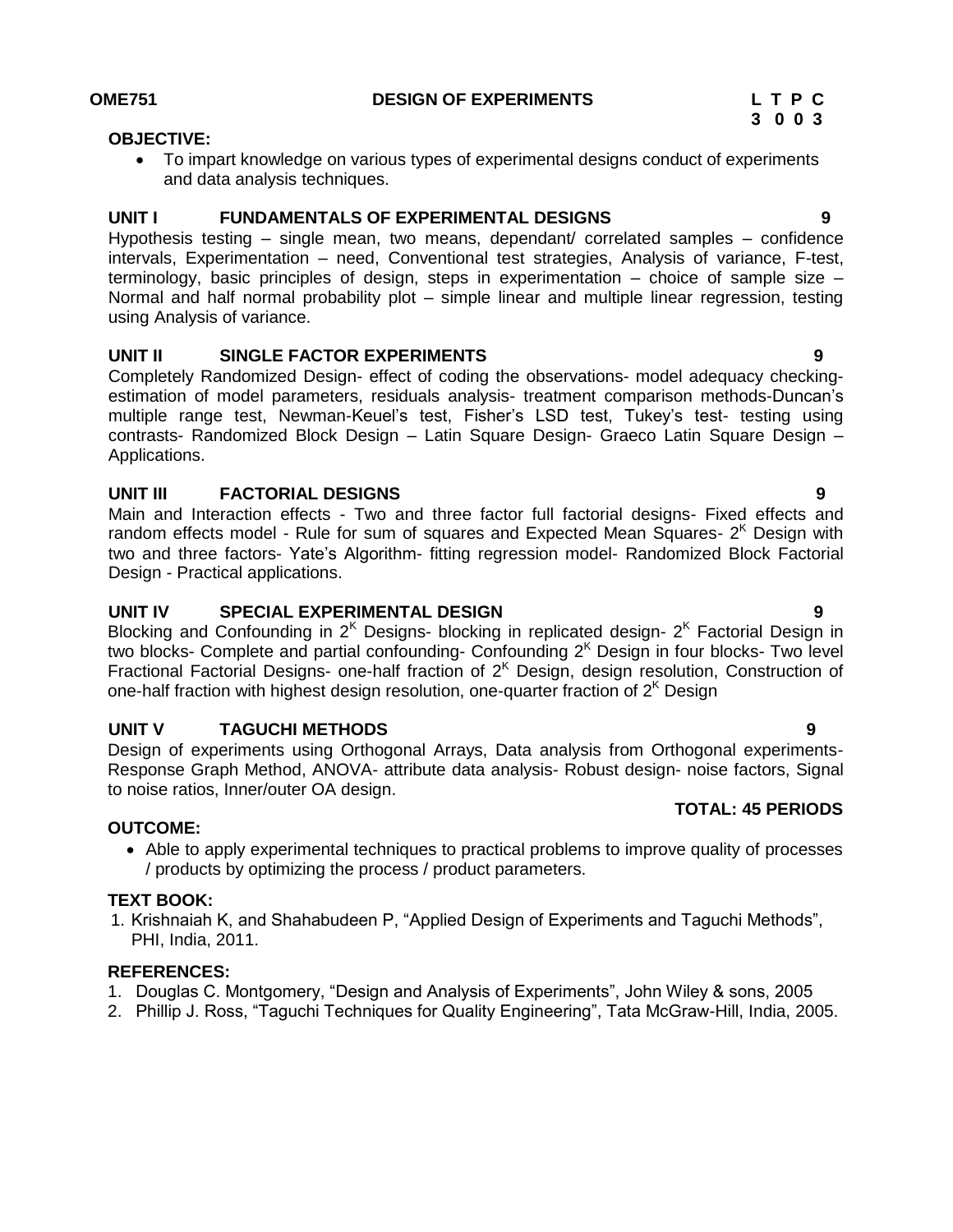**OME751 DESIGN OF EXPERIMENTS**

| L | T | P | C |
|---|---|---|---|
| 3 | 0 | 0 | 3 |

**OBJECTIVE:**

- To impart knowledge on various types of experimental designs conduct of experiments and data analysis techniques.

**UNIT I FUNDAMENTALS OF EXPERIMENTAL DESIGNS 9**

Hypothesis testing – single mean, two means, dependant/ correlated samples – confidence intervals, Experimentation – need, Conventional test strategies, Analysis of variance, F-test, terminology, basic principles of design, steps in experimentation – choice of sample size – Normal and half normal probability plot – simple linear and multiple linear regression, testing using Analysis of variance.

**UNIT II SINGLE FACTOR EXPERIMENTS 9**

Completely Randomized Design- effect of coding the observations- model adequacy checking-estimation of model parameters, residuals analysis- treatment comparison methods-Duncan's multiple range test, Newman-Keuel's test, Fisher's LSD test, Tukey's test- testing using contrasts- Randomized Block Design – Latin Square Design- Graeco Latin Square Design – Applications.

**UNIT III FACTORIAL DESIGNS 9**

Main and Interaction effects - Two and three factor full factorial designs- Fixed effects and random effects model - Rule for sum of squares and Expected Mean Squares- $2^K$ Design with two and three factors- Yate's Algorithm- fitting regression model- Randomized Block Factorial Design - Practical applications.

**UNIT IV SPECIAL EXPERIMENTAL DESIGN 9**

Blocking and Confounding in $2^K$ Designs- blocking in replicated design- $2^K$ Factorial Design in two blocks- Complete and partial confounding- Confounding $2^K$ Design in four blocks- Two level Fractional Factorial Designs- one-half fraction of $2^K$ Design, design resolution, Construction of one-half fraction with highest design resolution, one-quarter fraction of $2^K$ Design

**UNIT V TAGUCHI METHODS 9**

Design of experiments using Orthogonal Arrays, Data analysis from Orthogonal experiments-Response Graph Method, ANOVA- attribute data analysis- Robust design- noise factors, Signal to noise ratios, Inner/outer OA design.

**TOTAL: 45 PERIODS**

**OUTCOME:**

- Able to apply experimental techniques to practical problems to improve quality of processes / products by optimizing the process / product parameters.

**TEXT BOOK:**

1. Krishnaiah K, and Shahabudeen P, "Applied Design of Experiments and Taguchi Methods", PHI, India, 2011.

**REFERENCES:**

1. Douglas C. Montgomery, "Design and Analysis of Experiments", John Wiley & sons, 2005
2. Phillip J. Ross, "Taguchi Techniques for Quality Engineering", Tata McGraw-Hill, India, 2005.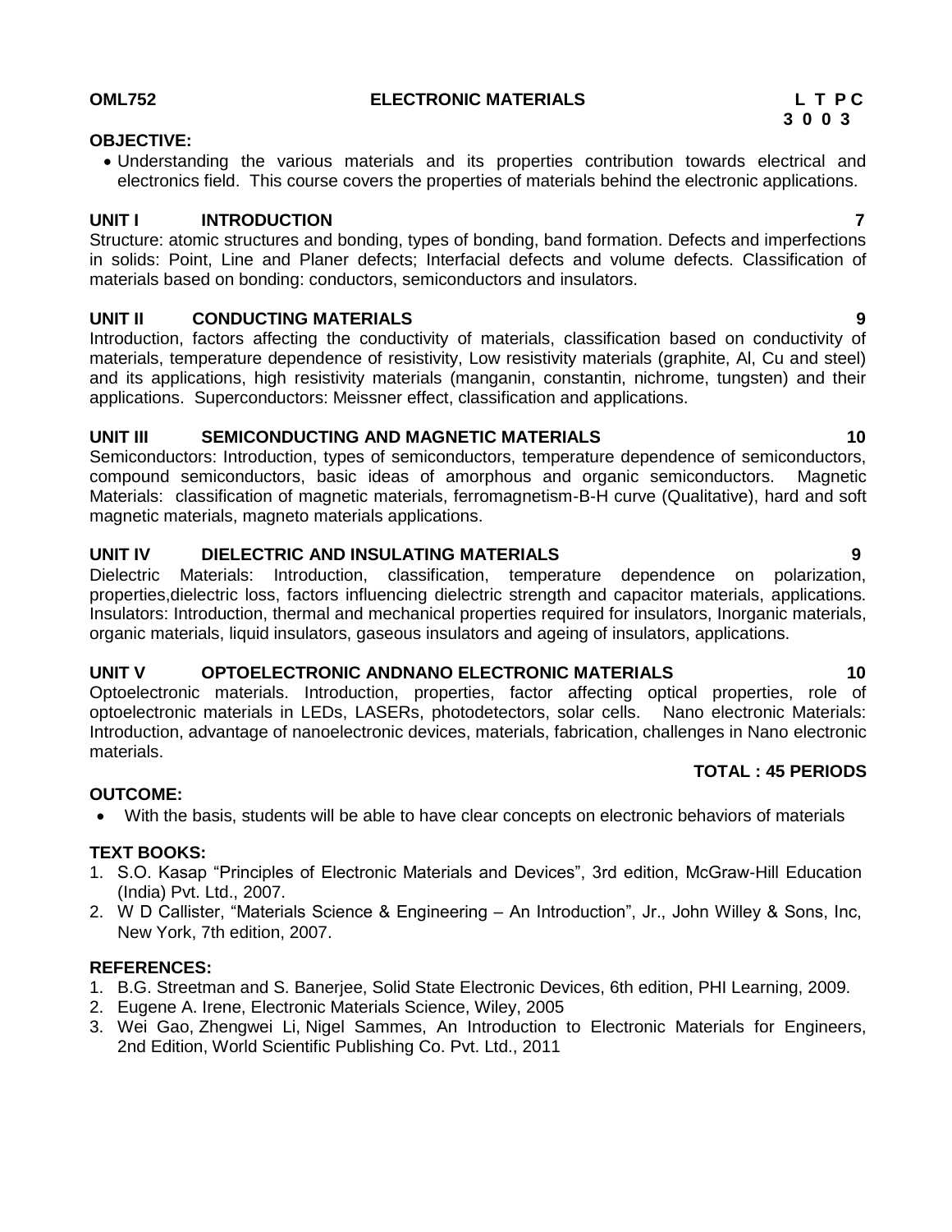**OML752 ELECTRONIC MATERIALS L T P C**
**3 0 0 3**

**OBJECTIVE:**

- Understanding the various materials and its properties contribution towards electrical and electronics field. This course covers the properties of materials behind the electronic applications.

**UNIT I INTRODUCTION 7**

Structure: atomic structures and bonding, types of bonding, band formation. Defects and imperfections in solids: Point, Line and Planer defects; Interfacial defects and volume defects. Classification of materials based on bonding: conductors, semiconductors and insulators.

**UNIT II CONDUCTING MATERIALS 9**

Introduction, factors affecting the conductivity of materials, classification based on conductivity of materials, temperature dependence of resistivity, Low resistivity materials (graphite, Al, Cu and steel) and its applications, high resistivity materials (manganin, constantin, nichrome, tungsten) and their applications. Superconductors: Meissner effect, classification and applications.

**UNIT III SEMICONDUCTING AND MAGNETIC MATERIALS 10**

Semiconductors: Introduction, types of semiconductors, temperature dependence of semiconductors, compound semiconductors, basic ideas of amorphous and organic semiconductors. Magnetic Materials: classification of magnetic materials, ferromagnetism-B-H curve (Qualitative), hard and soft magnetic materials, magneto materials applications.

**UNIT IV DIELECTRIC AND INSULATING MATERIALS 9**

Dielectric Materials: Introduction, classification, temperature dependence on polarization, properties,dielectric loss, factors influencing dielectric strength and capacitor materials, applications. Insulators: Introduction, thermal and mechanical properties required for insulators, Inorganic materials, organic materials, liquid insulators, gaseous insulators and ageing of insulators, applications.

**UNIT V OPTOELECTRONIC ANDNANO ELECTRONIC MATERIALS 10**

Optoelectronic materials. Introduction, properties, factor affecting optical properties, role of optoelectronic materials in LEDs, LASERs, photodetectors, solar cells. Nano electronic Materials: Introduction, advantage of nanoelectronic devices, materials, fabrication, challenges in Nano electronic materials.

**TOTAL : 45 PERIODS**

**OUTCOME:**

- With the basis, students will be able to have clear concepts on electronic behaviors of materials

**TEXT BOOKS:**

1. S.O. Kasap "Principles of Electronic Materials and Devices", 3rd edition, McGraw-Hill Education (India) Pvt. Ltd., 2007.
2. W D Callister, "Materials Science & Engineering – An Introduction", Jr., John Willey & Sons, Inc, New York, 7th edition, 2007.

**REFERENCES:**

1. B.G. Streetman and S. Banerjee, Solid State Electronic Devices, 6th edition, PHI Learning, 2009.
2. Eugene A. Irene, Electronic Materials Science, Wiley, 2005
3. Wei Gao, Zhengwei Li, Nigel Sammes, An Introduction to Electronic Materials for Engineers, 2nd Edition, World Scientific Publishing Co. Pvt. Ltd., 2011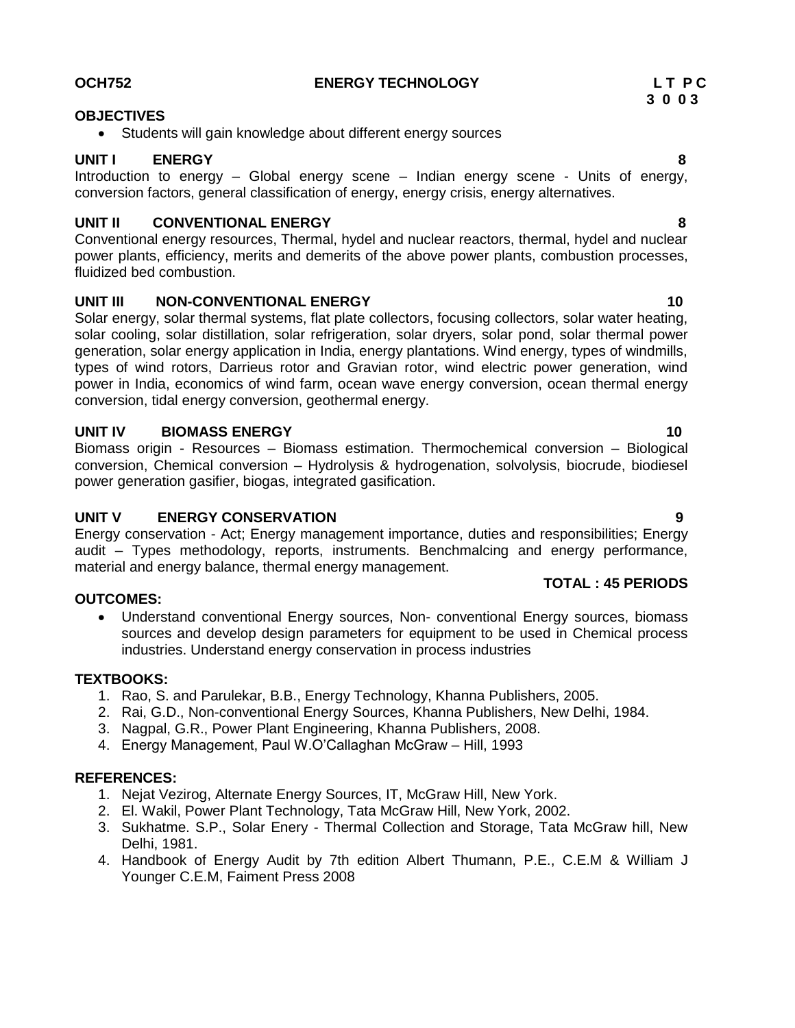**OCH752 ENERGY TECHNOLOGY L T P C**
**3 0 0 3**

**OBJECTIVES**

- Students will gain knowledge about different energy sources

**UNIT I ENERGY 8**

Introduction to energy – Global energy scene – Indian energy scene - Units of energy, conversion factors, general classification of energy, energy crisis, energy alternatives.

**UNIT II CONVENTIONAL ENERGY 8**

Conventional energy resources, Thermal, hydel and nuclear reactors, thermal, hydel and nuclear power plants, efficiency, merits and demerits of the above power plants, combustion processes, fluidized bed combustion.

**UNIT III NON-CONVENTIONAL ENERGY 10**

Solar energy, solar thermal systems, flat plate collectors, focusing collectors, solar water heating, solar cooling, solar distillation, solar refrigeration, solar dryers, solar pond, solar thermal power generation, solar energy application in India, energy plantations. Wind energy, types of windmills, types of wind rotors, Darrieus rotor and Gravian rotor, wind electric power generation, wind power in India, economics of wind farm, ocean wave energy conversion, ocean thermal energy conversion, tidal energy conversion, geothermal energy.

**UNIT IV BIOMASS ENERGY 10**

Biomass origin - Resources – Biomass estimation. Thermochemical conversion – Biological conversion, Chemical conversion – Hydrolysis & hydrogenation, solvolysis, biocrude, biodiesel power generation gasifier, biogas, integrated gasification.

**UNIT V ENERGY CONSERVATION 9**

Energy conservation - Act; Energy management importance, duties and responsibilities; Energy audit – Types methodology, reports, instruments. Benchmalcing and energy performance, material and energy balance, thermal energy management.

**TOTAL : 45 PERIODS**

**OUTCOMES:**

- Understand conventional Energy sources, Non- conventional Energy sources, biomass sources and develop design parameters for equipment to be used in Chemical process industries. Understand energy conservation in process industries

**TEXTBOOKS:**

1. Rao, S. and Parulekar, B.B., Energy Technology, Khanna Publishers, 2005.
2. Rai, G.D., Non-conventional Energy Sources, Khanna Publishers, New Delhi, 1984.
3. Nagpal, G.R., Power Plant Engineering, Khanna Publishers, 2008.
4. Energy Management, Paul W.O'Callaghan McGraw – Hill, 1993

**REFERENCES:**

1. Nejat Vezirog, Alternate Energy Sources, IT, McGraw Hill, New York.
2. El. Wakil, Power Plant Technology, Tata McGraw Hill, New York, 2002.
3. Sukhatme. S.P., Solar Enery - Thermal Collection and Storage, Tata McGraw hill, New Delhi, 1981.
4. Handbook of Energy Audit by 7th edition Albert Thumann, P.E., C.E.M & William J Younger C.E.M, Faiment Press 2008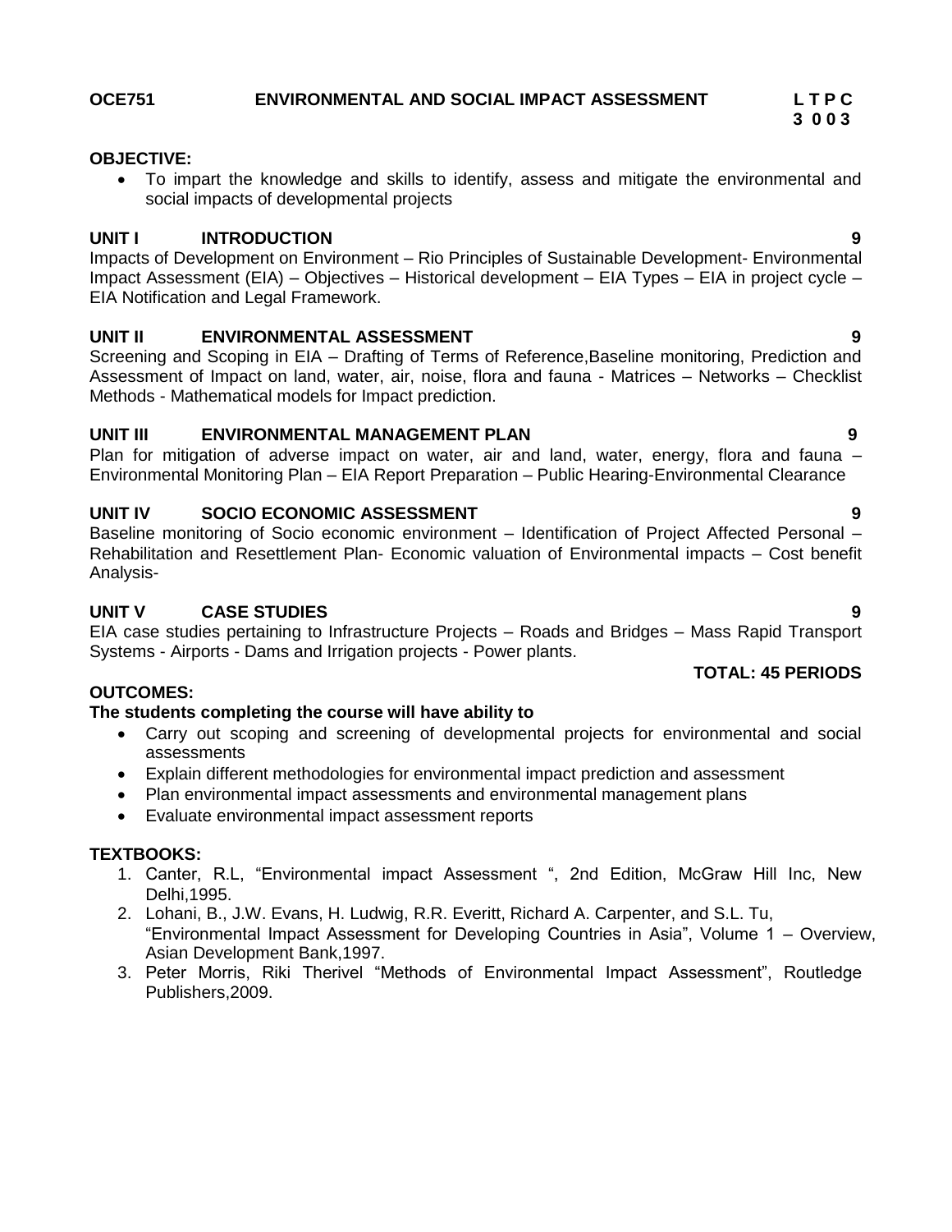**OCE751 ENVIRONMENTAL AND SOCIAL IMPACT ASSESSMENT**

| L | T | P | C |
|---|---|---|---|
| 3 | 0 | 0 | 3 |

**OBJECTIVE:**

- To impart the knowledge and skills to identify, assess and mitigate the environmental and social impacts of developmental projects

**UNIT I INTRODUCTION** **9**

Impacts of Development on Environment – Rio Principles of Sustainable Development- Environmental Impact Assessment (EIA) – Objectives – Historical development – EIA Types – EIA in project cycle – EIA Notification and Legal Framework.

**UNIT II ENVIRONMENTAL ASSESSMENT** **9**

Screening and Scoping in EIA – Drafting of Terms of Reference,Baseline monitoring, Prediction and Assessment of Impact on land, water, air, noise, flora and fauna - Matrices – Networks – Checklist Methods - Mathematical models for Impact prediction.

**UNIT III ENVIRONMENTAL MANAGEMENT PLAN** **9**

Plan for mitigation of adverse impact on water, air and land, water, energy, flora and fauna – Environmental Monitoring Plan – EIA Report Preparation – Public Hearing-Environmental Clearance

**UNIT IV SOCIO ECONOMIC ASSESSMENT** **9**

Baseline monitoring of Socio economic environment – Identification of Project Affected Personal – Rehabilitation and Resettlement Plan- Economic valuation of Environmental impacts – Cost benefit Analysis-

**UNIT V CASE STUDIES** **9**

EIA case studies pertaining to Infrastructure Projects – Roads and Bridges – Mass Rapid Transport Systems - Airports - Dams and Irrigation projects - Power plants.

**TOTAL: 45 PERIODS**

**OUTCOMES:**

**The students completing the course will have ability to**

- Carry out scoping and screening of developmental projects for environmental and social assessments
- Explain different methodologies for environmental impact prediction and assessment
- Plan environmental impact assessments and environmental management plans
- Evaluate environmental impact assessment reports

**TEXTBOOKS:**

1. Canter, R.L, "Environmental impact Assessment ", 2nd Edition, McGraw Hill Inc, New Delhi,1995.
2. Lohani, B., J.W. Evans, H. Ludwig, R.R. Everitt, Richard A. Carpenter, and S.L. Tu, "Environmental Impact Assessment for Developing Countries in Asia", Volume 1 – Overview, Asian Development Bank,1997.
3. Peter Morris, Riki Therivel "Methods of Environmental Impact Assessment", Routledge Publishers,2009.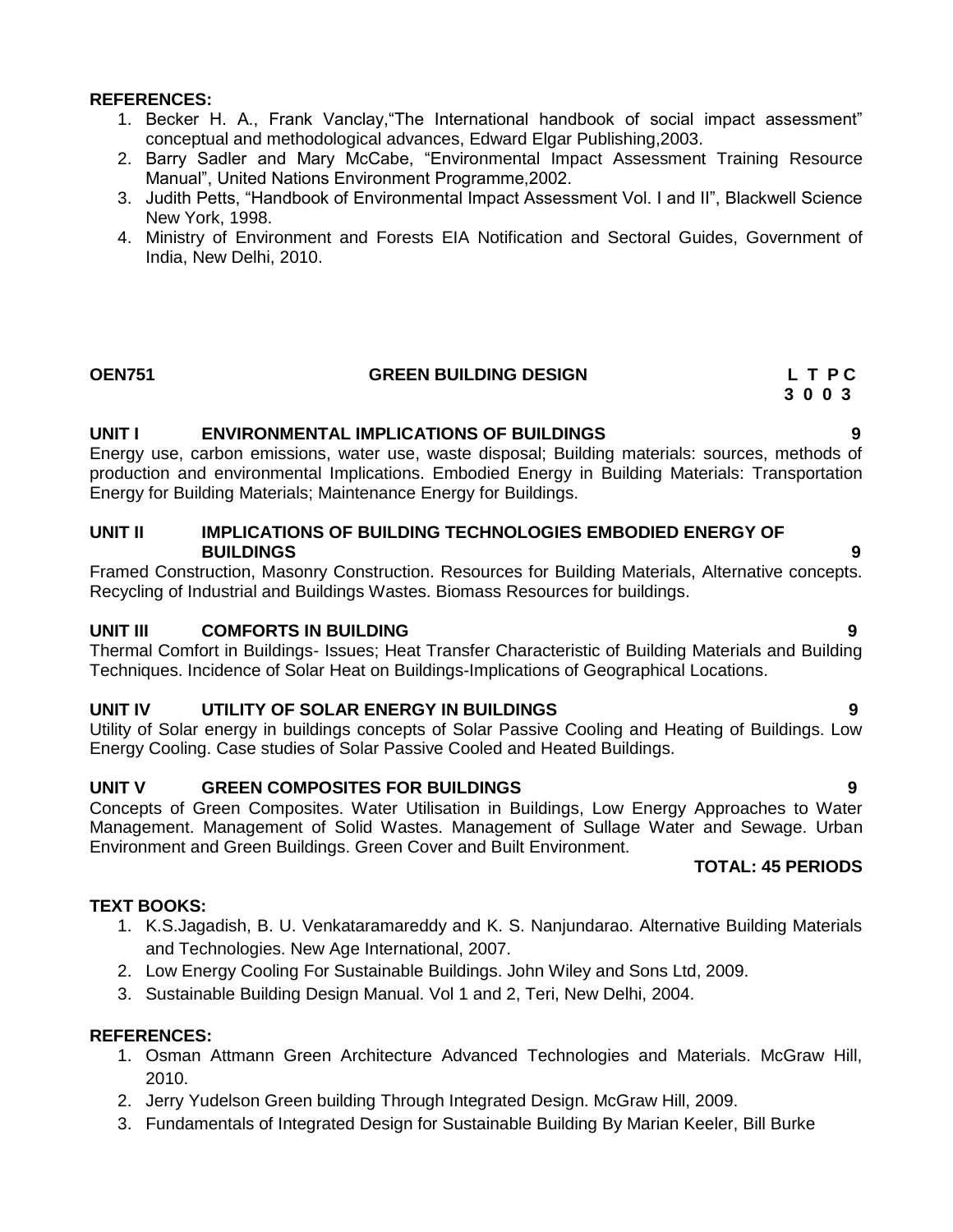**REFERENCES:**

1. Becker H. A., Frank Vanclay,"The International handbook of social impact assessment" conceptual and methodological advances, Edward Elgar Publishing,2003.
2. Barry Sadler and Mary McCabe, "Environmental Impact Assessment Training Resource Manual", United Nations Environment Programme,2002.
3. Judith Petts, "Handbook of Environmental Impact Assessment Vol. I and II", Blackwell Science New York, 1998.
4. Ministry of Environment and Forests EIA Notification and Sectoral Guides, Government of India, New Delhi, 2010.

## OEN751 GREEN BUILDING DESIGN

**L T P C**
**3 0 0 3**

### UNIT I ENVIRONMENTAL IMPLICATIONS OF BUILDINGS 9

Energy use, carbon emissions, water use, waste disposal; Building materials: sources, methods of production and environmental Implications. Embodied Energy in Building Materials: Transportation Energy for Building Materials; Maintenance Energy for Buildings.

### UNIT II IMPLICATIONS OF BUILDING TECHNOLOGIES EMBODIED ENERGY OF BUILDINGS 9

Framed Construction, Masonry Construction. Resources for Building Materials, Alternative concepts. Recycling of Industrial and Buildings Wastes. Biomass Resources for buildings.

### UNIT III COMFORTS IN BUILDING 9

Thermal Comfort in Buildings- Issues; Heat Transfer Characteristic of Building Materials and Building Techniques. Incidence of Solar Heat on Buildings-Implications of Geographical Locations.

### UNIT IV UTILITY OF SOLAR ENERGY IN BUILDINGS 9

Utility of Solar energy in buildings concepts of Solar Passive Cooling and Heating of Buildings. Low Energy Cooling. Case studies of Solar Passive Cooled and Heated Buildings.

### UNIT V GREEN COMPOSITES FOR BUILDINGS 9

Concepts of Green Composites. Water Utilisation in Buildings, Low Energy Approaches to Water Management. Management of Solid Wastes. Management of Sullage Water and Sewage. Urban Environment and Green Buildings. Green Cover and Built Environment.

**TOTAL: 45 PERIODS**

**TEXT BOOKS:**

1. K.S.Jagadish, B. U. Venkataramareddy and K. S. Nanjundarao. Alternative Building Materials and Technologies. New Age International, 2007.
2. Low Energy Cooling For Sustainable Buildings. John Wiley and Sons Ltd, 2009.
3. Sustainable Building Design Manual. Vol 1 and 2, Teri, New Delhi, 2004.

**REFERENCES:**

1. Osman Attmann Green Architecture Advanced Technologies and Materials. McGraw Hill, 2010.
2. Jerry Yudelson Green building Through Integrated Design. McGraw Hill, 2009.
3. Fundamentals of Integrated Design for Sustainable Building By Marian Keeler, Bill Burke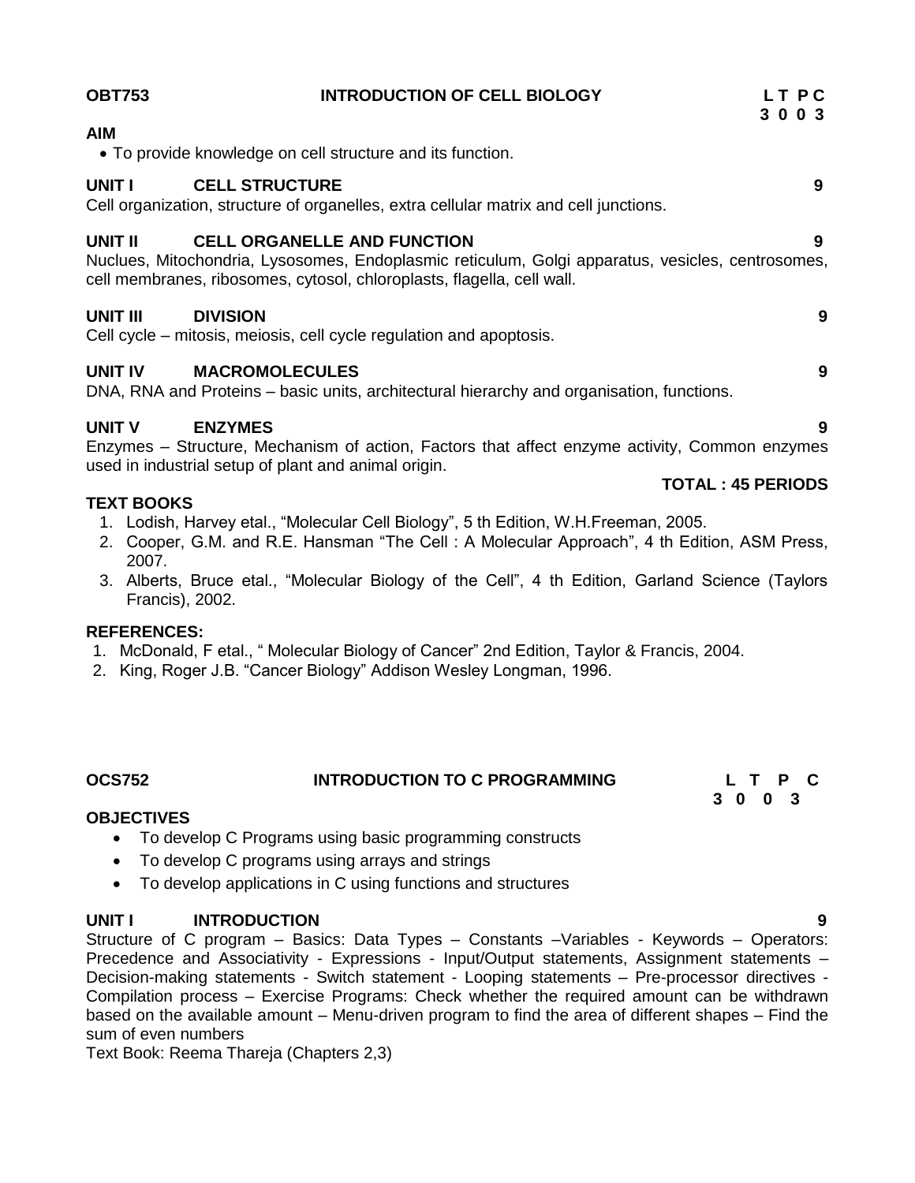**OBT753 INTRODUCTION OF CELL BIOLOGY**

**L T P C**
**3 0 0 3**

**AIM**

- To provide knowledge on cell structure and its function.

**UNIT I CELL STRUCTURE 9**

Cell organization, structure of organelles, extra cellular matrix and cell junctions.

**UNIT II CELL ORGANELLE AND FUNCTION 9**

Nuclues, Mitochondria, Lysosomes, Endoplasmic reticulum, Golgi apparatus, vesicles, centrosomes, cell membranes, ribosomes, cytosol, chloroplasts, flagella, cell wall.

**UNIT III DIVISION 9**

Cell cycle – mitosis, meiosis, cell cycle regulation and apoptosis.

**UNIT IV MACROMOLECULES 9**

DNA, RNA and Proteins – basic units, architectural hierarchy and organisation, functions.

**UNIT V ENZYMES 9**

Enzymes – Structure, Mechanism of action, Factors that affect enzyme activity, Common enzymes used in industrial setup of plant and animal origin.

**TOTAL : 45 PERIODS**

**TEXT BOOKS**

1. Lodish, Harvey etal., "Molecular Cell Biology", 5 th Edition, W.H.Freeman, 2005.
2. Cooper, G.M. and R.E. Hansman "The Cell : A Molecular Approach", 4 th Edition, ASM Press, 2007.
3. Alberts, Bruce etal., "Molecular Biology of the Cell", 4 th Edition, Garland Science (Taylors Francis), 2002.

**REFERENCES:**

1. McDonald, F etal., " Molecular Biology of Cancer" 2nd Edition, Taylor & Francis, 2004.
2. King, Roger J.B. "Cancer Biology" Addison Wesley Longman, 1996.

**OCS752 INTRODUCTION TO C PROGRAMMING**

**L T P C**
**3 0 0 3**

**OBJECTIVES**

- To develop C Programs using basic programming constructs
- To develop C programs using arrays and strings
- To develop applications in C using functions and structures

**UNIT I INTRODUCTION 9**

Structure of C program – Basics: Data Types – Constants –Variables - Keywords – Operators: Precedence and Associativity - Expressions - Input/Output statements, Assignment statements – Decision-making statements - Switch statement - Looping statements – Pre-processor directives - Compilation process – Exercise Programs: Check whether the required amount can be withdrawn based on the available amount – Menu-driven program to find the area of different shapes – Find the sum of even numbers

Text Book: Reema Thareja (Chapters 2,3)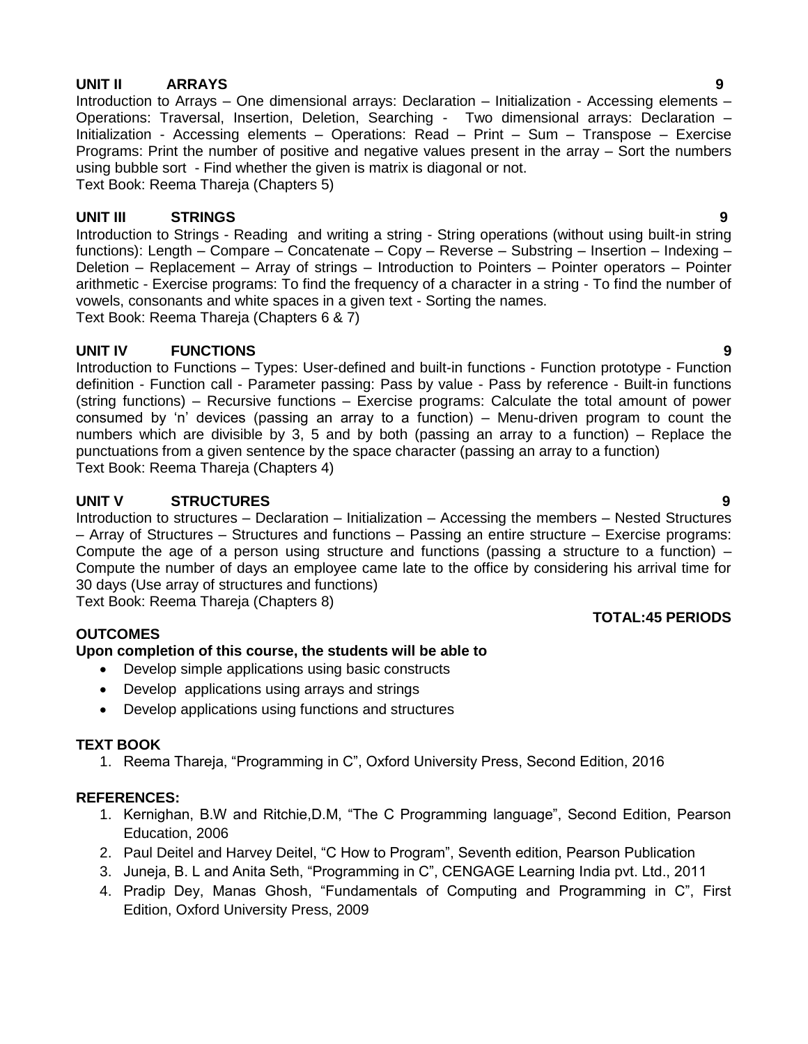**UNIT II ARRAYS** **9**

Introduction to Arrays – One dimensional arrays: Declaration – Initialization - Accessing elements – Operations: Traversal, Insertion, Deletion, Searching - Two dimensional arrays: Declaration – Initialization - Accessing elements – Operations: Read – Print – Sum – Transpose – Exercise Programs: Print the number of positive and negative values present in the array – Sort the numbers using bubble sort - Find whether the given is matrix is diagonal or not.
Text Book: Reema Thareja (Chapters 5)

**UNIT III STRINGS** **9**

Introduction to Strings - Reading and writing a string - String operations (without using built-in string functions): Length – Compare – Concatenate – Copy – Reverse – Substring – Insertion – Indexing – Deletion – Replacement – Array of strings – Introduction to Pointers – Pointer operators – Pointer arithmetic - Exercise programs: To find the frequency of a character in a string - To find the number of vowels, consonants and white spaces in a given text - Sorting the names.
Text Book: Reema Thareja (Chapters 6 & 7)

**UNIT IV FUNCTIONS** **9**

Introduction to Functions – Types: User-defined and built-in functions - Function prototype - Function definition - Function call - Parameter passing: Pass by value - Pass by reference - Built-in functions (string functions) – Recursive functions – Exercise programs: Calculate the total amount of power consumed by 'n' devices (passing an array to a function) – Menu-driven program to count the numbers which are divisible by 3, 5 and by both (passing an array to a function) – Replace the punctuations from a given sentence by the space character (passing an array to a function)
Text Book: Reema Thareja (Chapters 4)

**UNIT V STRUCTURES** **9**

Introduction to structures – Declaration – Initialization – Accessing the members – Nested Structures – Array of Structures – Structures and functions – Passing an entire structure – Exercise programs: Compute the age of a person using structure and functions (passing a structure to a function) – Compute the number of days an employee came late to the office by considering his arrival time for 30 days (Use array of structures and functions)
Text Book: Reema Thareja (Chapters 8)

**TOTAL:45 PERIODS**

**OUTCOMES**

**Upon completion of this course, the students will be able to**

- Develop simple applications using basic constructs
- Develop applications using arrays and strings
- Develop applications using functions and structures

**TEXT BOOK**

1. Reema Thareja, "Programming in C", Oxford University Press, Second Edition, 2016

**REFERENCES:**

1. Kernighan, B.W and Ritchie,D.M, "The C Programming language", Second Edition, Pearson Education, 2006
2. Paul Deitel and Harvey Deitel, "C How to Program", Seventh edition, Pearson Publication
3. Juneja, B. L and Anita Seth, "Programming in C", CENGAGE Learning India pvt. Ltd., 2011
4. Pradip Dey, Manas Ghosh, "Fundamentals of Computing and Programming in C", First Edition, Oxford University Press, 2009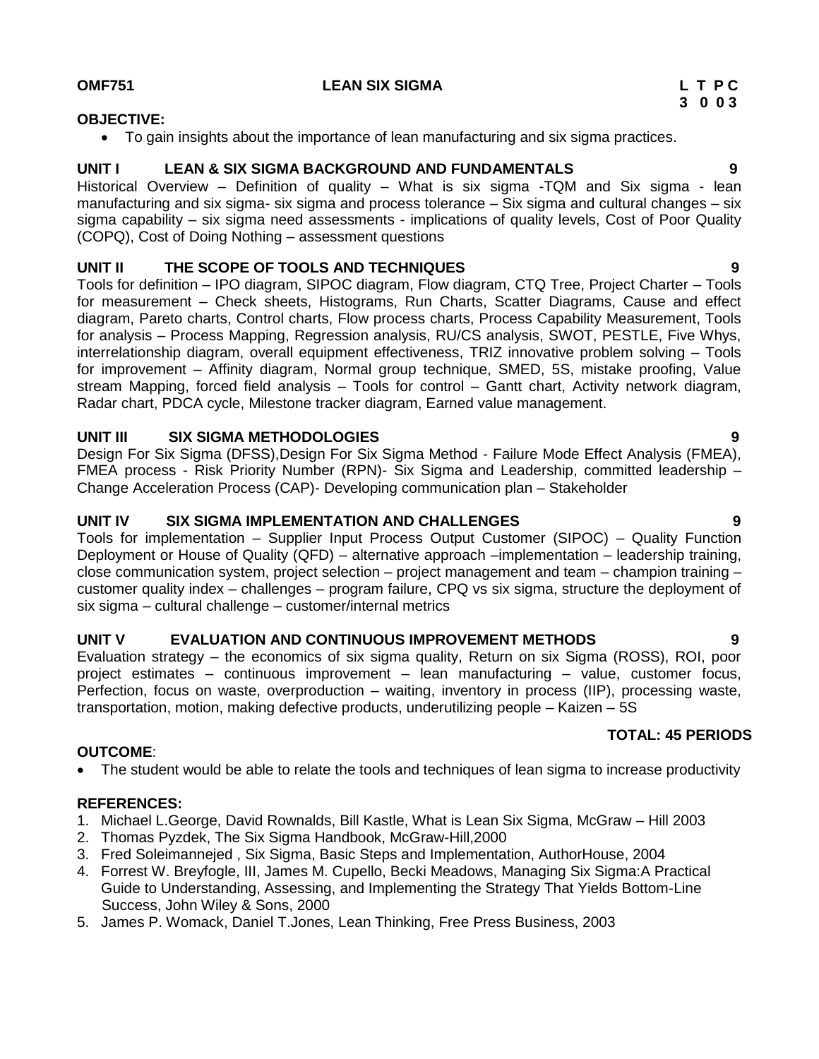**OMF751** **LEAN SIX SIGMA** **L T P C**
**3 0 0 3**

**OBJECTIVE:**

- To gain insights about the importance of lean manufacturing and six sigma practices.

**UNIT I LEAN & SIX SIGMA BACKGROUND AND FUNDAMENTALS 9**

Historical Overview – Definition of quality – What is six sigma -TQM and Six sigma - lean manufacturing and six sigma- six sigma and process tolerance – Six sigma and cultural changes – six sigma capability – six sigma need assessments - implications of quality levels, Cost of Poor Quality (COPQ), Cost of Doing Nothing – assessment questions

**UNIT II THE SCOPE OF TOOLS AND TECHNIQUES 9**

Tools for definition – IPO diagram, SIPOC diagram, Flow diagram, CTQ Tree, Project Charter – Tools for measurement – Check sheets, Histograms, Run Charts, Scatter Diagrams, Cause and effect diagram, Pareto charts, Control charts, Flow process charts, Process Capability Measurement, Tools for analysis – Process Mapping, Regression analysis, RU/CS analysis, SWOT, PESTLE, Five Whys, interrelationship diagram, overall equipment effectiveness, TRIZ innovative problem solving – Tools for improvement – Affinity diagram, Normal group technique, SMED, 5S, mistake proofing, Value stream Mapping, forced field analysis – Tools for control – Gantt chart, Activity network diagram, Radar chart, PDCA cycle, Milestone tracker diagram, Earned value management.

**UNIT III SIX SIGMA METHODOLOGIES 9**

Design For Six Sigma (DFSS),Design For Six Sigma Method - Failure Mode Effect Analysis (FMEA), FMEA process - Risk Priority Number (RPN)- Six Sigma and Leadership, committed leadership – Change Acceleration Process (CAP)- Developing communication plan – Stakeholder

**UNIT IV SIX SIGMA IMPLEMENTATION AND CHALLENGES 9**

Tools for implementation – Supplier Input Process Output Customer (SIPOC) – Quality Function Deployment or House of Quality (QFD) – alternative approach –implementation – leadership training, close communication system, project selection – project management and team – champion training – customer quality index – challenges – program failure, CPQ vs six sigma, structure the deployment of six sigma – cultural challenge – customer/internal metrics

**UNIT V EVALUATION AND CONTINUOUS IMPROVEMENT METHODS 9**

Evaluation strategy – the economics of six sigma quality, Return on six Sigma (ROSS), ROI, poor project estimates – continuous improvement – lean manufacturing – value, customer focus, Perfection, focus on waste, overproduction – waiting, inventory in process (IIP), processing waste, transportation, motion, making defective products, underutilizing people – Kaizen – 5S

**TOTAL: 45 PERIODS**

**OUTCOME**:

- The student would be able to relate the tools and techniques of lean sigma to increase productivity

**REFERENCES:**

1. Michael L.George, David Rownalds, Bill Kastle, What is Lean Six Sigma, McGraw – Hill 2003
2. Thomas Pyzdek, The Six Sigma Handbook, McGraw-Hill,2000
3. Fred Soleimannejed , Six Sigma, Basic Steps and Implementation, AuthorHouse, 2004
4. Forrest W. Breyfogle, III, James M. Cupello, Becki Meadows, Managing Six Sigma:A Practical Guide to Understanding, Assessing, and Implementing the Strategy That Yields Bottom-Line Success, John Wiley & Sons, 2000
5. James P. Womack, Daniel T.Jones, Lean Thinking, Free Press Business, 2003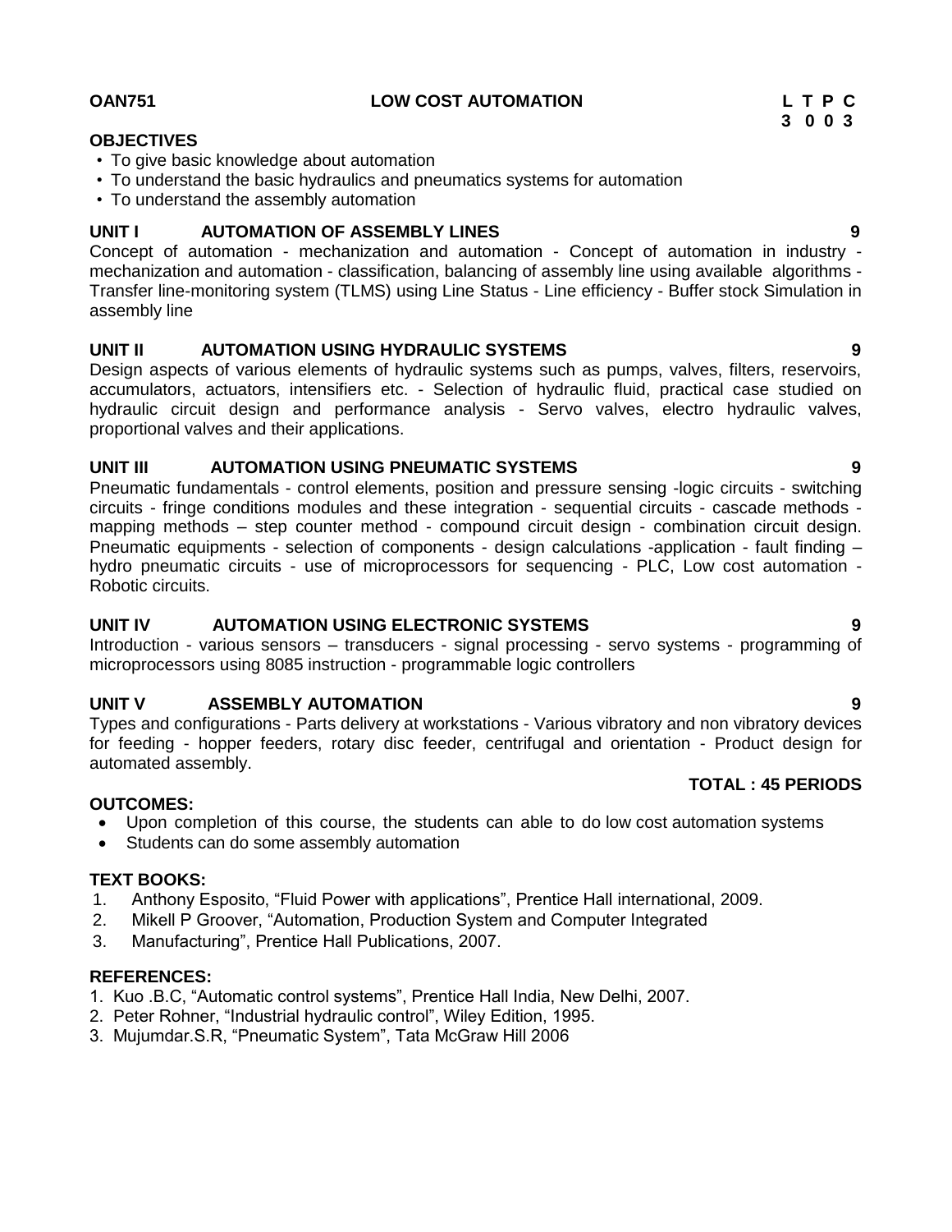**OAN751 LOW COST AUTOMATION**

| L | T | P | C |
|---|---|---|---|
| 3 | 0 | 0 | 3 |

**OBJECTIVES**

- To give basic knowledge about automation
- To understand the basic hydraulics and pneumatics systems for automation
- To understand the assembly automation

**UNIT I AUTOMATION OF ASSEMBLY LINES 9**

Concept of automation - mechanization and automation - Concept of automation in industry - mechanization and automation - classification, balancing of assembly line using available algorithms - Transfer line-monitoring system (TLMS) using Line Status - Line efficiency - Buffer stock Simulation in assembly line

**UNIT II AUTOMATION USING HYDRAULIC SYSTEMS 9**

Design aspects of various elements of hydraulic systems such as pumps, valves, filters, reservoirs, accumulators, actuators, intensifiers etc. - Selection of hydraulic fluid, practical case studied on hydraulic circuit design and performance analysis - Servo valves, electro hydraulic valves, proportional valves and their applications.

**UNIT III AUTOMATION USING PNEUMATIC SYSTEMS 9**

Pneumatic fundamentals - control elements, position and pressure sensing -logic circuits - switching circuits - fringe conditions modules and these integration - sequential circuits - cascade methods - mapping methods – step counter method - compound circuit design - combination circuit design. Pneumatic equipments - selection of components - design calculations -application - fault finding – hydro pneumatic circuits - use of microprocessors for sequencing - PLC, Low cost automation - Robotic circuits.

**UNIT IV AUTOMATION USING ELECTRONIC SYSTEMS 9**

Introduction - various sensors – transducers - signal processing - servo systems - programming of microprocessors using 8085 instruction - programmable logic controllers

**UNIT V ASSEMBLY AUTOMATION 9**

Types and configurations - Parts delivery at workstations - Various vibratory and non vibratory devices for feeding - hopper feeders, rotary disc feeder, centrifugal and orientation - Product design for automated assembly.

**TOTAL : 45 PERIODS**

**OUTCOMES:**

- Upon completion of this course, the students can able to do low cost automation systems
- Students can do some assembly automation

**TEXT BOOKS:**

1. Anthony Esposito, “Fluid Power with applications”, Prentice Hall international, 2009.
2. Mikell P Groover, “Automation, Production System and Computer Integrated
3. Manufacturing”, Prentice Hall Publications, 2007.

**REFERENCES:**

1. Kuo .B.C, “Automatic control systems”, Prentice Hall India, New Delhi, 2007.
2. Peter Rohner, “Industrial hydraulic control”, Wiley Edition, 1995.
3. Mujumdar.S.R, “Pneumatic System”, Tata McGraw Hill 2006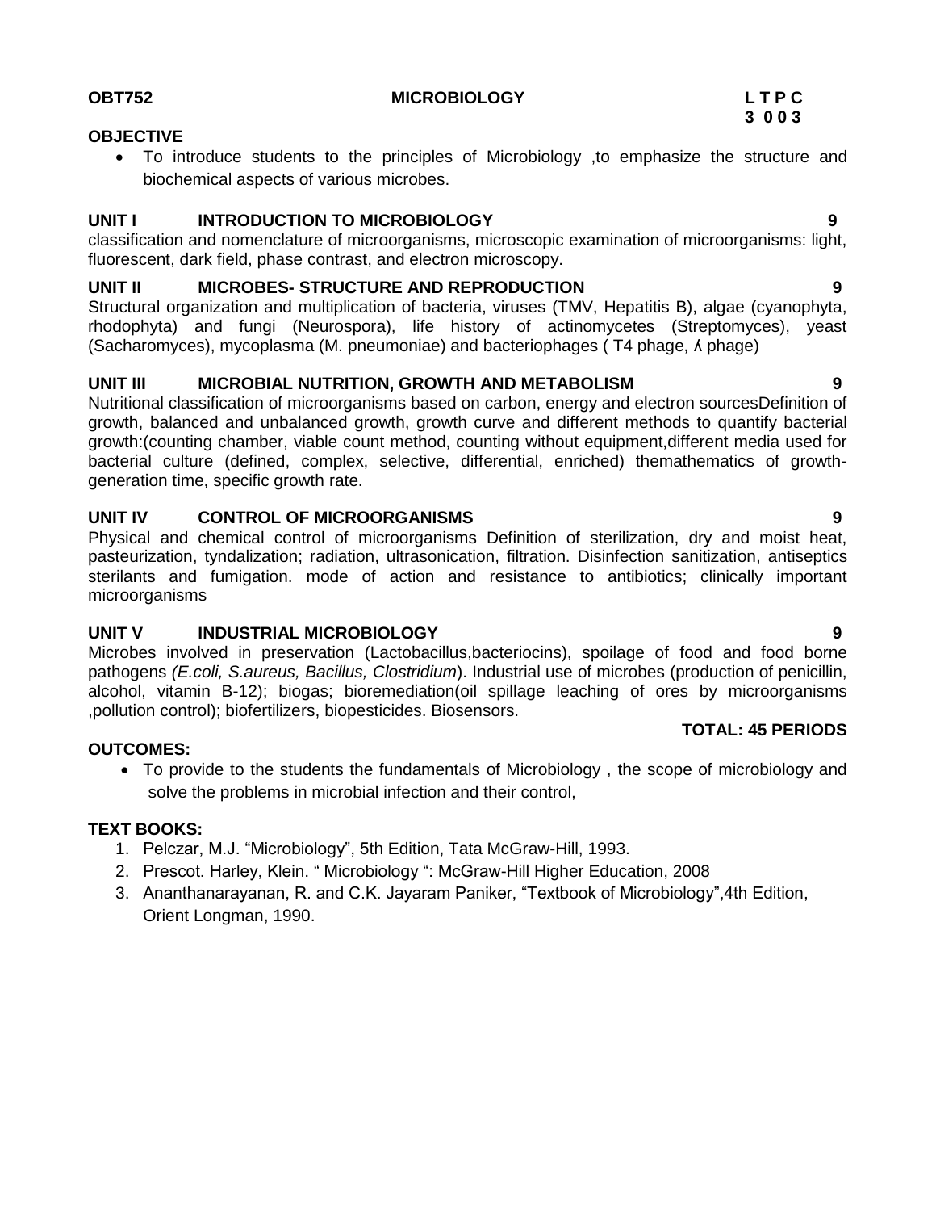**OBT752** **MICROBIOLOGY** **L T P C**
**3 0 0 3**

**OBJECTIVE**

- To introduce students to the principles of Microbiology ,to emphasize the structure and biochemical aspects of various microbes.

**UNIT I INTRODUCTION TO MICROBIOLOGY 9**

classification and nomenclature of microorganisms, microscopic examination of microorganisms: light, fluorescent, dark field, phase contrast, and electron microscopy.

**UNIT II MICROBES- STRUCTURE AND REPRODUCTION 9**

Structural organization and multiplication of bacteria, viruses (TMV, Hepatitis B), algae (cyanophyta, rhodophyta) and fungi (Neurospora), life history of actinomycetes (Streptomyces), yeast (Sacharomyces), mycoplasma (M. pneumoniae) and bacteriophages ( T4 phase, ʎ phage)

**UNIT III MICROBIAL NUTRITION, GROWTH AND METABOLISM 9**

Nutritional classification of microorganisms based on carbon, energy and electron sourcesDefinition of growth, balanced and unbalanced growth, growth curve and different methods to quantify bacterial growth:(counting chamber, viable count method, counting without equipment,different media used for bacterial culture (defined, complex, selective, differential, enriched) themathematics of growth-generation time, specific growth rate.

**UNIT IV CONTROL OF MICROORGANISMS 9**

Physical and chemical control of microorganisms Definition of sterilization, dry and moist heat, pasteurization, tyndalization; radiation, ultrasonication, filtration. Disinfection sanitization, antiseptics sterilants and fumigation. mode of action and resistance to antibiotics; clinically important microorganisms

**UNIT V INDUSTRIAL MICROBIOLOGY 9**

Microbes involved in preservation (Lactobacillus,bacteriocins), spoilage of food and food borne pathogens *(E.coli, S.aureus, Bacillus, Clostridium*). Industrial use of microbes (production of penicillin, alcohol, vitamin B-12); biogas; bioremediation(oil spillage leaching of ores by microorganisms ,pollution control); biofertilizers, biopesticides. Biosensors.

**TOTAL: 45 PERIODS**

**OUTCOMES:**

- To provide to the students the fundamentals of Microbiology , the scope of microbiology and solve the problems in microbial infection and their control,

**TEXT BOOKS:**

1. Pelczar, M.J. "Microbiology", 5th Edition, Tata McGraw-Hill, 1993.
2. Prescot. Harley, Klein. " Microbiology ": McGraw-Hill Higher Education, 2008
3. Ananthanarayanan, R. and C.K. Jayaram Paniker, "Textbook of Microbiology",4th Edition, Orient Longman, 1990.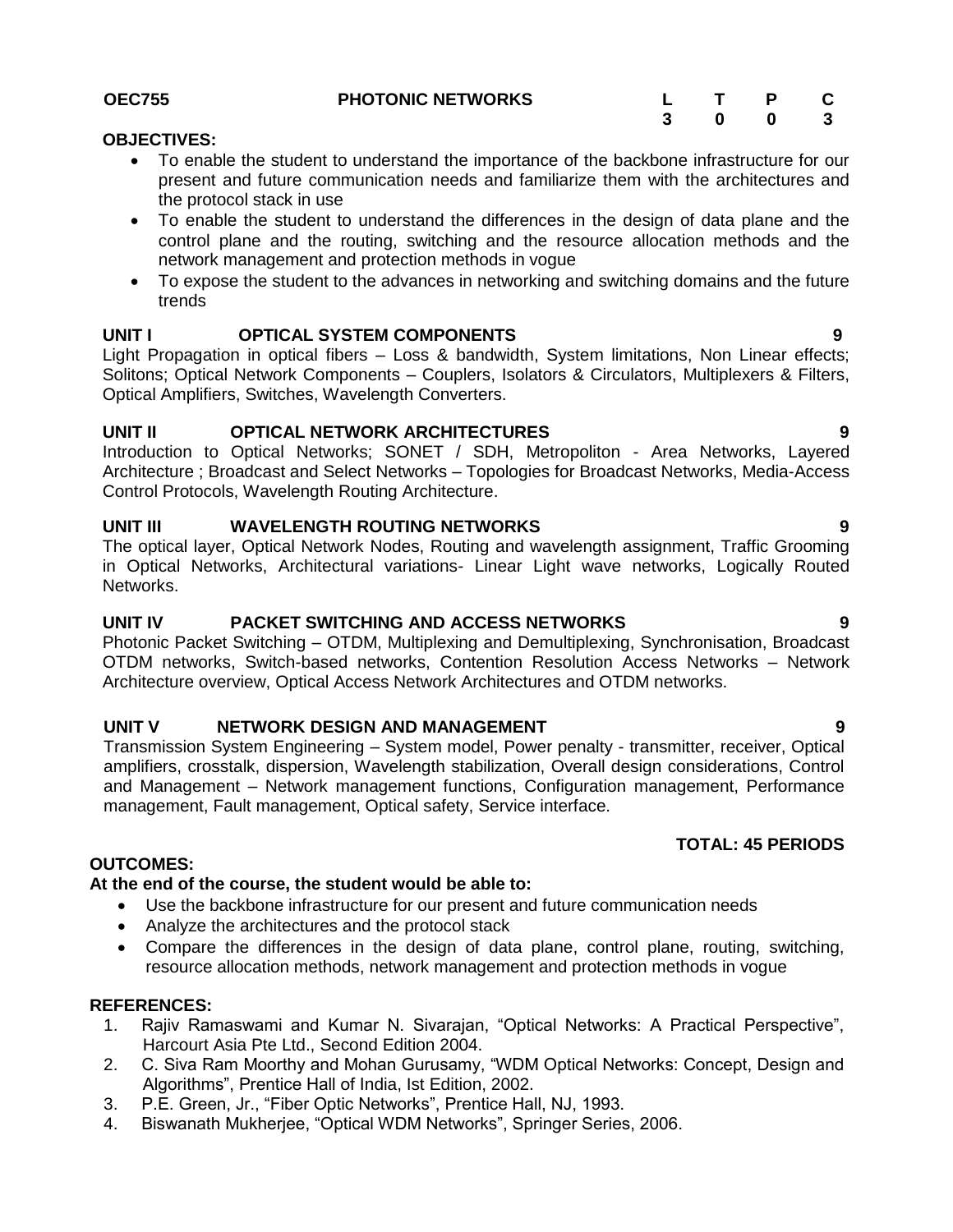| OEC755 | PHOTONIC NETWORKS | L | T | P | C |
|---|---|---|---|---|---|
| | | 3 | 0 | 0 | 3 |

**OBJECTIVES:**

- To enable the student to understand the importance of the backbone infrastructure for our present and future communication needs and familiarize them with the architectures and the protocol stack in use
- To enable the student to understand the differences in the design of data plane and the control plane and the routing, switching and the resource allocation methods and the network management and protection methods in vogue
- To expose the student to the advances in networking and switching domains and the future trends

**UNIT I OPTICAL SYSTEM COMPONENTS 9**

Light Propagation in optical fibers – Loss & bandwidth, System limitations, Non Linear effects; Solitons; Optical Network Components – Couplers, Isolators & Circulators, Multiplexers & Filters, Optical Amplifiers, Switches, Wavelength Converters.

**UNIT II OPTICAL NETWORK ARCHITECTURES 9**

Introduction to Optical Networks; SONET / SDH, Metropoliton - Area Networks, Layered Architecture ; Broadcast and Select Networks – Topologies for Broadcast Networks, Media-Access Control Protocols, Wavelength Routing Architecture.

**UNIT III WAVELENGTH ROUTING NETWORKS 9**

The optical layer, Optical Network Nodes, Routing and wavelength assignment, Traffic Grooming in Optical Networks, Architectural variations- Linear Light wave networks, Logically Routed Networks.

**UNIT IV PACKET SWITCHING AND ACCESS NETWORKS 9**

Photonic Packet Switching – OTDM, Multiplexing and Demultiplexing, Synchronisation, Broadcast OTDM networks, Switch-based networks, Contention Resolution Access Networks – Network Architecture overview, Optical Access Network Architectures and OTDM networks.

**UNIT V NETWORK DESIGN AND MANAGEMENT 9**

Transmission System Engineering – System model, Power penalty - transmitter, receiver, Optical amplifiers, crosstalk, dispersion, Wavelength stabilization, Overall design considerations, Control and Management – Network management functions, Configuration management, Performance management, Fault management, Optical safety, Service interface.

**TOTAL: 45 PERIODS**

**OUTCOMES:**

**At the end of the course, the student would be able to:**

- Use the backbone infrastructure for our present and future communication needs
- Analyze the architectures and the protocol stack
- Compare the differences in the design of data plane, control plane, routing, switching, resource allocation methods, network management and protection methods in vogue

**REFERENCES:**

1. Rajiv Ramaswami and Kumar N. Sivarajan, "Optical Networks: A Practical Perspective", Harcourt Asia Pte Ltd., Second Edition 2004.
2. C. Siva Ram Moorthy and Mohan Gurusamy, "WDM Optical Networks: Concept, Design and Algorithms", Prentice Hall of India, Ist Edition, 2002.
3. P.E. Green, Jr., "Fiber Optic Networks", Prentice Hall, NJ, 1993.
4. Biswanath Mukherjee, "Optical WDM Networks", Springer Series, 2006.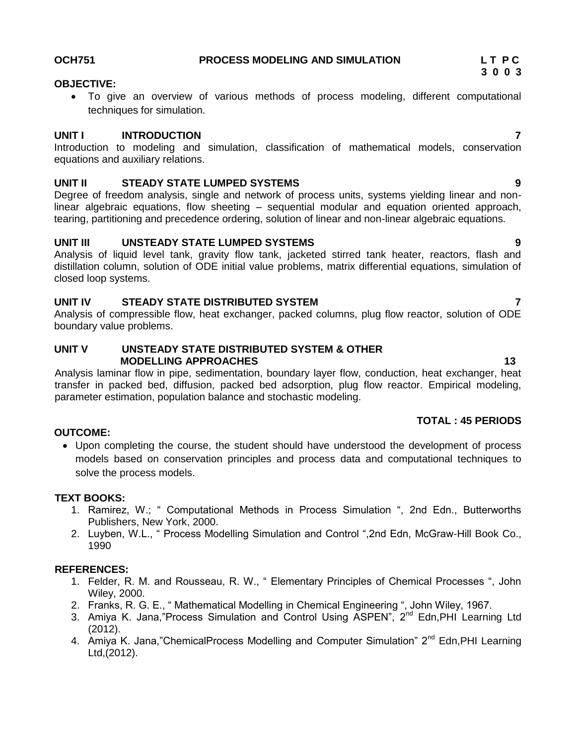**OCH751 PROCESS MODELING AND SIMULATION L T P C**
**3 0 0 3**

**OBJECTIVE:**

- To give an overview of various methods of process modeling, different computational techniques for simulation.

**UNIT I INTRODUCTION 7**

Introduction to modeling and simulation, classification of mathematical models, conservation equations and auxiliary relations.

**UNIT II STEADY STATE LUMPED SYSTEMS 9**

Degree of freedom analysis, single and network of process units, systems yielding linear and non-linear algebraic equations, flow sheeting – sequential modular and equation oriented approach, tearing, partitioning and precedence ordering, solution of linear and non-linear algebraic equations.

**UNIT III UNSTEADY STATE LUMPED SYSTEMS 9**

Analysis of liquid level tank, gravity flow tank, jacketed stirred tank heater, reactors, flash and distillation column, solution of ODE initial value problems, matrix differential equations, simulation of closed loop systems.

**UNIT IV STEADY STATE DISTRIBUTED SYSTEM 7**

Analysis of compressible flow, heat exchanger, packed columns, plug flow reactor, solution of ODE boundary value problems.

**UNIT V UNSTEADY STATE DISTRIBUTED SYSTEM & OTHER MODELLING APPROACHES 13**

Analysis laminar flow in pipe, sedimentation, boundary layer flow, conduction, heat exchanger, heat transfer in packed bed, diffusion, packed bed adsorption, plug flow reactor. Empirical modeling, parameter estimation, population balance and stochastic modeling.

**TOTAL : 45 PERIODS**

**OUTCOME:**

- Upon completing the course, the student should have understood the development of process models based on conservation principles and process data and computational techniques to solve the process models.

**TEXT BOOKS:**

1. Ramirez, W.; " Computational Methods in Process Simulation ", 2nd Edn., Butterworths Publishers, New York, 2000.
2. Luyben, W.L., " Process Modelling Simulation and Control ",2nd Edn, McGraw-Hill Book Co., 1990

**REFERENCES:**

1. Felder, R. M. and Rousseau, R. W., " Elementary Principles of Chemical Processes ", John Wiley, 2000.
2. Franks, R. G. E., " Mathematical Modelling in Chemical Engineering ", John Wiley, 1967.
3. Amiya K. Jana,"Process Simulation and Control Using ASPEN", 2nd Edn,PHI Learning Ltd (2012).
4. Amiya K. Jana,"ChemicalProcess Modelling and Computer Simulation" 2nd Edn,PHI Learning Ltd,(2012).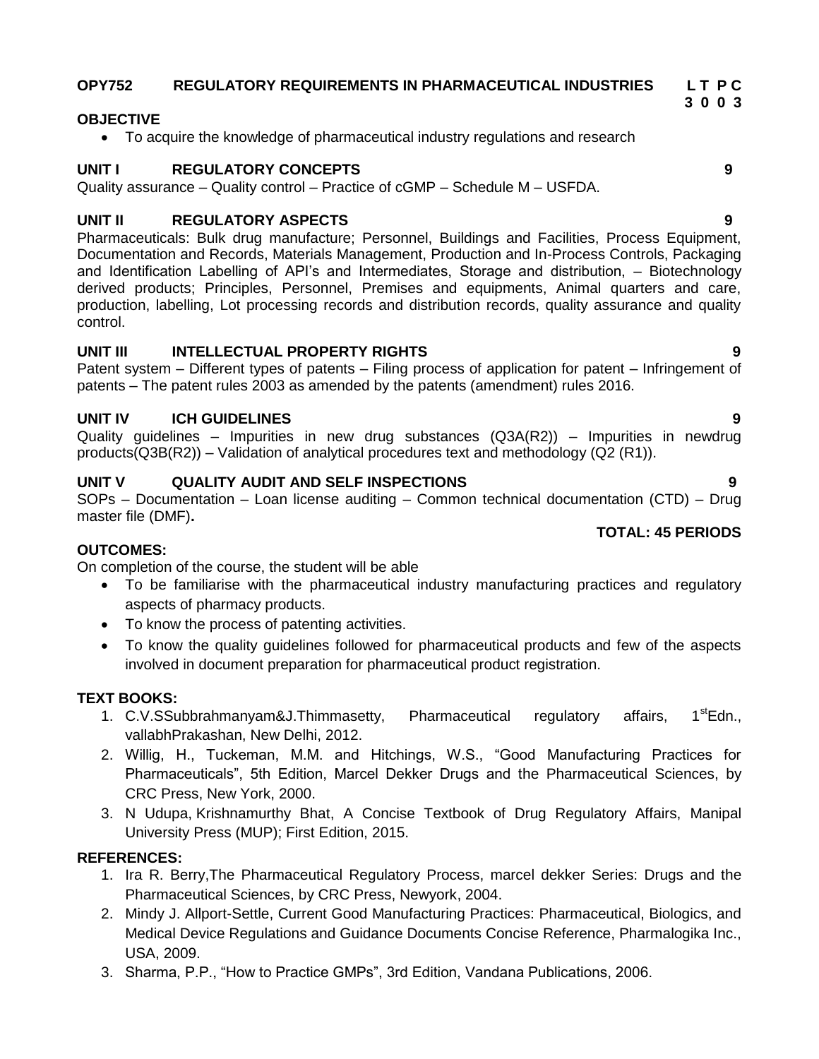**OPY752 REGULATORY REQUIREMENTS IN PHARMACEUTICAL INDUSTRIES** **L T P C**
**3 0 0 3**

**OBJECTIVE**

- To acquire the knowledge of pharmaceutical industry regulations and research

**UNIT I REGULATORY CONCEPTS** **9**

Quality assurance – Quality control – Practice of cGMP – Schedule M – USFDA.

**UNIT II REGULATORY ASPECTS** **9**

Pharmaceuticals: Bulk drug manufacture; Personnel, Buildings and Facilities, Process Equipment, Documentation and Records, Materials Management, Production and In-Process Controls, Packaging and Identification Labelling of API's and Intermediates, Storage and distribution, – Biotechnology derived products; Principles, Personnel, Premises and equipments, Animal quarters and care, production, labelling, Lot processing records and distribution records, quality assurance and quality control.

**UNIT III INTELLECTUAL PROPERTY RIGHTS** **9**

Patent system – Different types of patents – Filing process of application for patent – Infringement of patents – The patent rules 2003 as amended by the patents (amendment) rules 2016.

**UNIT IV ICH GUIDELINES** **9**

Quality guidelines – Impurities in new drug substances (Q3A(R2)) – Impurities in newdrug products(Q3B(R2)) – Validation of analytical procedures text and methodology (Q2 (R1)).

**UNIT V QUALITY AUDIT AND SELF INSPECTIONS** **9**

SOPs – Documentation – Loan license auditing – Common technical documentation (CTD) – Drug master file (DMF)**.**

**TOTAL: 45 PERIODS**

**OUTCOMES:**

On completion of the course, the student will be able

- To be familiarise with the pharmaceutical industry manufacturing practices and regulatory aspects of pharmacy products.
- To know the process of patenting activities.
- To know the quality guidelines followed for pharmaceutical products and few of the aspects involved in document preparation for pharmaceutical product registration.

**TEXT BOOKS:**

1. C.V.SSubbrahmanyam&J.Thimmasetty, Pharmaceutical regulatory affairs, 1st Edn., vallabhPrakashan, New Delhi, 2012.
2. Willig, H., Tuckeman, M.M. and Hitchings, W.S., "Good Manufacturing Practices for Pharmaceuticals", 5th Edition, Marcel Dekker Drugs and the Pharmaceutical Sciences, by CRC Press, New York, 2000.
3. N Udupa, Krishnamurthy Bhat, A Concise Textbook of Drug Regulatory Affairs, Manipal University Press (MUP); First Edition, 2015.

**REFERENCES:**

1. Ira R. Berry,The Pharmaceutical Regulatory Process, marcel dekker Series: Drugs and the Pharmaceutical Sciences, by CRC Press, Newyork, 2004.
2. Mindy J. Allport-Settle, Current Good Manufacturing Practices: Pharmaceutical, Biologics, and Medical Device Regulations and Guidance Documents Concise Reference, Pharmalogika Inc., USA, 2009.
3. Sharma, P.P., "How to Practice GMPs", 3rd Edition, Vandana Publications, 2006.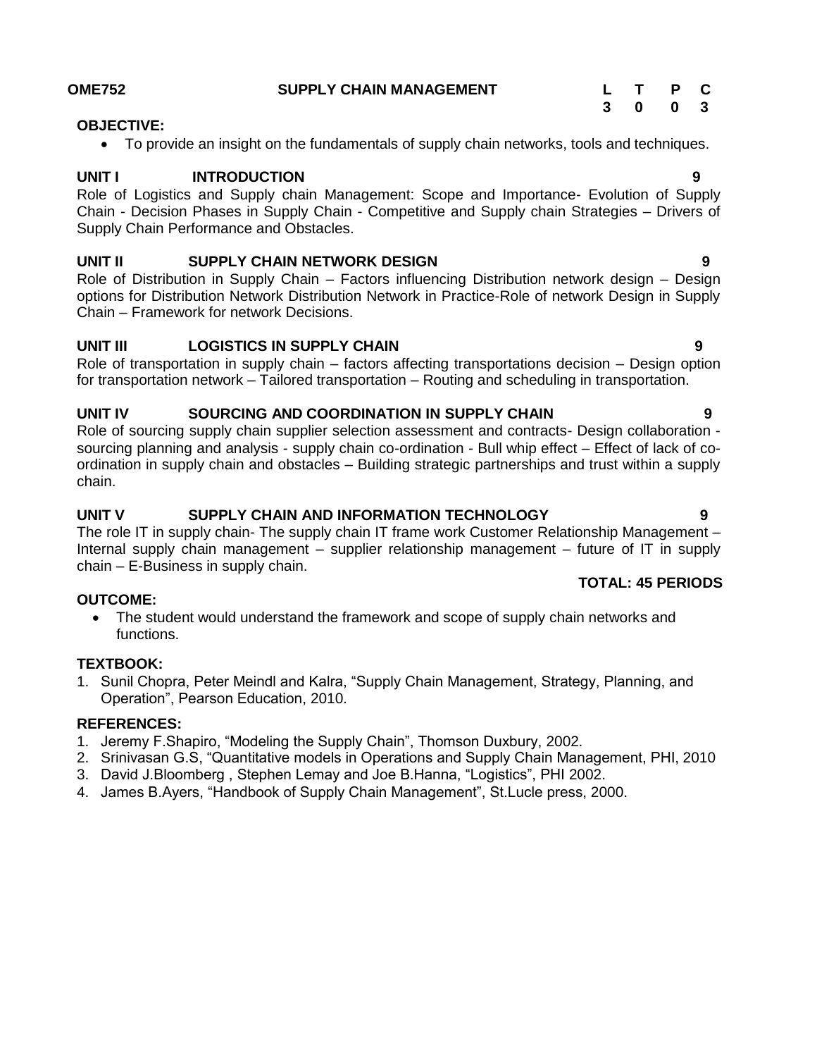**OME752** **SUPPLY CHAIN MANAGEMENT**

| L | T | P | C |
|---|---|---|---|
| 3 | 0 | 0 | 3 |

**OBJECTIVE:**

- To provide an insight on the fundamentals of supply chain networks, tools and techniques.

**UNIT I INTRODUCTION 9**

Role of Logistics and Supply chain Management: Scope and Importance- Evolution of Supply Chain - Decision Phases in Supply Chain - Competitive and Supply chain Strategies – Drivers of Supply Chain Performance and Obstacles.

**UNIT II SUPPLY CHAIN NETWORK DESIGN 9**

Role of Distribution in Supply Chain – Factors influencing Distribution network design – Design options for Distribution Network Distribution Network in Practice-Role of network Design in Supply Chain – Framework for network Decisions.

**UNIT III LOGISTICS IN SUPPLY CHAIN 9**

Role of transportation in supply chain – factors affecting transportations decision – Design option for transportation network – Tailored transportation – Routing and scheduling in transportation.

**UNIT IV SOURCING AND COORDINATION IN SUPPLY CHAIN 9**

Role of sourcing supply chain supplier selection assessment and contracts- Design collaboration - sourcing planning and analysis - supply chain co-ordination - Bull whip effect – Effect of lack of co-ordination in supply chain and obstacles – Building strategic partnerships and trust within a supply chain.

**UNIT V SUPPLY CHAIN AND INFORMATION TECHNOLOGY 9**

The role IT in supply chain- The supply chain IT frame work Customer Relationship Management – Internal supply chain management – supplier relationship management – future of IT in supply chain – E-Business in supply chain.

**TOTAL: 45 PERIODS**

**OUTCOME:**

- The student would understand the framework and scope of supply chain networks and functions.

**TEXTBOOK:**

1. Sunil Chopra, Peter Meindl and Kalra, "Supply Chain Management, Strategy, Planning, and Operation", Pearson Education, 2010.

**REFERENCES:**

1. Jeremy F.Shapiro, "Modeling the Supply Chain", Thomson Duxbury, 2002.
2. Srinivasan G.S, "Quantitative models in Operations and Supply Chain Management, PHI, 2010
3. David J.Bloomberg , Stephen Lemay and Joe B.Hanna, "Logistics", PHI 2002.
4. James B.Ayers, "Handbook of Supply Chain Management", St.Lucle press, 2000.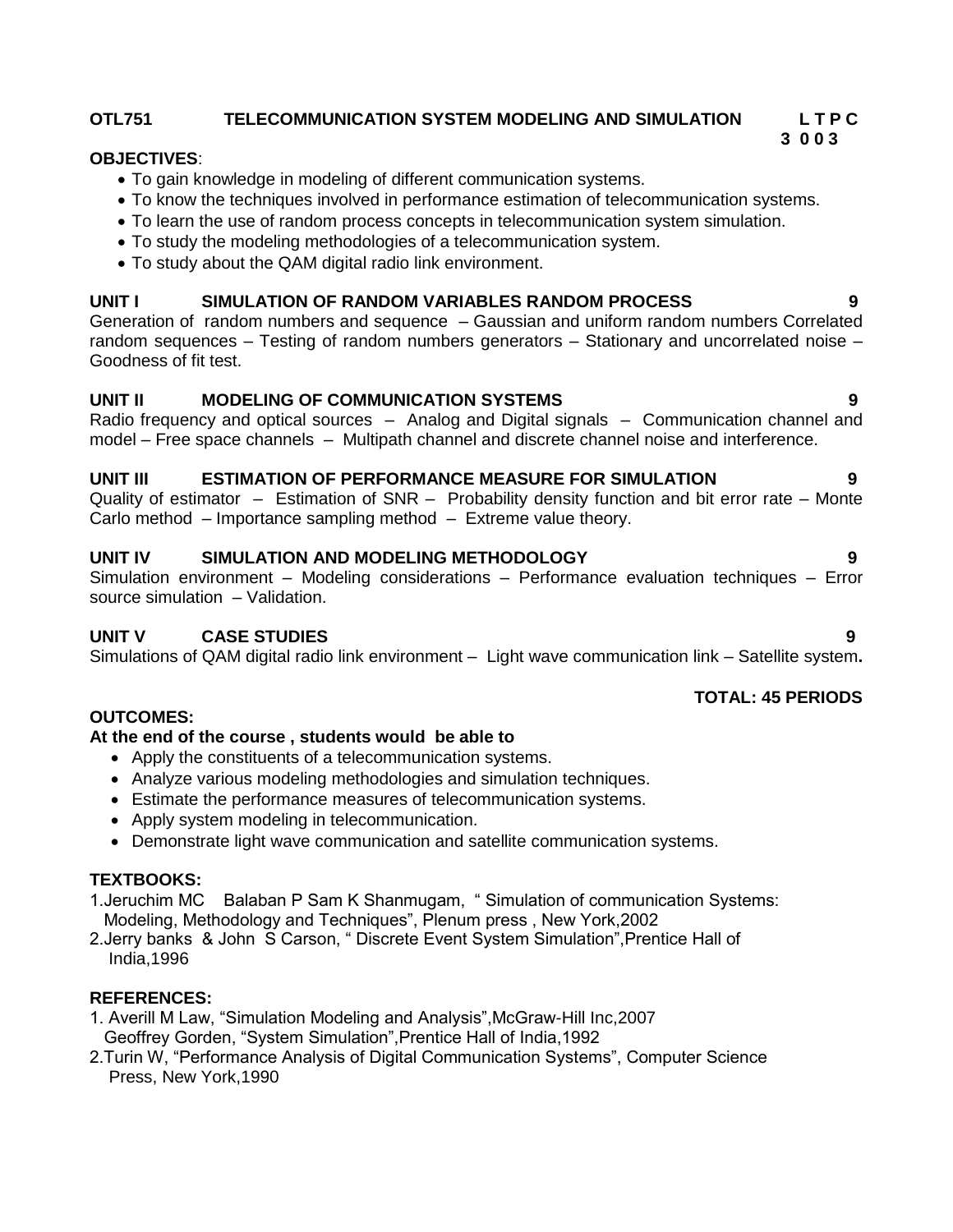**OTL751 TELECOMMUNICATION SYSTEM MODELING AND SIMULATION L T P C**
**3 0 0 3**

**OBJECTIVES**:

- To gain knowledge in modeling of different communication systems.
- To know the techniques involved in performance estimation of telecommunication systems.
- To learn the use of random process concepts in telecommunication system simulation.
- To study the modeling methodologies of a telecommunication system.
- To study about the QAM digital radio link environment.

**UNIT I SIMULATION OF RANDOM VARIABLES RANDOM PROCESS 9**

Generation of random numbers and sequence – Gaussian and uniform random numbers Correlated random sequences – Testing of random numbers generators – Stationary and uncorrelated noise – Goodness of fit test.

**UNIT II MODELING OF COMMUNICATION SYSTEMS 9**

Radio frequency and optical sources – Analog and Digital signals – Communication channel and model – Free space channels – Multipath channel and discrete channel noise and interference.

**UNIT III ESTIMATION OF PERFORMANCE MEASURE FOR SIMULATION 9**

Quality of estimator – Estimation of SNR – Probability density function and bit error rate – Monte Carlo method – Importance sampling method – Extreme value theory.

**UNIT IV SIMULATION AND MODELING METHODOLOGY 9**

Simulation environment – Modeling considerations – Performance evaluation techniques – Error source simulation – Validation.

**UNIT V CASE STUDIES 9**

Simulations of QAM digital radio link environment – Light wave communication link – Satellite system**.**

**TOTAL: 45 PERIODS**

**OUTCOMES:**

**At the end of the course , students would be able to**

- Apply the constituents of a telecommunication systems.
- Analyze various modeling methodologies and simulation techniques.
- Estimate the performance measures of telecommunication systems.
- Apply system modeling in telecommunication.
- Demonstrate light wave communication and satellite communication systems.

**TEXTBOOKS:**

1. Jeruchim MC Balaban P Sam K Shanmugam, " Simulation of communication Systems: Modeling, Methodology and Techniques", Plenum press , New York,2002
2. Jerry banks & John S Carson, " Discrete Event System Simulation",Prentice Hall of India,1996

**REFERENCES:**

1. Averill M Law, "Simulation Modeling and Analysis",McGraw-Hill Inc,2007
   Geoffrey Gorden, "System Simulation",Prentice Hall of India,1992
2. Turin W, "Performance Analysis of Digital Communication Systems", Computer Science Press, New York,1990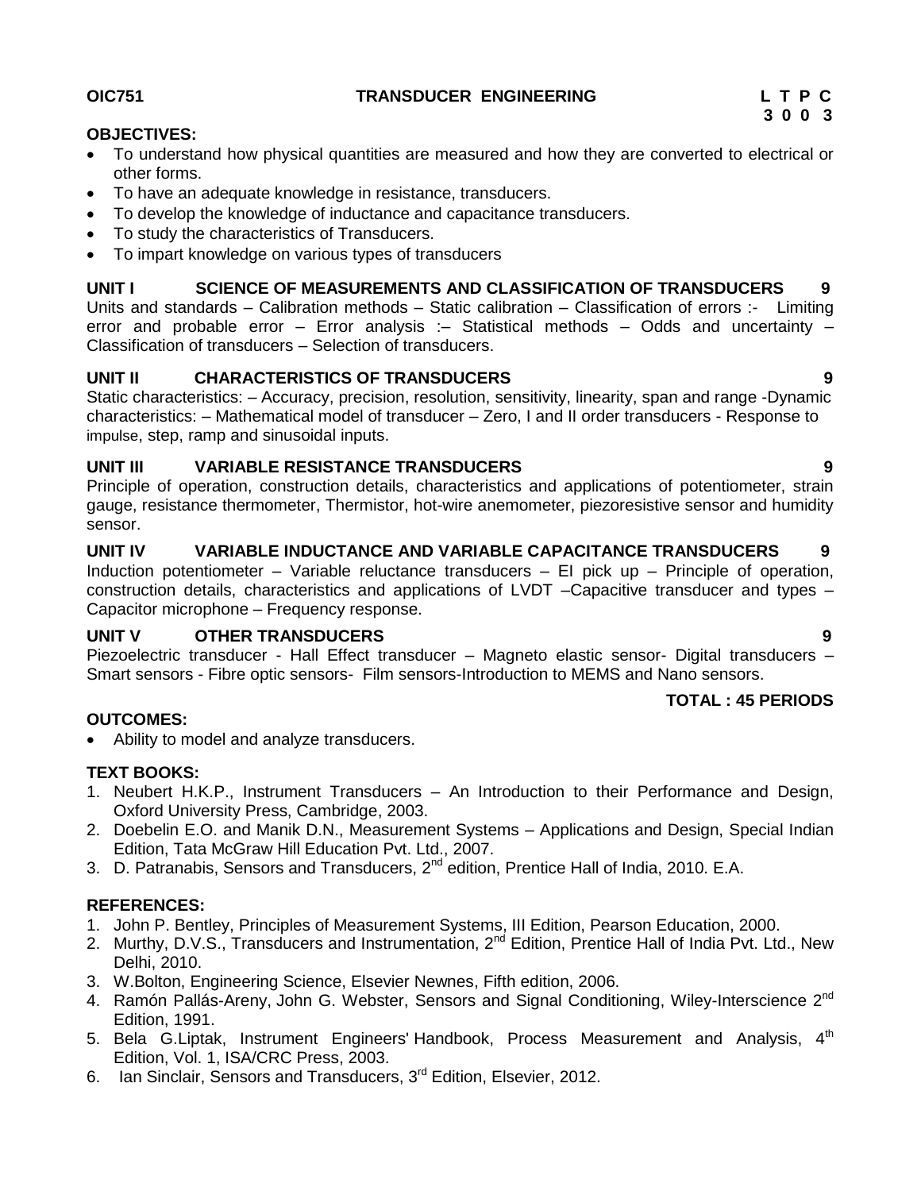**OIC751 TRANSDUCER ENGINEERING**

| L | T | P | C |
|---|---|---|---|
| 3 | 0 | 0 | 3 |

**OBJECTIVES:**

- To understand how physical quantities are measured and how they are converted to electrical or other forms.
- To have an adequate knowledge in resistance, transducers.
- To develop the knowledge of inductance and capacitance transducers.
- To study the characteristics of Transducers.
- To impart knowledge on various types of transducers

**UNIT I SCIENCE OF MEASUREMENTS AND CLASSIFICATION OF TRANSDUCERS 9**

Units and standards – Calibration methods – Static calibration – Classification of errors :- Limiting error and probable error – Error analysis :– Statistical methods – Odds and uncertainty – Classification of transducers – Selection of transducers.

**UNIT II CHARACTERISTICS OF TRANSDUCERS 9**

Static characteristics: – Accuracy, precision, resolution, sensitivity, linearity, span and range -Dynamic characteristics: – Mathematical model of transducer – Zero, I and II order transducers - Response to impulse, step, ramp and sinusoidal inputs.

**UNIT III VARIABLE RESISTANCE TRANSDUCERS 9**

Principle of operation, construction details, characteristics and applications of potentiometer, strain gauge, resistance thermometer, Thermistor, hot-wire anemometer, piezoresistive sensor and humidity sensor.

**UNIT IV VARIABLE INDUCTANCE AND VARIABLE CAPACITANCE TRANSDUCERS 9**

Induction potentiometer – Variable reluctance transducers – EI pick up – Principle of operation, construction details, characteristics and applications of LVDT –Capacitive transducer and types – Capacitor microphone – Frequency response.

**UNIT V OTHER TRANSDUCERS 9**

Piezoelectric transducer - Hall Effect transducer – Magneto elastic sensor- Digital transducers – Smart sensors - Fibre optic sensors- Film sensors-Introduction to MEMS and Nano sensors.

**TOTAL : 45 PERIODS**

**OUTCOMES:**

- Ability to model and analyze transducers.

**TEXT BOOKS:**

1. Neubert H.K.P., Instrument Transducers – An Introduction to their Performance and Design, Oxford University Press, Cambridge, 2003.
2. Doebelin E.O. and Manik D.N., Measurement Systems – Applications and Design, Special Indian Edition, Tata McGraw Hill Education Pvt. Ltd., 2007.
3. D. Patranabis, Sensors and Transducers, 2nd edition, Prentice Hall of India, 2010. E.A.

**REFERENCES:**

1. John P. Bentley, Principles of Measurement Systems, III Edition, Pearson Education, 2000.
2. Murthy, D.V.S., Transducers and Instrumentation, 2nd Edition, Prentice Hall of India Pvt. Ltd., New Delhi, 2010.
3. W.Bolton, Engineering Science, Elsevier Newnes, Fifth edition, 2006.
4. Ramón Pallás-Areny, John G. Webster, Sensors and Signal Conditioning, Wiley-Interscience 2nd Edition, 1991.
5. Bela G.Liptak, Instrument Engineers' Handbook, Process Measurement and Analysis, 4th Edition, Vol. 1, ISA/CRC Press, 2003.
6. Ian Sinclair, Sensors and Transducers, 3rd Edition, Elsevier, 2012.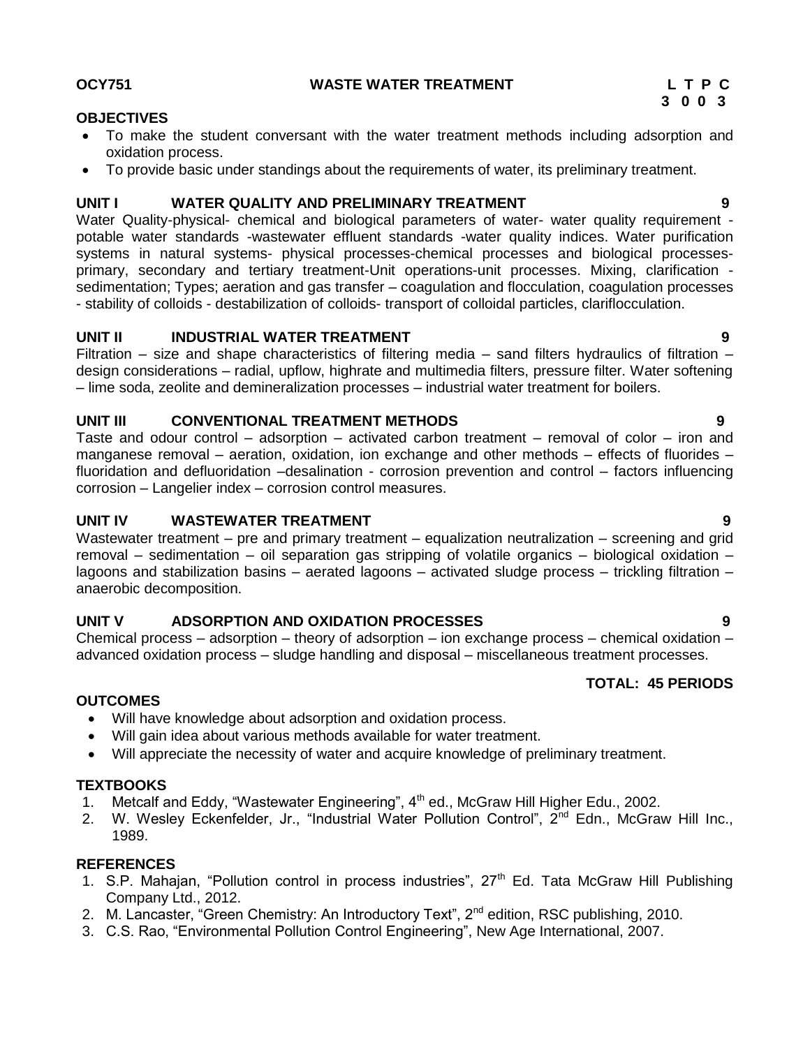**OCY751 WASTE WATER TREATMENT**

| L | T | P | C |
|---|---|---|---|
| 3 | 0 | 0 | 3 |

**OBJECTIVES**

- To make the student conversant with the water treatment methods including adsorption and oxidation process.
- To provide basic under standings about the requirements of water, its preliminary treatment.

**UNIT I WATER QUALITY AND PRELIMINARY TREATMENT 9**

Water Quality-physical- chemical and biological parameters of water- water quality requirement -potable water standards -wastewater effluent standards -water quality indices. Water purification systems in natural systems- physical processes-chemical processes and biological processes-primary, secondary and tertiary treatment-Unit operations-unit processes. Mixing, clarification - sedimentation; Types; aeration and gas transfer – coagulation and flocculation, coagulation processes - stability of colloids - destabilization of colloids- transport of colloidal particles, clariflocculation.

**UNIT II INDUSTRIAL WATER TREATMENT 9**

Filtration – size and shape characteristics of filtering media – sand filters hydraulics of filtration – design considerations – radial, upflow, highrate and multimedia filters, pressure filter. Water softening – lime soda, zeolite and demineralization processes – industrial water treatment for boilers.

**UNIT III CONVENTIONAL TREATMENT METHODS 9**

Taste and odour control – adsorption – activated carbon treatment – removal of color – iron and manganese removal – aeration, oxidation, ion exchange and other methods – effects of fluorides – fluoridation and defluoridation –desalination - corrosion prevention and control – factors influencing corrosion – Langelier index – corrosion control measures.

**UNIT IV WASTEWATER TREATMENT 9**

Wastewater treatment – pre and primary treatment – equalization neutralization – screening and grid removal – sedimentation – oil separation gas stripping of volatile organics – biological oxidation – lagoons and stabilization basins – aerated lagoons – activated sludge process – trickling filtration – anaerobic decomposition.

**UNIT V ADSORPTION AND OXIDATION PROCESSES 9**

Chemical process – adsorption – theory of adsorption – ion exchange process – chemical oxidation – advanced oxidation process – sludge handling and disposal – miscellaneous treatment processes.

**TOTAL: 45 PERIODS**

**OUTCOMES**

- Will have knowledge about adsorption and oxidation process.
- Will gain idea about various methods available for water treatment.
- Will appreciate the necessity of water and acquire knowledge of preliminary treatment.

**TEXTBOOKS**

1. Metcalf and Eddy, “Wastewater Engineering”, 4th ed., McGraw Hill Higher Edu., 2002.
2. W. Wesley Eckenfelder, Jr., “Industrial Water Pollution Control”, 2nd Edn., McGraw Hill Inc., 1989.

**REFERENCES**

1. S.P. Mahajan, “Pollution control in process industries”, 27th Ed. Tata McGraw Hill Publishing Company Ltd., 2012.
2. M. Lancaster, “Green Chemistry: An Introductory Text”, 2nd edition, RSC publishing, 2010.
3. C.S. Rao, “Environmental Pollution Control Engineering”, New Age International, 2007.